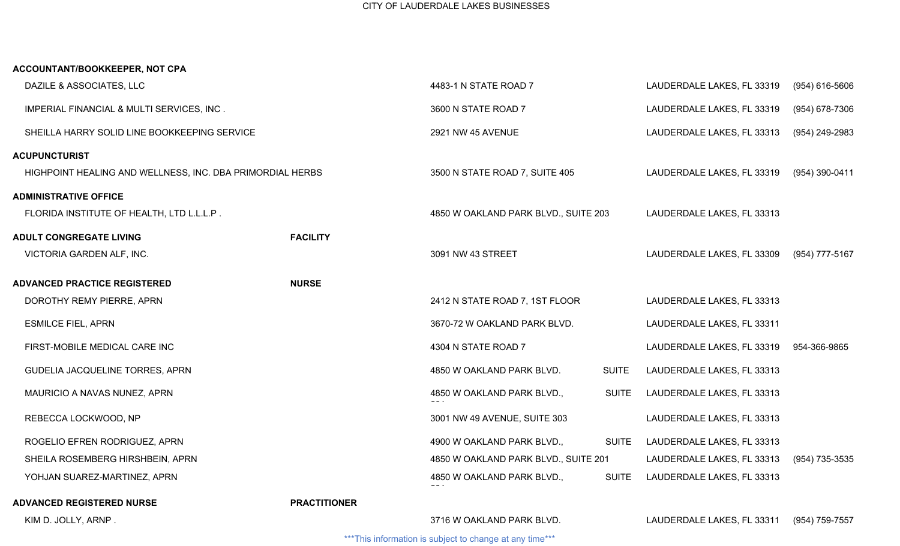# CITY OF LAUDERDALE LAKES BUSINESSES

**ACCOUNTANT/BOOKKEEPER, NOT CPA**

| Business | Address | City | Phone |
|---|---|---|---|
| DAZILE & ASSOCIATES, LLC | 4483-1 N STATE ROAD 7 | LAUDERDALE LAKES, FL 33319 | (954) 616-5606 |
| IMPERIAL FINANCIAL & MULTI SERVICES, INC . | 3600 N STATE ROAD 7 | LAUDERDALE LAKES, FL 33319 | (954) 678-7306 |
| SHEILLA HARRY SOLID LINE BOOKKEEPING SERVICE | 2921 NW 45 AVENUE | LAUDERDALE LAKES, FL 33313 | (954) 249-2983 |

**ACUPUNCTURIST**

| Business | Address | City | Phone |
|---|---|---|---|
| HIGHPOINT HEALING AND WELLNESS, INC. DBA PRIMORDIAL HERBS | 3500 N STATE ROAD 7, SUITE 405 | LAUDERDALE LAKES, FL 33319 | (954) 390-0411 |

**ADMINISTRATIVE OFFICE**

| Business | Address | City | Phone |
|---|---|---|---|
| FLORIDA INSTITUTE OF HEALTH, LTD L.L.L.P . | 4850 W OAKLAND PARK BLVD., SUITE 203 | LAUDERDALE LAKES, FL 33313 | |

**ADULT CONGREGATE LIVING FACILITY**

| Business | Address | City | Phone |
|---|---|---|---|
| VICTORIA GARDEN ALF, INC. | 3091 NW 43 STREET | LAUDERDALE LAKES, FL 33309 | (954) 777-5167 |

**ADVANCED PRACTICE REGISTERED NURSE**

| Business | Address | City | Phone |
|---|---|---|---|
| DOROTHY REMY PIERRE, APRN | 2412 N STATE ROAD 7, 1ST FLOOR | LAUDERDALE LAKES, FL 33313 | |
| ESMILCE FIEL, APRN | 3670-72 W OAKLAND PARK BLVD. | LAUDERDALE LAKES, FL 33311 | |
| FIRST-MOBILE MEDICAL CARE INC | 4304 N STATE ROAD 7 | LAUDERDALE LAKES, FL 33319 | 954-366-9865 |
| GUDELIA JACQUELINE TORRES, APRN | 4850 W OAKLAND PARK BLVD. SUITE | LAUDERDALE LAKES, FL 33313 | |
| MAURICIO A NAVAS NUNEZ, APRN | 4850 W OAKLAND PARK BLVD., SUITE | LAUDERDALE LAKES, FL 33313 | |
| REBECCA LOCKWOOD, NP | 3001 NW 49 AVENUE, SUITE 303 | LAUDERDALE LAKES, FL 33313 | |
| ROGELIO EFREN RODRIGUEZ, APRN | 4900 W OAKLAND PARK BLVD., SUITE | LAUDERDALE LAKES, FL 33313 | |
| SHEILA ROSEMBERG HIRSHBEIN, APRN | 4850 W OAKLAND PARK BLVD., SUITE 201 | LAUDERDALE LAKES, FL 33313 | (954) 735-3535 |
| YOHJAN SUAREZ-MARTINEZ, APRN | 4850 W OAKLAND PARK BLVD., SUITE | LAUDERDALE LAKES, FL 33313 | |

**ADVANCED REGISTERED NURSE PRACTITIONER**

| Business | Address | City | Phone |
|---|---|---|---|
| KIM D. JOLLY, ARNP . | 3716 W OAKLAND PARK BLVD. | LAUDERDALE LAKES, FL 33311 | (954) 759-7557 |

***This information is subject to change at any time***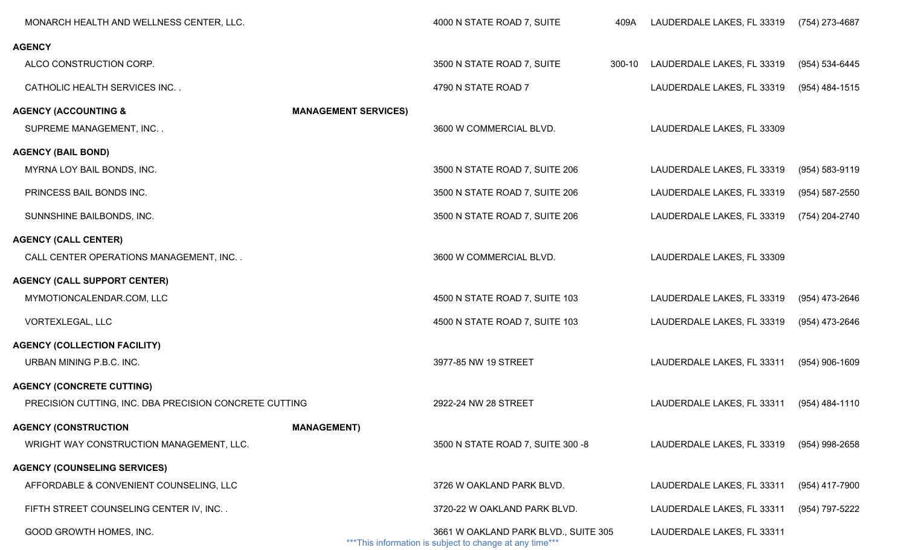| | | | |
|---|---|---|---|
| MONARCH HEALTH AND WELLNESS CENTER, LLC. | 4000 N STATE ROAD 7, SUITE 409A | LAUDERDALE LAKES, FL 33319 | (754) 273-4687 |

**AGENCY**

| | | | |
|---|---|---|---|
| ALCO CONSTRUCTION CORP. | 3500 N STATE ROAD 7, SUITE 300-10 | LAUDERDALE LAKES, FL 33319 | (954) 534-6445 |
| CATHOLIC HEALTH SERVICES INC. . | 4790 N STATE ROAD 7 | LAUDERDALE LAKES, FL 33319 | (954) 484-1515 |

**AGENCY (ACCOUNTING & MANAGEMENT SERVICES)**

| | | | |
|---|---|---|---|
| SUPREME MANAGEMENT, INC. . | 3600 W COMMERCIAL BLVD. | LAUDERDALE LAKES, FL 33309 | |

**AGENCY (BAIL BOND)**

| | | | |
|---|---|---|---|
| MYRNA LOY BAIL BONDS, INC. | 3500 N STATE ROAD 7, SUITE 206 | LAUDERDALE LAKES, FL 33319 | (954) 583-9119 |
| PRINCESS BAIL BONDS INC. | 3500 N STATE ROAD 7, SUITE 206 | LAUDERDALE LAKES, FL 33319 | (954) 587-2550 |
| SUNNSHINE BAILBONDS, INC. | 3500 N STATE ROAD 7, SUITE 206 | LAUDERDALE LAKES, FL 33319 | (754) 204-2740 |

**AGENCY (CALL CENTER)**

| | | | |
|---|---|---|---|
| CALL CENTER OPERATIONS MANAGEMENT, INC. . | 3600 W COMMERCIAL BLVD. | LAUDERDALE LAKES, FL 33309 | |

**AGENCY (CALL SUPPORT CENTER)**

| | | | |
|---|---|---|---|
| MYMOTIONCALENDAR.COM, LLC | 4500 N STATE ROAD 7, SUITE 103 | LAUDERDALE LAKES, FL 33319 | (954) 473-2646 |
| VORTEXLEGAL, LLC | 4500 N STATE ROAD 7, SUITE 103 | LAUDERDALE LAKES, FL 33319 | (954) 473-2646 |

**AGENCY (COLLECTION FACILITY)**

| | | | |
|---|---|---|---|
| URBAN MINING P.B.C. INC. | 3977-85 NW 19 STREET | LAUDERDALE LAKES, FL 33311 | (954) 906-1609 |

**AGENCY (CONCRETE CUTTING)**

| | | | |
|---|---|---|---|
| PRECISION CUTTING, INC. DBA PRECISION CONCRETE CUTTING | 2922-24 NW 28 STREET | LAUDERDALE LAKES, FL 33311 | (954) 484-1110 |

**AGENCY (CONSTRUCTION MANAGEMENT)**

| | | | |
|---|---|---|---|
| WRIGHT WAY CONSTRUCTION MANAGEMENT, LLC. | 3500 N STATE ROAD 7, SUITE 300 -8 | LAUDERDALE LAKES, FL 33319 | (954) 998-2658 |

**AGENCY (COUNSELING SERVICES)**

| | | | |
|---|---|---|---|
| AFFORDABLE & CONVENIENT COUNSELING, LLC | 3726 W OAKLAND PARK BLVD. | LAUDERDALE LAKES, FL 33311 | (954) 417-7900 |
| FIFTH STREET COUNSELING CENTER IV, INC. . | 3720-22 W OAKLAND PARK BLVD. | LAUDERDALE LAKES, FL 33311 | (954) 797-5222 |
| GOOD GROWTH HOMES, INC. | 3661 W OAKLAND PARK BLVD., SUITE 305 | LAUDERDALE LAKES, FL 33311 | |

***This information is subject to change at any time***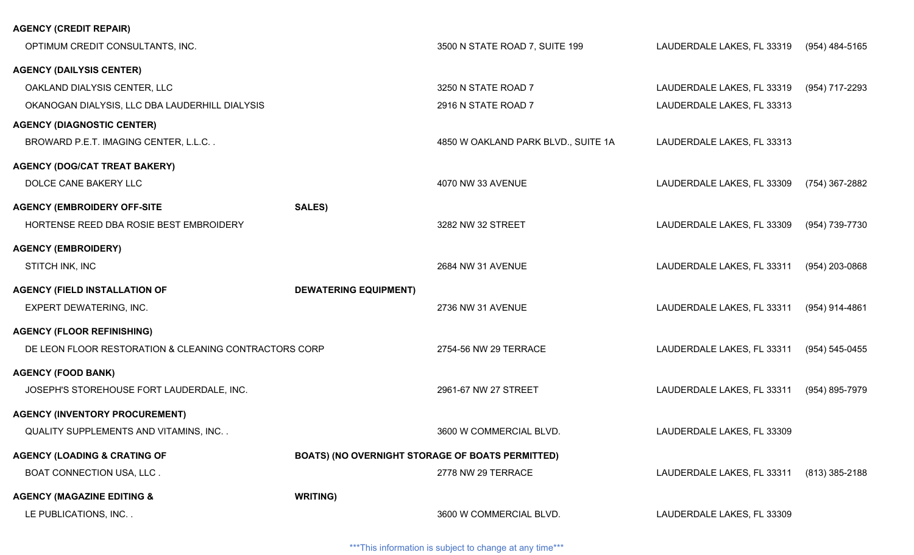**AGENCY (CREDIT REPAIR)**

| Business | Address | City/State/ZIP | Phone |
|---|---|---|---|
| OPTIMUM CREDIT CONSULTANTS, INC. | 3500 N STATE ROAD 7, SUITE 199 | LAUDERDALE LAKES, FL 33319 | (954) 484-5165 |

**AGENCY (DAILYSIS CENTER)**

| Business | Address | City/State/ZIP | Phone |
|---|---|---|---|
| OAKLAND DIALYSIS CENTER, LLC | 3250 N STATE ROAD 7 | LAUDERDALE LAKES, FL 33319 | (954) 717-2293 |
| OKANOGAN DIALYSIS, LLC DBA LAUDERHILL DIALYSIS | 2916 N STATE ROAD 7 | LAUDERDALE LAKES, FL 33313 | |

**AGENCY (DIAGNOSTIC CENTER)**

| Business | Address | City/State/ZIP | Phone |
|---|---|---|---|
| BROWARD P.E.T. IMAGING CENTER, L.L.C. . | 4850 W OAKLAND PARK BLVD., SUITE 1A | LAUDERDALE LAKES, FL 33313 | |

**AGENCY (DOG/CAT TREAT BAKERY)**

| Business | Address | City/State/ZIP | Phone |
|---|---|---|---|
| DOLCE CANE BAKERY LLC | 4070 NW 33 AVENUE | LAUDERDALE LAKES, FL 33309 | (754) 367-2882 |

**AGENCY (EMBROIDERY OFF-SITE SALES)**

| Business | Address | City/State/ZIP | Phone |
|---|---|---|---|
| HORTENSE REED DBA ROSIE BEST EMBROIDERY | 3282 NW 32 STREET | LAUDERDALE LAKES, FL 33309 | (954) 739-7730 |

**AGENCY (EMBROIDERY)**

| Business | Address | City/State/ZIP | Phone |
|---|---|---|---|
| STITCH INK, INC | 2684 NW 31 AVENUE | LAUDERDALE LAKES, FL 33311 | (954) 203-0868 |

**AGENCY (FIELD INSTALLATION OF DEWATERING EQUIPMENT)**

| Business | Address | City/State/ZIP | Phone |
|---|---|---|---|
| EXPERT DEWATERING, INC. | 2736 NW 31 AVENUE | LAUDERDALE LAKES, FL 33311 | (954) 914-4861 |

**AGENCY (FLOOR REFINISHING)**

| Business | Address | City/State/ZIP | Phone |
|---|---|---|---|
| DE LEON FLOOR RESTORATION & CLEANING CONTRACTORS CORP | 2754-56 NW 29 TERRACE | LAUDERDALE LAKES, FL 33311 | (954) 545-0455 |

**AGENCY (FOOD BANK)**

| Business | Address | City/State/ZIP | Phone |
|---|---|---|---|
| JOSEPH'S STOREHOUSE FORT LAUDERDALE, INC. | 2961-67 NW 27 STREET | LAUDERDALE LAKES, FL 33311 | (954) 895-7979 |

**AGENCY (INVENTORY PROCUREMENT)**

| Business | Address | City/State/ZIP | Phone |
|---|---|---|---|
| QUALITY SUPPLEMENTS AND VITAMINS, INC. . | 3600 W COMMERCIAL BLVD. | LAUDERDALE LAKES, FL 33309 | |

**AGENCY (LOADING & CRATING OF BOATS) (NO OVERNIGHT STORAGE OF BOATS PERMITTED)**

| Business | Address | City/State/ZIP | Phone |
|---|---|---|---|
| BOAT CONNECTION USA, LLC . | 2778 NW 29 TERRACE | LAUDERDALE LAKES, FL 33311 | (813) 385-2188 |

**AGENCY (MAGAZINE EDITING & WRITING)**

| Business | Address | City/State/ZIP | Phone |
|---|---|---|---|
| LE PUBLICATIONS, INC. . | 3600 W COMMERCIAL BLVD. | LAUDERDALE LAKES, FL 33309 | |

***This information is subject to change at any time***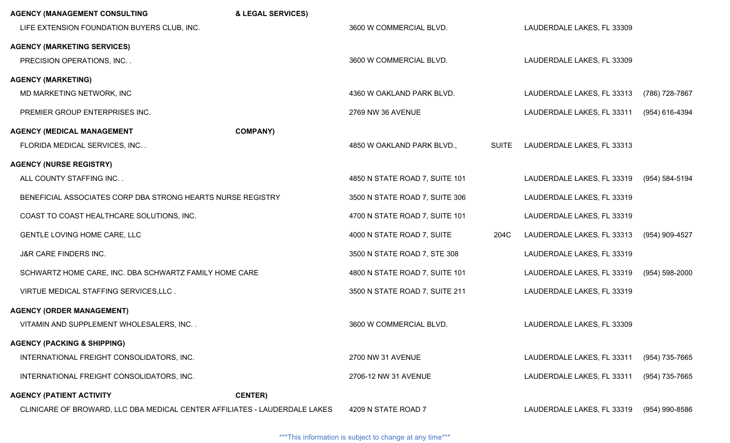**AGENCY (MANAGEMENT CONSULTING & LEGAL SERVICES)**

| | | | |
|---|---|---|---|
| LIFE EXTENSION FOUNDATION BUYERS CLUB, INC. | 3600 W COMMERCIAL BLVD. | LAUDERDALE LAKES, FL 33309 | |

**AGENCY (MARKETING SERVICES)**

| | | | |
|---|---|---|---|
| PRECISION OPERATIONS, INC. . | 3600 W COMMERCIAL BLVD. | LAUDERDALE LAKES, FL 33309 | |

**AGENCY (MARKETING)**

| | | | |
|---|---|---|---|
| MD MARKETING NETWORK, INC | 4360 W OAKLAND PARK BLVD. | LAUDERDALE LAKES, FL 33313 | (786) 728-7867 |
| PREMIER GROUP ENTERPRISES INC. | 2769 NW 36 AVENUE | LAUDERDALE LAKES, FL 33311 | (954) 616-4394 |

**AGENCY (MEDICAL MANAGEMENT COMPANY)**

| | | | |
|---|---|---|---|
| FLORIDA MEDICAL SERVICES, INC. . | 4850 W OAKLAND PARK BLVD., SUITE | LAUDERDALE LAKES, FL 33313 | |

**AGENCY (NURSE REGISTRY)**

| | | | |
|---|---|---|---|
| ALL COUNTY STAFFING INC. . | 4850 N STATE ROAD 7, SUITE 101 | LAUDERDALE LAKES, FL 33319 | (954) 584-5194 |
| BENEFICIAL ASSOCIATES CORP DBA STRONG HEARTS NURSE REGISTRY | 3500 N STATE ROAD 7, SUITE 306 | LAUDERDALE LAKES, FL 33319 | |
| COAST TO COAST HEALTHCARE SOLUTIONS, INC. | 4700 N STATE ROAD 7, SUITE 101 | LAUDERDALE LAKES, FL 33319 | |
| GENTLE LOVING HOME CARE, LLC | 4000 N STATE ROAD 7, SUITE 204C | LAUDERDALE LAKES, FL 33313 | (954) 909-4527 |
| J&R CARE FINDERS INC. | 3500 N STATE ROAD 7, STE 308 | LAUDERDALE LAKES, FL 33319 | |
| SCHWARTZ HOME CARE, INC. DBA SCHWARTZ FAMILY HOME CARE | 4800 N STATE ROAD 7, SUITE 101 | LAUDERDALE LAKES, FL 33319 | (954) 598-2000 |
| VIRTUE MEDICAL STAFFING SERVICES,LLC . | 3500 N STATE ROAD 7, SUITE 211 | LAUDERDALE LAKES, FL 33319 | |

**AGENCY (ORDER MANAGEMENT)**

| | | | |
|---|---|---|---|
| VITAMIN AND SUPPLEMENT WHOLESALERS, INC. . | 3600 W COMMERCIAL BLVD. | LAUDERDALE LAKES, FL 33309 | |

**AGENCY (PACKING & SHIPPING)**

| | | | |
|---|---|---|---|
| INTERNATIONAL FREIGHT CONSOLIDATORS, INC. | 2700 NW 31 AVENUE | LAUDERDALE LAKES, FL 33311 | (954) 735-7665 |
| INTERNATIONAL FREIGHT CONSOLIDATORS, INC. | 2706-12 NW 31 AVENUE | LAUDERDALE LAKES, FL 33311 | (954) 735-7665 |

**AGENCY (PATIENT ACTIVITY CENTER)**

| | | | |
|---|---|---|---|
| CLINICARE OF BROWARD, LLC DBA MEDICAL CENTER AFFILIATES - LAUDERDALE LAKES | 4209 N STATE ROAD 7 | LAUDERDALE LAKES, FL 33319 | (954) 990-8586 |

***This information is subject to change at any time***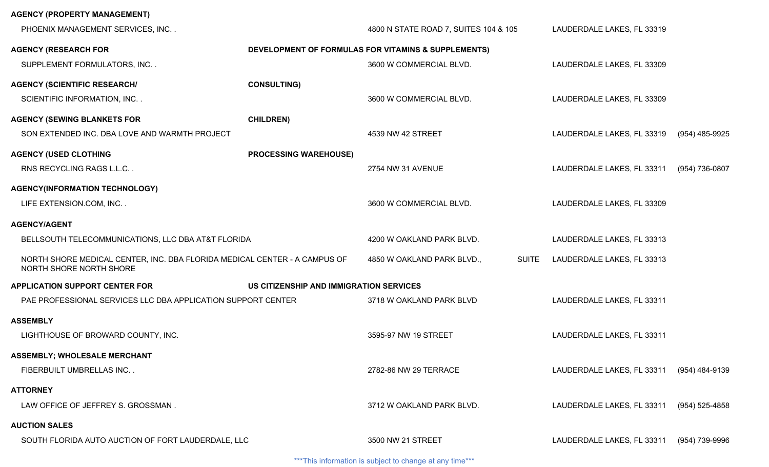**AGENCY (PROPERTY MANAGEMENT)**

| | | | |
|---|---|---|---|
| PHOENIX MANAGEMENT SERVICES, INC. . | 4800 N STATE ROAD 7, SUITES 104 & 105 | LAUDERDALE LAKES, FL 33319 | |

**AGENCY (RESEARCH FOR DEVELOPMENT OF FORMULAS FOR VITAMINS & SUPPLEMENTS)**

| | | | |
|---|---|---|---|
| SUPPLEMENT FORMULATORS, INC. . | 3600 W COMMERCIAL BLVD. | LAUDERDALE LAKES, FL 33309 | |

**AGENCY (SCIENTIFIC RESEARCH/ CONSULTING)**

| | | | |
|---|---|---|---|
| SCIENTIFIC INFORMATION, INC. . | 3600 W COMMERCIAL BLVD. | LAUDERDALE LAKES, FL 33309 | |

**AGENCY (SEWING BLANKETS FOR CHILDREN)**

| | | | |
|---|---|---|---|
| SON EXTENDED INC. DBA LOVE AND WARMTH PROJECT | 4539 NW 42 STREET | LAUDERDALE LAKES, FL 33319 | (954) 485-9925 |

**AGENCY (USED CLOTHING PROCESSING WAREHOUSE)**

| | | | |
|---|---|---|---|
| RNS RECYCLING RAGS L.L.C. . | 2754 NW 31 AVENUE | LAUDERDALE LAKES, FL 33311 | (954) 736-0807 |

**AGENCY(INFORMATION TECHNOLOGY)**

| | | | |
|---|---|---|---|
| LIFE EXTENSION.COM, INC. . | 3600 W COMMERCIAL BLVD. | LAUDERDALE LAKES, FL 33309 | |

**AGENCY/AGENT**

| | | | |
|---|---|---|---|
| BELLSOUTH TELECOMMUNICATIONS, LLC DBA AT&T FLORIDA | 4200 W OAKLAND PARK BLVD. | LAUDERDALE LAKES, FL 33313 | |
| NORTH SHORE MEDICAL CENTER, INC. DBA FLORIDA MEDICAL CENTER - A CAMPUS OF NORTH SHORE NORTH SHORE | 4850 W OAKLAND PARK BLVD., SUITE | LAUDERDALE LAKES, FL 33313 | |

**APPLICATION SUPPORT CENTER FOR US CITIZENSHIP AND IMMIGRATION SERVICES**

| | | | |
|---|---|---|---|
| PAE PROFESSIONAL SERVICES LLC DBA APPLICATION SUPPORT CENTER | 3718 W OAKLAND PARK BLVD | LAUDERDALE LAKES, FL 33311 | |

**ASSEMBLY**

| | | | |
|---|---|---|---|
| LIGHTHOUSE OF BROWARD COUNTY, INC. | 3595-97 NW 19 STREET | LAUDERDALE LAKES, FL 33311 | |

**ASSEMBLY; WHOLESALE MERCHANT**

| | | | |
|---|---|---|---|
| FIBERBUILT UMBRELLAS INC. . | 2782-86 NW 29 TERRACE | LAUDERDALE LAKES, FL 33311 | (954) 484-9139 |

**ATTORNEY**

| | | | |
|---|---|---|---|
| LAW OFFICE OF JEFFREY S. GROSSMAN . | 3712 W OAKLAND PARK BLVD. | LAUDERDALE LAKES, FL 33311 | (954) 525-4858 |

**AUCTION SALES**

| | | | |
|---|---|---|---|
| SOUTH FLORIDA AUTO AUCTION OF FORT LAUDERDALE, LLC | 3500 NW 21 STREET | LAUDERDALE LAKES, FL 33311 | (954) 739-9996 |

***This information is subject to change at any time***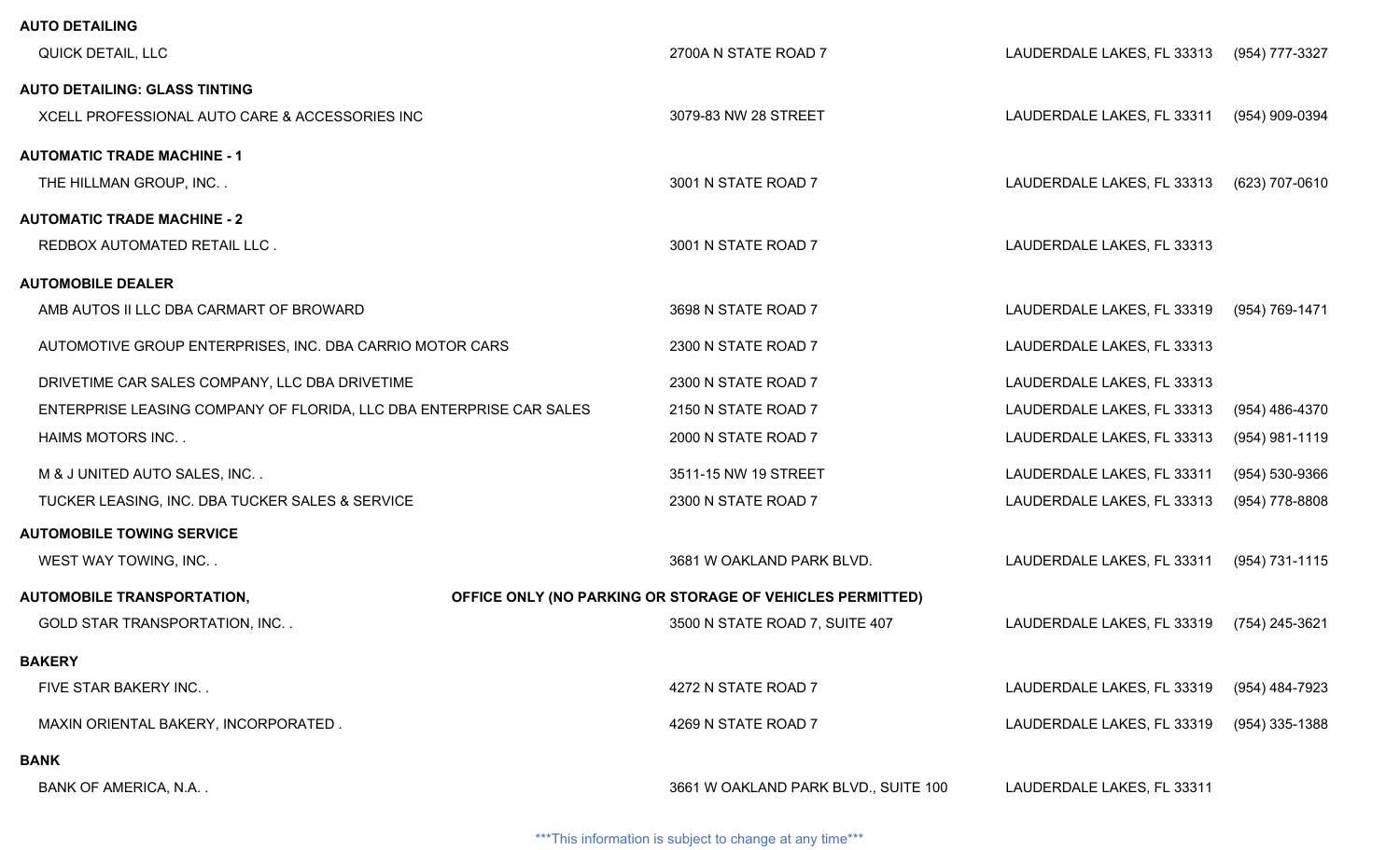**AUTO DETAILING**

| | | | |
|---|---|---|---|
| QUICK DETAIL, LLC | 2700A N STATE ROAD 7 | LAUDERDALE LAKES, FL 33313 | (954) 777-3327 |

**AUTO DETAILING: GLASS TINTING**

| | | | |
|---|---|---|---|
| XCELL PROFESSIONAL AUTO CARE & ACCESSORIES INC | 3079-83 NW 28 STREET | LAUDERDALE LAKES, FL 33311 | (954) 909-0394 |

**AUTOMATIC TRADE MACHINE - 1**

| | | | |
|---|---|---|---|
| THE HILLMAN GROUP, INC. . | 3001 N STATE ROAD 7 | LAUDERDALE LAKES, FL 33313 | (623) 707-0610 |

**AUTOMATIC TRADE MACHINE - 2**

| | | | |
|---|---|---|---|
| REDBOX AUTOMATED RETAIL LLC . | 3001 N STATE ROAD 7 | LAUDERDALE LAKES, FL 33313 | |

**AUTOMOBILE DEALER**

| | | | |
|---|---|---|---|
| AMB AUTOS II LLC DBA CARMART OF BROWARD | 3698 N STATE ROAD 7 | LAUDERDALE LAKES, FL 33319 | (954) 769-1471 |
| AUTOMOTIVE GROUP ENTERPRISES, INC. DBA CARRIO MOTOR CARS | 2300 N STATE ROAD 7 | LAUDERDALE LAKES, FL 33313 | |
| DRIVETIME CAR SALES COMPANY, LLC DBA DRIVETIME | 2300 N STATE ROAD 7 | LAUDERDALE LAKES, FL 33313 | |
| ENTERPRISE LEASING COMPANY OF FLORIDA, LLC DBA ENTERPRISE CAR SALES | 2150 N STATE ROAD 7 | LAUDERDALE LAKES, FL 33313 | (954) 486-4370 |
| HAIMS MOTORS INC. . | 2000 N STATE ROAD 7 | LAUDERDALE LAKES, FL 33313 | (954) 981-1119 |
| M & J UNITED AUTO SALES, INC. . | 3511-15 NW 19 STREET | LAUDERDALE LAKES, FL 33311 | (954) 530-9366 |
| TUCKER LEASING, INC. DBA TUCKER SALES & SERVICE | 2300 N STATE ROAD 7 | LAUDERDALE LAKES, FL 33313 | (954) 778-8808 |

**AUTOMOBILE TOWING SERVICE**

| | | | |
|---|---|---|---|
| WEST WAY TOWING, INC. . | 3681 W OAKLAND PARK BLVD. | LAUDERDALE LAKES, FL 33311 | (954) 731-1115 |

**AUTOMOBILE TRANSPORTATION, OFFICE ONLY (NO PARKING OR STORAGE OF VEHICLES PERMITTED)**

| | | | |
|---|---|---|---|
| GOLD STAR TRANSPORTATION, INC. . | 3500 N STATE ROAD 7, SUITE 407 | LAUDERDALE LAKES, FL 33319 | (754) 245-3621 |

**BAKERY**

| | | | |
|---|---|---|---|
| FIVE STAR BAKERY INC. . | 4272 N STATE ROAD 7 | LAUDERDALE LAKES, FL 33319 | (954) 484-7923 |
| MAXIN ORIENTAL BAKERY, INCORPORATED . | 4269 N STATE ROAD 7 | LAUDERDALE LAKES, FL 33319 | (954) 335-1388 |

**BANK**

| | | | |
|---|---|---|---|
| BANK OF AMERICA, N.A. . | 3661 W OAKLAND PARK BLVD., SUITE 100 | LAUDERDALE LAKES, FL 33311 | |

***This information is subject to change at any time***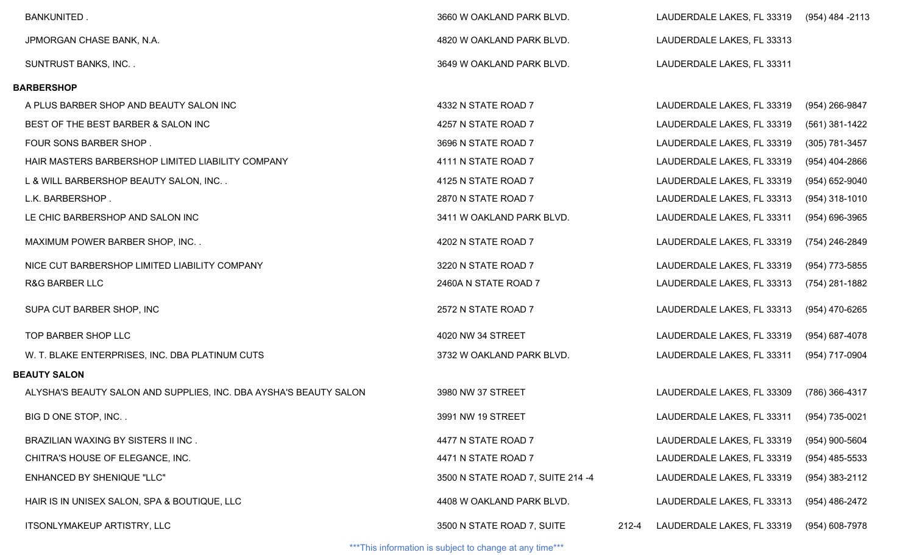| | | | |
|---|---|---|---|
| BANKUNITED . | 3660 W OAKLAND PARK BLVD. | LAUDERDALE LAKES, FL 33319 | (954) 484 -2113 |
| JPMORGAN CHASE BANK, N.A. | 4820 W OAKLAND PARK BLVD. | LAUDERDALE LAKES, FL 33313 | |
| SUNTRUST BANKS, INC. . | 3649 W OAKLAND PARK BLVD. | LAUDERDALE LAKES, FL 33311 | |

**BARBERSHOP**

| | | | |
|---|---|---|---|
| A PLUS BARBER SHOP AND BEAUTY SALON INC | 4332 N STATE ROAD 7 | LAUDERDALE LAKES, FL 33319 | (954) 266-9847 |
| BEST OF THE BEST BARBER & SALON INC | 4257 N STATE ROAD 7 | LAUDERDALE LAKES, FL 33319 | (561) 381-1422 |
| FOUR SONS BARBER SHOP . | 3696 N STATE ROAD 7 | LAUDERDALE LAKES, FL 33319 | (305) 781-3457 |
| HAIR MASTERS BARBERSHOP LIMITED LIABILITY COMPANY | 4111 N STATE ROAD 7 | LAUDERDALE LAKES, FL 33319 | (954) 404-2866 |
| L & WILL BARBERSHOP BEAUTY SALON, INC. . | 4125 N STATE ROAD 7 | LAUDERDALE LAKES, FL 33319 | (954) 652-9040 |
| L.K. BARBERSHOP . | 2870 N STATE ROAD 7 | LAUDERDALE LAKES, FL 33313 | (954) 318-1010 |
| LE CHIC BARBERSHOP AND SALON INC | 3411 W OAKLAND PARK BLVD. | LAUDERDALE LAKES, FL 33311 | (954) 696-3965 |
| MAXIMUM POWER BARBER SHOP, INC. . | 4202 N STATE ROAD 7 | LAUDERDALE LAKES, FL 33319 | (754) 246-2849 |
| NICE CUT BARBERSHOP LIMITED LIABILITY COMPANY | 3220 N STATE ROAD 7 | LAUDERDALE LAKES, FL 33319 | (954) 773-5855 |
| R&G BARBER LLC | 2460A N STATE ROAD 7 | LAUDERDALE LAKES, FL 33313 | (754) 281-1882 |
| SUPA CUT BARBER SHOP, INC | 2572 N STATE ROAD 7 | LAUDERDALE LAKES, FL 33313 | (954) 470-6265 |
| TOP BARBER SHOP LLC | 4020 NW 34 STREET | LAUDERDALE LAKES, FL 33319 | (954) 687-4078 |
| W. T. BLAKE ENTERPRISES, INC. DBA PLATINUM CUTS | 3732 W OAKLAND PARK BLVD. | LAUDERDALE LAKES, FL 33311 | (954) 717-0904 |

**BEAUTY SALON**

| | | | |
|---|---|---|---|
| ALYSHA'S BEAUTY SALON AND SUPPLIES, INC. DBA AYSHA'S BEAUTY SALON | 3980 NW 37 STREET | LAUDERDALE LAKES, FL 33309 | (786) 366-4317 |
| BIG D ONE STOP, INC. . | 3991 NW 19 STREET | LAUDERDALE LAKES, FL 33311 | (954) 735-0021 |
| BRAZILIAN WAXING BY SISTERS II INC . | 4477 N STATE ROAD 7 | LAUDERDALE LAKES, FL 33319 | (954) 900-5604 |
| CHITRA'S HOUSE OF ELEGANCE, INC. | 4471 N STATE ROAD 7 | LAUDERDALE LAKES, FL 33319 | (954) 485-5533 |
| ENHANCED BY SHENIQUE "LLC" | 3500 N STATE ROAD 7, SUITE 214 -4 | LAUDERDALE LAKES, FL 33319 | (954) 383-2112 |
| HAIR IS IN UNISEX SALON, SPA & BOUTIQUE, LLC | 4408 W OAKLAND PARK BLVD. | LAUDERDALE LAKES, FL 33313 | (954) 486-2472 |
| ITSONLYMAKEUP ARTISTRY, LLC | 3500 N STATE ROAD 7, SUITE 212-4 | LAUDERDALE LAKES, FL 33319 | (954) 608-7978 |

***This information is subject to change at any time***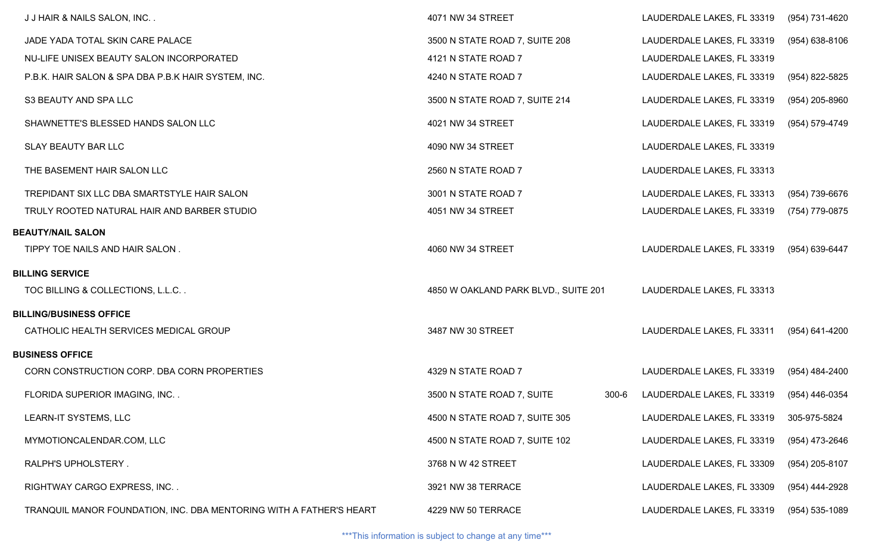| | | | |
|---|---|---|---|
| J J HAIR & NAILS SALON, INC. . | 4071 NW 34 STREET | LAUDERDALE LAKES, FL 33319 | (954) 731-4620 |
| JADE YADA TOTAL SKIN CARE PALACE | 3500 N STATE ROAD 7, SUITE 208 | LAUDERDALE LAKES, FL 33319 | (954) 638-8106 |
| NU-LIFE UNISEX BEAUTY SALON INCORPORATED | 4121 N STATE ROAD 7 | LAUDERDALE LAKES, FL 33319 | |
| P.B.K. HAIR SALON & SPA DBA P.B.K HAIR SYSTEM, INC. | 4240 N STATE ROAD 7 | LAUDERDALE LAKES, FL 33319 | (954) 822-5825 |
| S3 BEAUTY AND SPA LLC | 3500 N STATE ROAD 7, SUITE 214 | LAUDERDALE LAKES, FL 33319 | (954) 205-8960 |
| SHAWNETTE'S BLESSED HANDS SALON LLC | 4021 NW 34 STREET | LAUDERDALE LAKES, FL 33319 | (954) 579-4749 |
| SLAY BEAUTY BAR LLC | 4090 NW 34 STREET | LAUDERDALE LAKES, FL 33319 | |
| THE BASEMENT HAIR SALON LLC | 2560 N STATE ROAD 7 | LAUDERDALE LAKES, FL 33313 | |
| TREPIDANT SIX LLC DBA SMARTSTYLE HAIR SALON | 3001 N STATE ROAD 7 | LAUDERDALE LAKES, FL 33313 | (954) 739-6676 |
| TRULY ROOTED NATURAL HAIR AND BARBER STUDIO | 4051 NW 34 STREET | LAUDERDALE LAKES, FL 33319 | (754) 779-0875 |
| **BEAUTY/NAIL SALON** | | | |
| TIPPY TOE NAILS AND HAIR SALON . | 4060 NW 34 STREET | LAUDERDALE LAKES, FL 33319 | (954) 639-6447 |
| **BILLING SERVICE** | | | |
| TOC BILLING & COLLECTIONS, L.L.C. . | 4850 W OAKLAND PARK BLVD., SUITE 201 | LAUDERDALE LAKES, FL 33313 | |
| **BILLING/BUSINESS OFFICE** | | | |
| CATHOLIC HEALTH SERVICES MEDICAL GROUP | 3487 NW 30 STREET | LAUDERDALE LAKES, FL 33311 | (954) 641-4200 |
| **BUSINESS OFFICE** | | | |
| CORN CONSTRUCTION CORP. DBA CORN PROPERTIES | 4329 N STATE ROAD 7 | LAUDERDALE LAKES, FL 33319 | (954) 484-2400 |
| FLORIDA SUPERIOR IMAGING, INC. . | 3500 N STATE ROAD 7, SUITE 300-6 | LAUDERDALE LAKES, FL 33319 | (954) 446-0354 |
| LEARN-IT SYSTEMS, LLC | 4500 N STATE ROAD 7, SUITE 305 | LAUDERDALE LAKES, FL 33319 | 305-975-5824 |
| MYMOTIONCALENDAR.COM, LLC | 4500 N STATE ROAD 7, SUITE 102 | LAUDERDALE LAKES, FL 33319 | (954) 473-2646 |
| RALPH'S UPHOLSTERY . | 3768 N W 42 STREET | LAUDERDALE LAKES, FL 33309 | (954) 205-8107 |
| RIGHTWAY CARGO EXPRESS, INC. . | 3921 NW 38 TERRACE | LAUDERDALE LAKES, FL 33309 | (954) 444-2928 |
| TRANQUIL MANOR FOUNDATION, INC. DBA MENTORING WITH A FATHER'S HEART | 4229 NW 50 TERRACE | LAUDERDALE LAKES, FL 33319 | (954) 535-1089 |

***This information is subject to change at any time***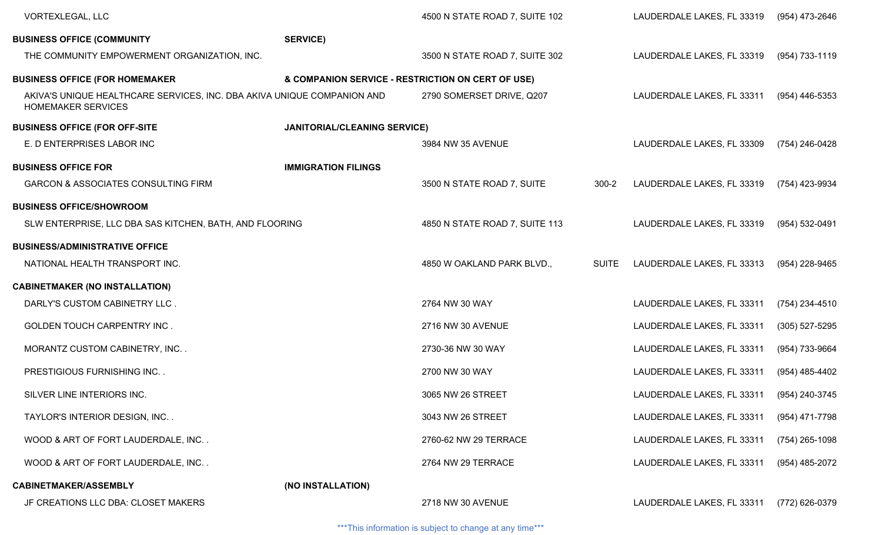| | | | | |
|---|---|---|---|---|
| VORTEXLEGAL, LLC | 4500 N STATE ROAD 7, SUITE 102 | | LAUDERDALE LAKES, FL 33319 | (954) 473-2646 |
| **BUSINESS OFFICE (COMMUNITY SERVICE)** | | | | |
| THE COMMUNITY EMPOWERMENT ORGANIZATION, INC. | 3500 N STATE ROAD 7, SUITE 302 | | LAUDERDALE LAKES, FL 33319 | (954) 733-1119 |
| **BUSINESS OFFICE (FOR HOMEMAKER & COMPANION SERVICE - RESTRICTION ON CERT OF USE)** | | | | |
| AKIVA'S UNIQUE HEALTHCARE SERVICES, INC. DBA AKIVA UNIQUE COMPANION AND HOMEMAKER SERVICES | 2790 SOMERSET DRIVE, Q207 | | LAUDERDALE LAKES, FL 33311 | (954) 446-5353 |
| **BUSINESS OFFICE (FOR OFF-SITE JANITORIAL/CLEANING SERVICE)** | | | | |
| E. D ENTERPRISES LABOR INC | 3984 NW 35 AVENUE | | LAUDERDALE LAKES, FL 33309 | (754) 246-0428 |
| **BUSINESS OFFICE FOR IMMIGRATION FILINGS** | | | | |
| GARCON & ASSOCIATES CONSULTING FIRM | 3500 N STATE ROAD 7, SUITE | 300-2 | LAUDERDALE LAKES, FL 33319 | (754) 423-9934 |
| **BUSINESS OFFICE/SHOWROOM** | | | | |
| SLW ENTERPRISE, LLC DBA SAS KITCHEN, BATH, AND FLOORING | 4850 N STATE ROAD 7, SUITE 113 | | LAUDERDALE LAKES, FL 33319 | (954) 532-0491 |
| **BUSINESS/ADMINISTRATIVE OFFICE** | | | | |
| NATIONAL HEALTH TRANSPORT INC. | 4850 W OAKLAND PARK BLVD., | SUITE | LAUDERDALE LAKES, FL 33313 | (954) 228-9465 |
| **CABINETMAKER (NO INSTALLATION)** | | | | |
| DARLY'S CUSTOM CABINETRY LLC . | 2764 NW 30 WAY | | LAUDERDALE LAKES, FL 33311 | (754) 234-4510 |
| GOLDEN TOUCH CARPENTRY INC . | 2716 NW 30 AVENUE | | LAUDERDALE LAKES, FL 33311 | (305) 527-5295 |
| MORANTZ CUSTOM CABINETRY, INC. . | 2730-36 NW 30 WAY | | LAUDERDALE LAKES, FL 33311 | (954) 733-9664 |
| PRESTIGIOUS FURNISHING INC. . | 2700 NW 30 WAY | | LAUDERDALE LAKES, FL 33311 | (954) 485-4402 |
| SILVER LINE INTERIORS INC. | 3065 NW 26 STREET | | LAUDERDALE LAKES, FL 33311 | (954) 240-3745 |
| TAYLOR'S INTERIOR DESIGN, INC. . | 3043 NW 26 STREET | | LAUDERDALE LAKES, FL 33311 | (954) 471-7798 |
| WOOD & ART OF FORT LAUDERDALE, INC. . | 2760-62 NW 29 TERRACE | | LAUDERDALE LAKES, FL 33311 | (754) 265-1098 |
| WOOD & ART OF FORT LAUDERDALE, INC. . | 2764 NW 29 TERRACE | | LAUDERDALE LAKES, FL 33311 | (954) 485-2072 |
| **CABINETMAKER/ASSEMBLY (NO INSTALLATION)** | | | | |
| JF CREATIONS LLC DBA: CLOSET MAKERS | 2718 NW 30 AVENUE | | LAUDERDALE LAKES, FL 33311 | (772) 626-0379 |

***This information is subject to change at any time***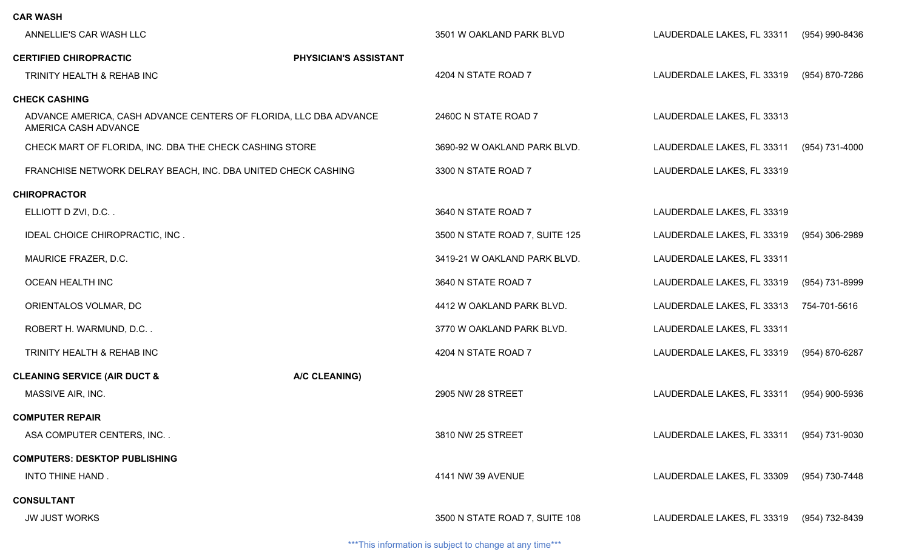**CAR WASH**

| | | | |
|---|---|---|---|
| ANNELLIE'S CAR WASH LLC | 3501 W OAKLAND PARK BLVD | LAUDERDALE LAKES, FL 33311 | (954) 990-8436 |

**CERTIFIED CHIROPRACTIC PHYSICIAN'S ASSISTANT**

| | | | |
|---|---|---|---|
| TRINITY HEALTH & REHAB INC | 4204 N STATE ROAD 7 | LAUDERDALE LAKES, FL 33319 | (954) 870-7286 |

**CHECK CASHING**

| | | | |
|---|---|---|---|
| ADVANCE AMERICA, CASH ADVANCE CENTERS OF FLORIDA, LLC DBA ADVANCE AMERICA CASH ADVANCE | 2460C N STATE ROAD 7 | LAUDERDALE LAKES, FL 33313 | |
| CHECK MART OF FLORIDA, INC. DBA THE CHECK CASHING STORE | 3690-92 W OAKLAND PARK BLVD. | LAUDERDALE LAKES, FL 33311 | (954) 731-4000 |
| FRANCHISE NETWORK DELRAY BEACH, INC. DBA UNITED CHECK CASHING | 3300 N STATE ROAD 7 | LAUDERDALE LAKES, FL 33319 | |

**CHIROPRACTOR**

| | | | |
|---|---|---|---|
| ELLIOTT D ZVI, D.C. . | 3640 N STATE ROAD 7 | LAUDERDALE LAKES, FL 33319 | |
| IDEAL CHOICE CHIROPRACTIC, INC . | 3500 N STATE ROAD 7, SUITE 125 | LAUDERDALE LAKES, FL 33319 | (954) 306-2989 |
| MAURICE FRAZER, D.C. | 3419-21 W OAKLAND PARK BLVD. | LAUDERDALE LAKES, FL 33311 | |
| OCEAN HEALTH INC | 3640 N STATE ROAD 7 | LAUDERDALE LAKES, FL 33319 | (954) 731-8999 |
| ORIENTALOS VOLMAR, DC | 4412 W OAKLAND PARK BLVD. | LAUDERDALE LAKES, FL 33313 | 754-701-5616 |
| ROBERT H. WARMUND, D.C. . | 3770 W OAKLAND PARK BLVD. | LAUDERDALE LAKES, FL 33311 | |
| TRINITY HEALTH & REHAB INC | 4204 N STATE ROAD 7 | LAUDERDALE LAKES, FL 33319 | (954) 870-6287 |

**CLEANING SERVICE (AIR DUCT & A/C CLEANING)**

| | | | |
|---|---|---|---|
| MASSIVE AIR, INC. | 2905 NW 28 STREET | LAUDERDALE LAKES, FL 33311 | (954) 900-5936 |

**COMPUTER REPAIR**

| | | | |
|---|---|---|---|
| ASA COMPUTER CENTERS, INC. . | 3810 NW 25 STREET | LAUDERDALE LAKES, FL 33311 | (954) 731-9030 |

**COMPUTERS: DESKTOP PUBLISHING**

| | | | |
|---|---|---|---|
| INTO THINE HAND . | 4141 NW 39 AVENUE | LAUDERDALE LAKES, FL 33309 | (954) 730-7448 |

**CONSULTANT**

| | | | |
|---|---|---|---|
| JW JUST WORKS | 3500 N STATE ROAD 7, SUITE 108 | LAUDERDALE LAKES, FL 33319 | (954) 732-8439 |

***This information is subject to change at any time***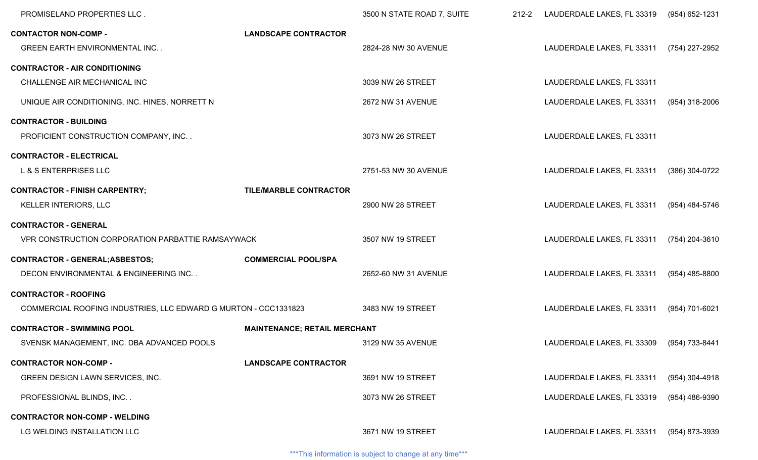| | | | | |
|---|---|---|---|---|
| PROMISELAND PROPERTIES LLC . | 3500 N STATE ROAD 7, SUITE | 212-2 | LAUDERDALE LAKES, FL 33319 | (954) 652-1231 |
| **CONTACTOR NON-COMP - LANDSCAPE CONTRACTOR** | | | | |
| GREEN EARTH ENVIRONMENTAL INC. . | 2824-28 NW 30 AVENUE | | LAUDERDALE LAKES, FL 33311 | (754) 227-2952 |
| **CONTRACTOR - AIR CONDITIONING** | | | | |
| CHALLENGE AIR MECHANICAL INC | 3039 NW 26 STREET | | LAUDERDALE LAKES, FL 33311 | |
| UNIQUE AIR CONDITIONING, INC. HINES, NORRETT N | 2672 NW 31 AVENUE | | LAUDERDALE LAKES, FL 33311 | (954) 318-2006 |
| **CONTRACTOR - BUILDING** | | | | |
| PROFICIENT CONSTRUCTION COMPANY, INC. . | 3073 NW 26 STREET | | LAUDERDALE LAKES, FL 33311 | |
| **CONTRACTOR - ELECTRICAL** | | | | |
| L & S ENTERPRISES LLC | 2751-53 NW 30 AVENUE | | LAUDERDALE LAKES, FL 33311 | (386) 304-0722 |
| **CONTRACTOR - FINISH CARPENTRY; TILE/MARBLE CONTRACTOR** | | | | |
| KELLER INTERIORS, LLC | 2900 NW 28 STREET | | LAUDERDALE LAKES, FL 33311 | (954) 484-5746 |
| **CONTRACTOR - GENERAL** | | | | |
| VPR CONSTRUCTION CORPORATION PARBATTIE RAMSAYWACK | 3507 NW 19 STREET | | LAUDERDALE LAKES, FL 33311 | (754) 204-3610 |
| **CONTRACTOR - GENERAL;ASBESTOS; COMMERCIAL POOL/SPA** | | | | |
| DECON ENVIRONMENTAL & ENGINEERING INC. . | 2652-60 NW 31 AVENUE | | LAUDERDALE LAKES, FL 33311 | (954) 485-8800 |
| **CONTRACTOR - ROOFING** | | | | |
| COMMERCIAL ROOFING INDUSTRIES, LLC EDWARD G MURTON - CCC1331823 | 3483 NW 19 STREET | | LAUDERDALE LAKES, FL 33311 | (954) 701-6021 |
| **CONTRACTOR - SWIMMING POOL MAINTENANCE; RETAIL MERCHANT** | | | | |
| SVENSK MANAGEMENT, INC. DBA ADVANCED POOLS | 3129 NW 35 AVENUE | | LAUDERDALE LAKES, FL 33309 | (954) 733-8441 |
| **CONTRACTOR NON-COMP - LANDSCAPE CONTRACTOR** | | | | |
| GREEN DESIGN LAWN SERVICES, INC. | 3691 NW 19 STREET | | LAUDERDALE LAKES, FL 33311 | (954) 304-4918 |
| PROFESSIONAL BLINDS, INC. . | 3073 NW 26 STREET | | LAUDERDALE LAKES, FL 33319 | (954) 486-9390 |
| **CONTRACTOR NON-COMP - WELDING** | | | | |
| LG WELDING INSTALLATION LLC | 3671 NW 19 STREET | | LAUDERDALE LAKES, FL 33311 | (954) 873-3939 |

***This information is subject to change at any time***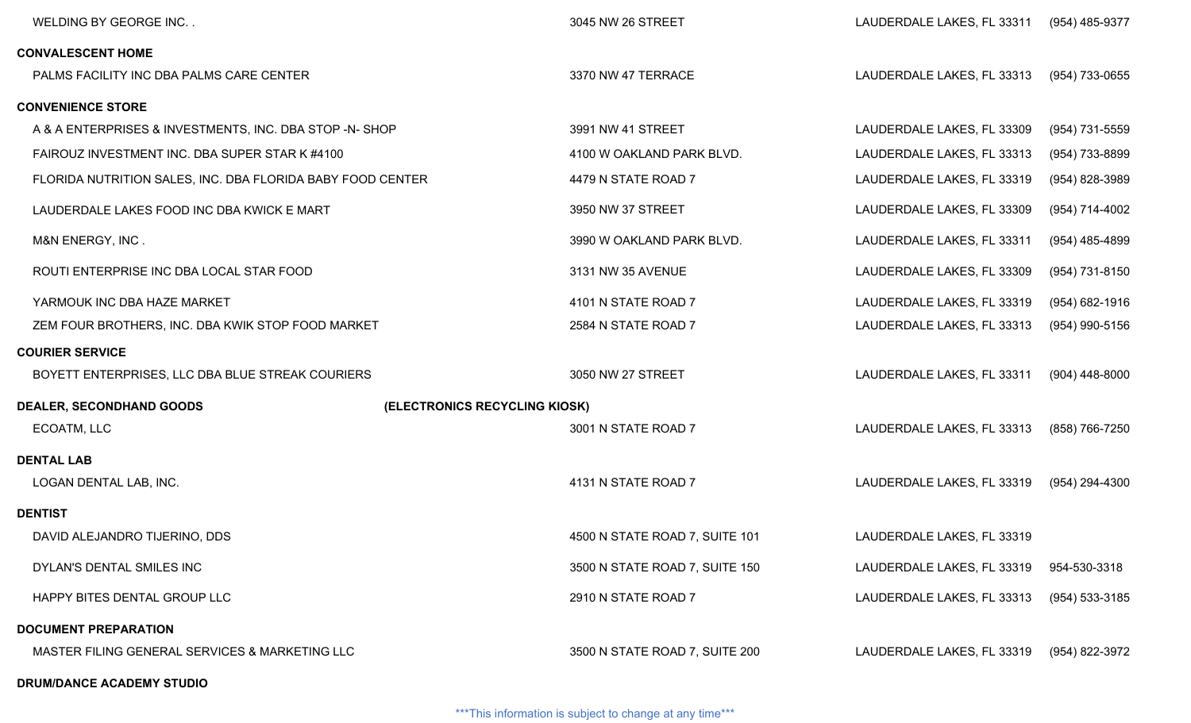| | | | |
|---|---|---|---|
| WELDING BY GEORGE INC. . | 3045 NW 26 STREET | LAUDERDALE LAKES, FL 33311 | (954) 485-9377 |
| **CONVALESCENT HOME** | | | |
| PALMS FACILITY INC DBA PALMS CARE CENTER | 3370 NW 47 TERRACE | LAUDERDALE LAKES, FL 33313 | (954) 733-0655 |
| **CONVENIENCE STORE** | | | |
| A & A ENTERPRISES & INVESTMENTS, INC. DBA STOP -N- SHOP | 3991 NW 41 STREET | LAUDERDALE LAKES, FL 33309 | (954) 731-5559 |
| FAIROUZ INVESTMENT INC. DBA SUPER STAR K #4100 | 4100 W OAKLAND PARK BLVD. | LAUDERDALE LAKES, FL 33313 | (954) 733-8899 |
| FLORIDA NUTRITION SALES, INC. DBA FLORIDA BABY FOOD CENTER | 4479 N STATE ROAD 7 | LAUDERDALE LAKES, FL 33319 | (954) 828-3989 |
| LAUDERDALE LAKES FOOD INC DBA KWICK E MART | 3950 NW 37 STREET | LAUDERDALE LAKES, FL 33309 | (954) 714-4002 |
| M&N ENERGY, INC . | 3990 W OAKLAND PARK BLVD. | LAUDERDALE LAKES, FL 33311 | (954) 485-4899 |
| ROUTI ENTERPRISE INC DBA LOCAL STAR FOOD | 3131 NW 35 AVENUE | LAUDERDALE LAKES, FL 33309 | (954) 731-8150 |
| YARMOUK INC DBA HAZE MARKET | 4101 N STATE ROAD 7 | LAUDERDALE LAKES, FL 33319 | (954) 682-1916 |
| ZEM FOUR BROTHERS, INC. DBA KWIK STOP FOOD MARKET | 2584 N STATE ROAD 7 | LAUDERDALE LAKES, FL 33313 | (954) 990-5156 |
| **COURIER SERVICE** | | | |
| BOYETT ENTERPRISES, LLC DBA BLUE STREAK COURIERS | 3050 NW 27 STREET | LAUDERDALE LAKES, FL 33311 | (904) 448-8000 |
| **DEALER, SECONDHAND GOODS** **(ELECTRONICS RECYCLING KIOSK)** | | | |
| ECOATM, LLC | 3001 N STATE ROAD 7 | LAUDERDALE LAKES, FL 33313 | (858) 766-7250 |
| **DENTAL LAB** | | | |
| LOGAN DENTAL LAB, INC. | 4131 N STATE ROAD 7 | LAUDERDALE LAKES, FL 33319 | (954) 294-4300 |
| **DENTIST** | | | |
| DAVID ALEJANDRO TIJERINO, DDS | 4500 N STATE ROAD 7, SUITE 101 | LAUDERDALE LAKES, FL 33319 | |
| DYLAN'S DENTAL SMILES INC | 3500 N STATE ROAD 7, SUITE 150 | LAUDERDALE LAKES, FL 33319 | 954-530-3318 |
| HAPPY BITES DENTAL GROUP LLC | 2910 N STATE ROAD 7 | LAUDERDALE LAKES, FL 33313 | (954) 533-3185 |
| **DOCUMENT PREPARATION** | | | |
| MASTER FILING GENERAL SERVICES & MARKETING LLC | 3500 N STATE ROAD 7, SUITE 200 | LAUDERDALE LAKES, FL 33319 | (954) 822-3972 |
| **DRUM/DANCE ACADEMY STUDIO** | | | |

***This information is subject to change at any time***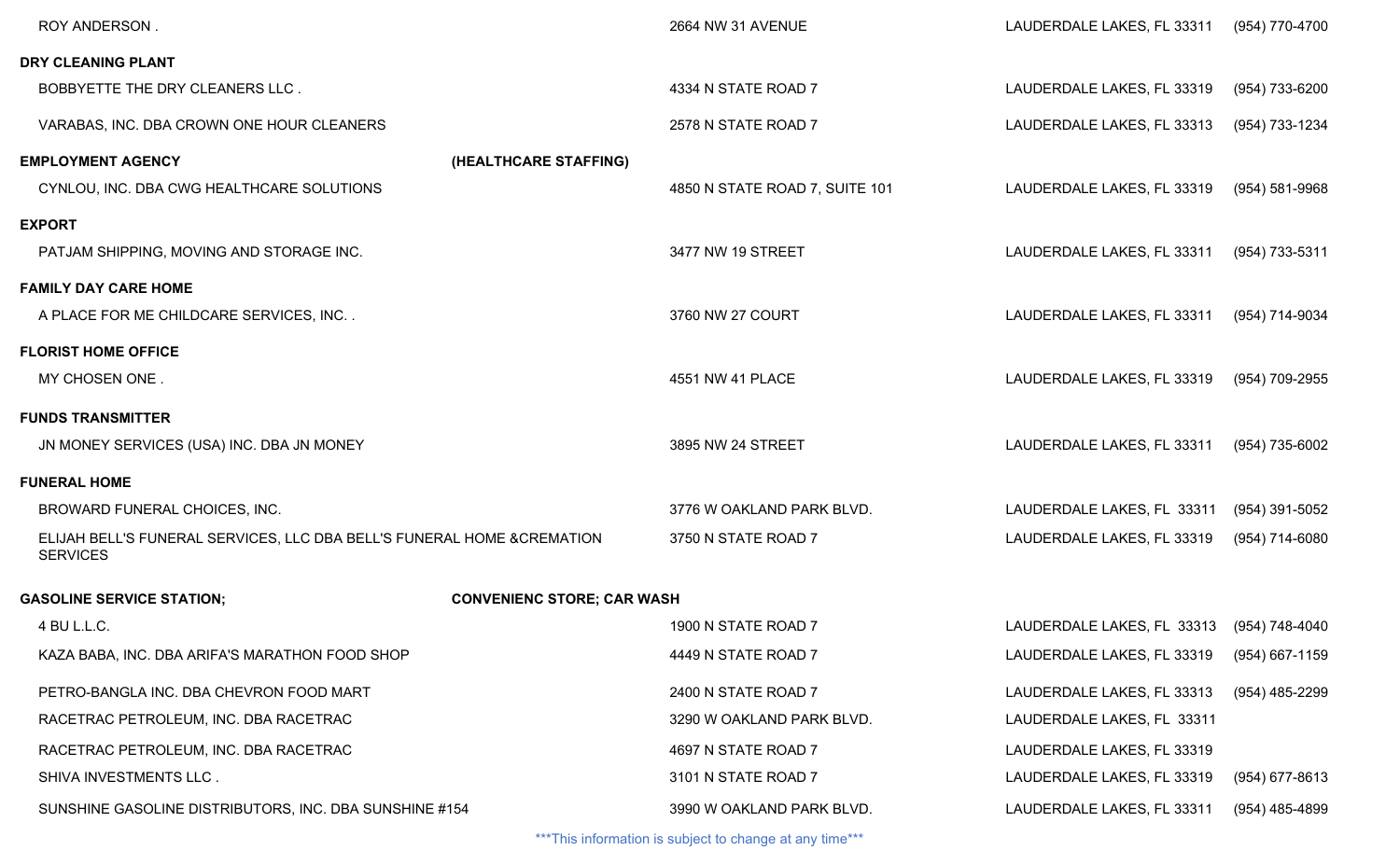| | | | |
|---|---|---|---|
| ROY ANDERSON . | 2664 NW 31 AVENUE | LAUDERDALE LAKES, FL 33311 | (954) 770-4700 |
| **DRY CLEANING PLANT** | | | |
| BOBBYETTE THE DRY CLEANERS LLC . | 4334 N STATE ROAD 7 | LAUDERDALE LAKES, FL 33319 | (954) 733-6200 |
| VARABAS, INC. DBA CROWN ONE HOUR CLEANERS | 2578 N STATE ROAD 7 | LAUDERDALE LAKES, FL 33313 | (954) 733-1234 |
| **EMPLOYMENT AGENCY (HEALTHCARE STAFFING)** | | | |
| CYNLOU, INC. DBA CWG HEALTHCARE SOLUTIONS | 4850 N STATE ROAD 7, SUITE 101 | LAUDERDALE LAKES, FL 33319 | (954) 581-9968 |
| **EXPORT** | | | |
| PATJAM SHIPPING, MOVING AND STORAGE INC. | 3477 NW 19 STREET | LAUDERDALE LAKES, FL 33311 | (954) 733-5311 |
| **FAMILY DAY CARE HOME** | | | |
| A PLACE FOR ME CHILDCARE SERVICES, INC. . | 3760 NW 27 COURT | LAUDERDALE LAKES, FL 33311 | (954) 714-9034 |
| **FLORIST HOME OFFICE** | | | |
| MY CHOSEN ONE . | 4551 NW 41 PLACE | LAUDERDALE LAKES, FL 33319 | (954) 709-2955 |
| **FUNDS TRANSMITTER** | | | |
| JN MONEY SERVICES (USA) INC. DBA JN MONEY | 3895 NW 24 STREET | LAUDERDALE LAKES, FL 33311 | (954) 735-6002 |
| **FUNERAL HOME** | | | |
| BROWARD FUNERAL CHOICES, INC. | 3776 W OAKLAND PARK BLVD. | LAUDERDALE LAKES, FL 33311 | (954) 391-5052 |
| ELIJAH BELL'S FUNERAL SERVICES, LLC DBA BELL'S FUNERAL HOME &CREMATION SERVICES | 3750 N STATE ROAD 7 | LAUDERDALE LAKES, FL 33319 | (954) 714-6080 |
| **GASOLINE SERVICE STATION; CONVENIENC STORE; CAR WASH** | | | |
| 4 BU L.L.C. | 1900 N STATE ROAD 7 | LAUDERDALE LAKES, FL 33313 | (954) 748-4040 |
| KAZA BABA, INC. DBA ARIFA'S MARATHON FOOD SHOP | 4449 N STATE ROAD 7 | LAUDERDALE LAKES, FL 33319 | (954) 667-1159 |
| PETRO-BANGLA INC. DBA CHEVRON FOOD MART | 2400 N STATE ROAD 7 | LAUDERDALE LAKES, FL 33313 | (954) 485-2299 |
| RACETRAC PETROLEUM, INC. DBA RACETRAC | 3290 W OAKLAND PARK BLVD. | LAUDERDALE LAKES, FL 33311 | |
| RACETRAC PETROLEUM, INC. DBA RACETRAC | 4697 N STATE ROAD 7 | LAUDERDALE LAKES, FL 33319 | |
| SHIVA INVESTMENTS LLC . | 3101 N STATE ROAD 7 | LAUDERDALE LAKES, FL 33319 | (954) 677-8613 |
| SUNSHINE GASOLINE DISTRIBUTORS, INC. DBA SUNSHINE #154 | 3990 W OAKLAND PARK BLVD. | LAUDERDALE LAKES, FL 33311 | (954) 485-4899 |

***This information is subject to change at any time***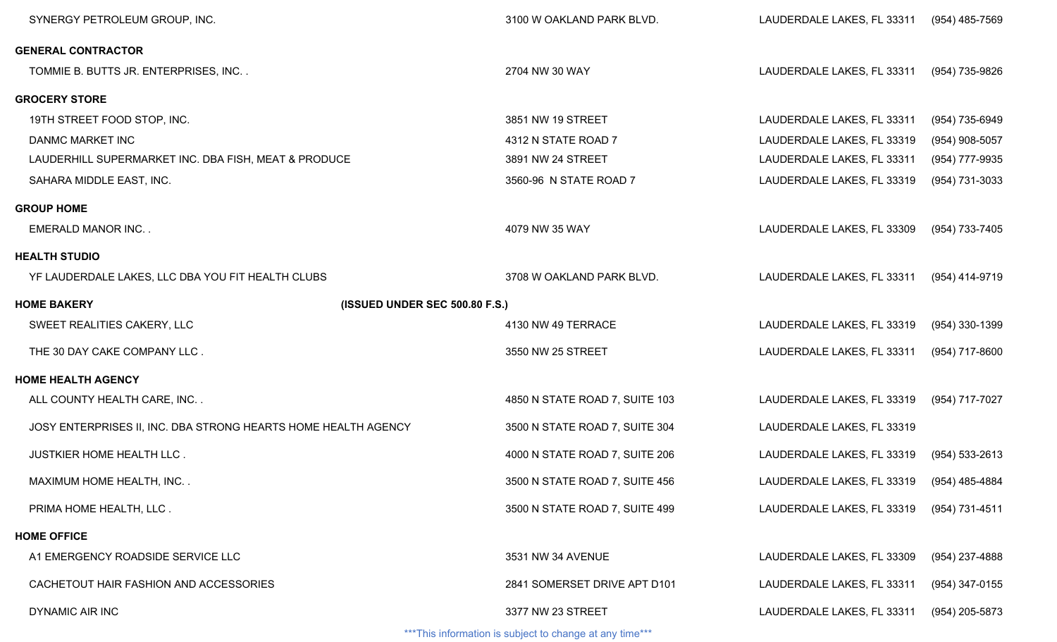| | | | |
|---|---|---|---|
| SYNERGY PETROLEUM GROUP, INC. | 3100 W OAKLAND PARK BLVD. | LAUDERDALE LAKES, FL 33311 | (954) 485-7569 |
| **GENERAL CONTRACTOR** | | | |
| TOMMIE B. BUTTS JR. ENTERPRISES, INC. . | 2704 NW 30 WAY | LAUDERDALE LAKES, FL 33311 | (954) 735-9826 |
| **GROCERY STORE** | | | |
| 19TH STREET FOOD STOP, INC. | 3851 NW 19 STREET | LAUDERDALE LAKES, FL 33311 | (954) 735-6949 |
| DANMC MARKET INC | 4312 N STATE ROAD 7 | LAUDERDALE LAKES, FL 33319 | (954) 908-5057 |
| LAUDERHILL SUPERMARKET INC. DBA FISH, MEAT & PRODUCE | 3891 NW 24 STREET | LAUDERDALE LAKES, FL 33311 | (954) 777-9935 |
| SAHARA MIDDLE EAST, INC. | 3560-96 N STATE ROAD 7 | LAUDERDALE LAKES, FL 33319 | (954) 731-3033 |
| **GROUP HOME** | | | |
| EMERALD MANOR INC. . | 4079 NW 35 WAY | LAUDERDALE LAKES, FL 33309 | (954) 733-7405 |
| **HEALTH STUDIO** | | | |
| YF LAUDERDALE LAKES, LLC DBA YOU FIT HEALTH CLUBS | 3708 W OAKLAND PARK BLVD. | LAUDERDALE LAKES, FL 33311 | (954) 414-9719 |
| **HOME BAKERY** **(ISSUED UNDER SEC 500.80 F.S.)** | | | |
| SWEET REALITIES CAKERY, LLC | 4130 NW 49 TERRACE | LAUDERDALE LAKES, FL 33319 | (954) 330-1399 |
| THE 30 DAY CAKE COMPANY LLC . | 3550 NW 25 STREET | LAUDERDALE LAKES, FL 33311 | (954) 717-8600 |
| **HOME HEALTH AGENCY** | | | |
| ALL COUNTY HEALTH CARE, INC. . | 4850 N STATE ROAD 7, SUITE 103 | LAUDERDALE LAKES, FL 33319 | (954) 717-7027 |
| JOSY ENTERPRISES II, INC. DBA STRONG HEARTS HOME HEALTH AGENCY | 3500 N STATE ROAD 7, SUITE 304 | LAUDERDALE LAKES, FL 33319 | |
| JUSTKIER HOME HEALTH LLC . | 4000 N STATE ROAD 7, SUITE 206 | LAUDERDALE LAKES, FL 33319 | (954) 533-2613 |
| MAXIMUM HOME HEALTH, INC. . | 3500 N STATE ROAD 7, SUITE 456 | LAUDERDALE LAKES, FL 33319 | (954) 485-4884 |
| PRIMA HOME HEALTH, LLC . | 3500 N STATE ROAD 7, SUITE 499 | LAUDERDALE LAKES, FL 33319 | (954) 731-4511 |
| **HOME OFFICE** | | | |
| A1 EMERGENCY ROADSIDE SERVICE LLC | 3531 NW 34 AVENUE | LAUDERDALE LAKES, FL 33309 | (954) 237-4888 |
| CACHETOUT HAIR FASHION AND ACCESSORIES | 2841 SOMERSET DRIVE APT D101 | LAUDERDALE LAKES, FL 33311 | (954) 347-0155 |
| DYNAMIC AIR INC | 3377 NW 23 STREET | LAUDERDALE LAKES, FL 33311 | (954) 205-5873 |

***This information is subject to change at any time***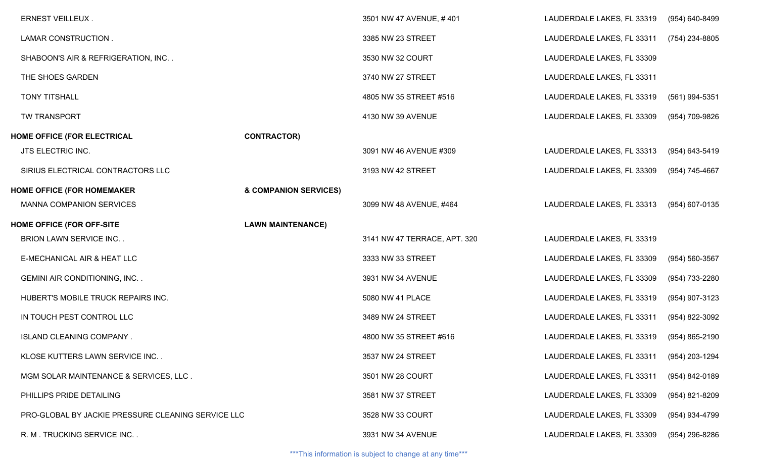| | | | |
|---|---|---|---|
| ERNEST VEILLEUX . | 3501 NW 47 AVENUE, # 401 | LAUDERDALE LAKES, FL 33319 | (954) 640-8499 |
| LAMAR CONSTRUCTION . | 3385 NW 23 STREET | LAUDERDALE LAKES, FL 33311 | (754) 234-8805 |
| SHABOON'S AIR & REFRIGERATION, INC. . | 3530 NW 32 COURT | LAUDERDALE LAKES, FL 33309 | |
| THE SHOES GARDEN | 3740 NW 27 STREET | LAUDERDALE LAKES, FL 33311 | |
| TONY TITSHALL | 4805 NW 35 STREET #516 | LAUDERDALE LAKES, FL 33319 | (561) 994-5351 |
| TW TRANSPORT | 4130 NW 39 AVENUE | LAUDERDALE LAKES, FL 33309 | (954) 709-9826 |
| **HOME OFFICE (FOR ELECTRICAL CONTRACTOR)** | | | |
| JTS ELECTRIC INC. | 3091 NW 46 AVENUE #309 | LAUDERDALE LAKES, FL 33313 | (954) 643-5419 |
| SIRIUS ELECTRICAL CONTRACTORS LLC | 3193 NW 42 STREET | LAUDERDALE LAKES, FL 33309 | (954) 745-4667 |
| **HOME OFFICE (FOR HOMEMAKER & COMPANION SERVICES)** | | | |
| MANNA COMPANION SERVICES | 3099 NW 48 AVENUE, #464 | LAUDERDALE LAKES, FL 33313 | (954) 607-0135 |
| **HOME OFFICE (FOR OFF-SITE LAWN MAINTENANCE)** | | | |
| BRION LAWN SERVICE INC. . | 3141 NW 47 TERRACE, APT. 320 | LAUDERDALE LAKES, FL 33319 | |
| E-MECHANICAL AIR & HEAT LLC | 3333 NW 33 STREET | LAUDERDALE LAKES, FL 33309 | (954) 560-3567 |
| GEMINI AIR CONDITIONING, INC. . | 3931 NW 34 AVENUE | LAUDERDALE LAKES, FL 33309 | (954) 733-2280 |
| HUBERT'S MOBILE TRUCK REPAIRS INC. | 5080 NW 41 PLACE | LAUDERDALE LAKES, FL 33319 | (954) 907-3123 |
| IN TOUCH PEST CONTROL LLC | 3489 NW 24 STREET | LAUDERDALE LAKES, FL 33311 | (954) 822-3092 |
| ISLAND CLEANING COMPANY . | 4800 NW 35 STREET #616 | LAUDERDALE LAKES, FL 33319 | (954) 865-2190 |
| KLOSE KUTTERS LAWN SERVICE INC. . | 3537 NW 24 STREET | LAUDERDALE LAKES, FL 33311 | (954) 203-1294 |
| MGM SOLAR MAINTENANCE & SERVICES, LLC . | 3501 NW 28 COURT | LAUDERDALE LAKES, FL 33311 | (954) 842-0189 |
| PHILLIPS PRIDE DETAILING | 3581 NW 37 STREET | LAUDERDALE LAKES, FL 33309 | (954) 821-8209 |
| PRO-GLOBAL BY JACKIE PRESSURE CLEANING SERVICE LLC | 3528 NW 33 COURT | LAUDERDALE LAKES, FL 33309 | (954) 934-4799 |
| R. M . TRUCKING SERVICE INC. . | 3931 NW 34 AVENUE | LAUDERDALE LAKES, FL 33309 | (954) 296-8286 |

***This information is subject to change at any time***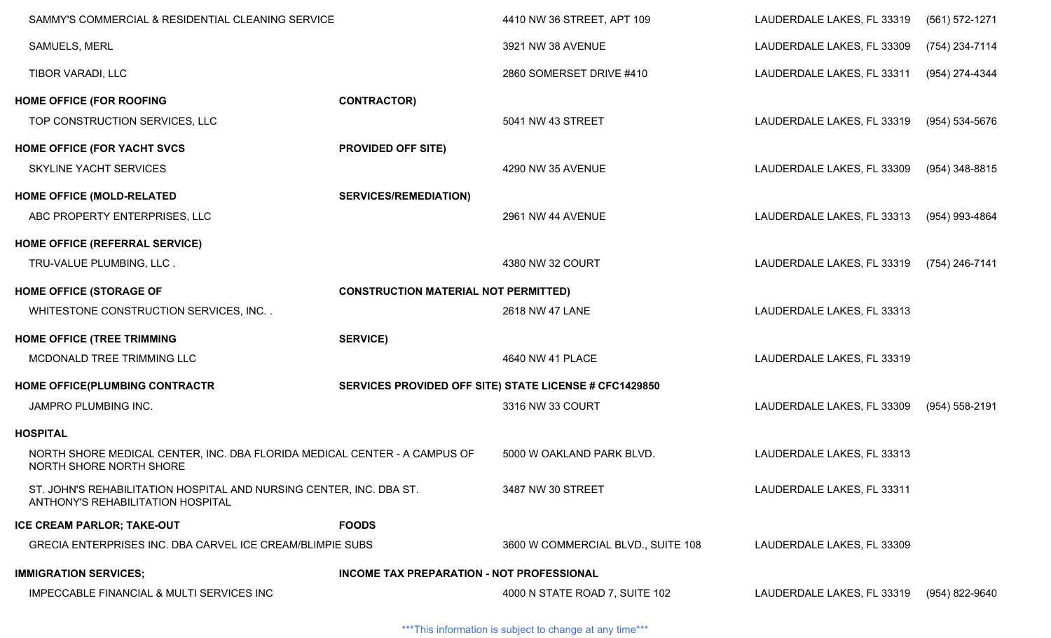| | | | |
|---|---|---|---|
| SAMMY'S COMMERCIAL & RESIDENTIAL CLEANING SERVICE | 4410 NW 36 STREET, APT 109 | LAUDERDALE LAKES, FL 33319 | (561) 572-1271 |
| SAMUELS, MERL | 3921 NW 38 AVENUE | LAUDERDALE LAKES, FL 33309 | (754) 234-7114 |
| TIBOR VARADI, LLC | 2860 SOMERSET DRIVE #410 | LAUDERDALE LAKES, FL 33311 | (954) 274-4344 |

**HOME OFFICE (FOR ROOFING CONTRACTOR)**

| | | | |
|---|---|---|---|
| TOP CONSTRUCTION SERVICES, LLC | 5041 NW 43 STREET | LAUDERDALE LAKES, FL 33319 | (954) 534-5676 |

**HOME OFFICE (FOR YACHT SVCS PROVIDED OFF SITE)**

| | | | |
|---|---|---|---|
| SKYLINE YACHT SERVICES | 4290 NW 35 AVENUE | LAUDERDALE LAKES, FL 33309 | (954) 348-8815 |

**HOME OFFICE (MOLD-RELATED SERVICES/REMEDIATION)**

| | | | |
|---|---|---|---|
| ABC PROPERTY ENTERPRISES, LLC | 2961 NW 44 AVENUE | LAUDERDALE LAKES, FL 33313 | (954) 993-4864 |

**HOME OFFICE (REFERRAL SERVICE)**

| | | | |
|---|---|---|---|
| TRU-VALUE PLUMBING, LLC . | 4380 NW 32 COURT | LAUDERDALE LAKES, FL 33319 | (754) 246-7141 |

**HOME OFFICE (STORAGE OF CONSTRUCTION MATERIAL NOT PERMITTED)**

| | | | |
|---|---|---|---|
| WHITESTONE CONSTRUCTION SERVICES, INC. . | 2618 NW 47 LANE | LAUDERDALE LAKES, FL 33313 | |

**HOME OFFICE (TREE TRIMMING SERVICE)**

| | | | |
|---|---|---|---|
| MCDONALD TREE TRIMMING LLC | 4640 NW 41 PLACE | LAUDERDALE LAKES, FL 33319 | |

**HOME OFFICE(PLUMBING CONTRACTR SERVICES PROVIDED OFF SITE) STATE LICENSE # CFC1429850**

| | | | |
|---|---|---|---|
| JAMPRO PLUMBING INC. | 3316 NW 33 COURT | LAUDERDALE LAKES, FL 33309 | (954) 558-2191 |

**HOSPITAL**

| | | | |
|---|---|---|---|
| NORTH SHORE MEDICAL CENTER, INC. DBA FLORIDA MEDICAL CENTER - A CAMPUS OF NORTH SHORE NORTH SHORE | 5000 W OAKLAND PARK BLVD. | LAUDERDALE LAKES, FL 33313 | |
| ST. JOHN'S REHABILITATION HOSPITAL AND NURSING CENTER, INC. DBA ST. ANTHONY'S REHABILITATION HOSPITAL | 3487 NW 30 STREET | LAUDERDALE LAKES, FL 33311 | |

**ICE CREAM PARLOR; TAKE-OUT FOODS**

| | | | |
|---|---|---|---|
| GRECIA ENTERPRISES INC. DBA CARVEL ICE CREAM/BLIMPIE SUBS | 3600 W COMMERCIAL BLVD., SUITE 108 | LAUDERDALE LAKES, FL 33309 | |

**IMMIGRATION SERVICES; INCOME TAX PREPARATION - NOT PROFESSIONAL**

| | | | |
|---|---|---|---|
| IMPECCABLE FINANCIAL & MULTI SERVICES INC | 4000 N STATE ROAD 7, SUITE 102 | LAUDERDALE LAKES, FL 33319 | (954) 822-9640 |

***This information is subject to change at any time***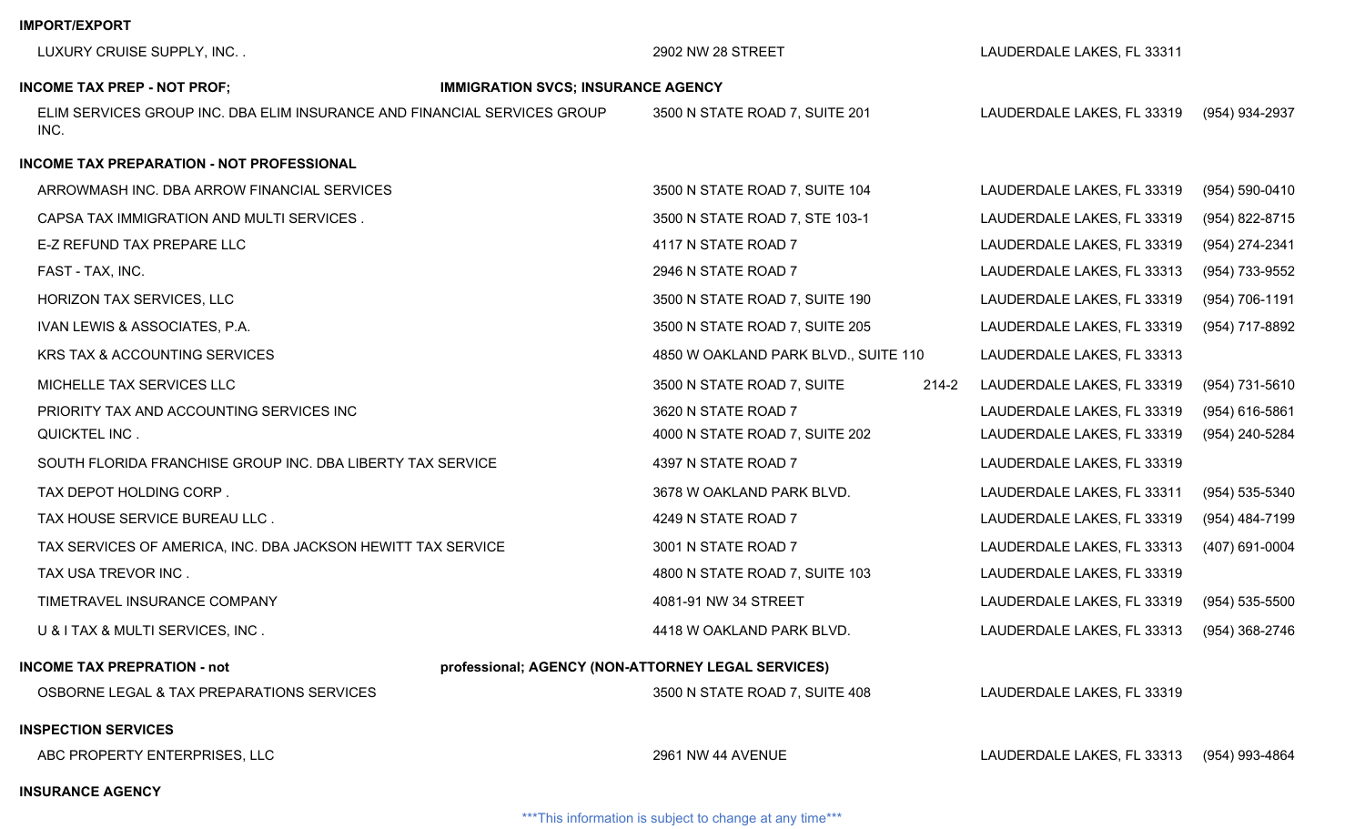**IMPORT/EXPORT**

| Business | Address | City | Phone |
|---|---|---|---|
| LUXURY CRUISE SUPPLY, INC. . | 2902 NW 28 STREET | LAUDERDALE LAKES, FL 33311 | |

**INCOME TAX PREP - NOT PROF; IMMIGRATION SVCS; INSURANCE AGENCY**

| Business | Address | City | Phone |
|---|---|---|---|
| ELIM SERVICES GROUP INC. DBA ELIM INSURANCE AND FINANCIAL SERVICES GROUP INC. | 3500 N STATE ROAD 7, SUITE 201 | LAUDERDALE LAKES, FL 33319 | (954) 934-2937 |

**INCOME TAX PREPARATION - NOT PROFESSIONAL**

| Business | Address | City | Phone |
|---|---|---|---|
| ARROWMASH INC. DBA ARROW FINANCIAL SERVICES | 3500 N STATE ROAD 7, SUITE 104 | LAUDERDALE LAKES, FL 33319 | (954) 590-0410 |
| CAPSA TAX IMMIGRATION AND MULTI SERVICES . | 3500 N STATE ROAD 7, STE 103-1 | LAUDERDALE LAKES, FL 33319 | (954) 822-8715 |
| E-Z REFUND TAX PREPARE LLC | 4117 N STATE ROAD 7 | LAUDERDALE LAKES, FL 33319 | (954) 274-2341 |
| FAST - TAX, INC. | 2946 N STATE ROAD 7 | LAUDERDALE LAKES, FL 33313 | (954) 733-9552 |
| HORIZON TAX SERVICES, LLC | 3500 N STATE ROAD 7, SUITE 190 | LAUDERDALE LAKES, FL 33319 | (954) 706-1191 |
| IVAN LEWIS & ASSOCIATES, P.A. | 3500 N STATE ROAD 7, SUITE 205 | LAUDERDALE LAKES, FL 33319 | (954) 717-8892 |
| KRS TAX & ACCOUNTING SERVICES | 4850 W OAKLAND PARK BLVD., SUITE 110 | LAUDERDALE LAKES, FL 33313 | |
| MICHELLE TAX SERVICES LLC | 3500 N STATE ROAD 7, SUITE 214-2 | LAUDERDALE LAKES, FL 33319 | (954) 731-5610 |
| PRIORITY TAX AND ACCOUNTING SERVICES INC | 3620 N STATE ROAD 7 | LAUDERDALE LAKES, FL 33319 | (954) 616-5861 |
| QUICKTEL INC . | 4000 N STATE ROAD 7, SUITE 202 | LAUDERDALE LAKES, FL 33319 | (954) 240-5284 |
| SOUTH FLORIDA FRANCHISE GROUP INC. DBA LIBERTY TAX SERVICE | 4397 N STATE ROAD 7 | LAUDERDALE LAKES, FL 33319 | |
| TAX DEPOT HOLDING CORP . | 3678 W OAKLAND PARK BLVD. | LAUDERDALE LAKES, FL 33311 | (954) 535-5340 |
| TAX HOUSE SERVICE BUREAU LLC . | 4249 N STATE ROAD 7 | LAUDERDALE LAKES, FL 33319 | (954) 484-7199 |
| TAX SERVICES OF AMERICA, INC. DBA JACKSON HEWITT TAX SERVICE | 3001 N STATE ROAD 7 | LAUDERDALE LAKES, FL 33313 | (407) 691-0004 |
| TAX USA TREVOR INC . | 4800 N STATE ROAD 7, SUITE 103 | LAUDERDALE LAKES, FL 33319 | |
| TIMETRAVEL INSURANCE COMPANY | 4081-91 NW 34 STREET | LAUDERDALE LAKES, FL 33319 | (954) 535-5500 |
| U & I TAX & MULTI SERVICES, INC . | 4418 W OAKLAND PARK BLVD. | LAUDERDALE LAKES, FL 33313 | (954) 368-2746 |

**INCOME TAX PREPRATION - not professional; AGENCY (NON-ATTORNEY LEGAL SERVICES)**

| Business | Address | City | Phone |
|---|---|---|---|
| OSBORNE LEGAL & TAX PREPARATIONS SERVICES | 3500 N STATE ROAD 7, SUITE 408 | LAUDERDALE LAKES, FL 33319 | |

**INSPECTION SERVICES**

| Business | Address | City | Phone |
|---|---|---|---|
| ABC PROPERTY ENTERPRISES, LLC | 2961 NW 44 AVENUE | LAUDERDALE LAKES, FL 33313 | (954) 993-4864 |

**INSURANCE AGENCY**

***This information is subject to change at any time***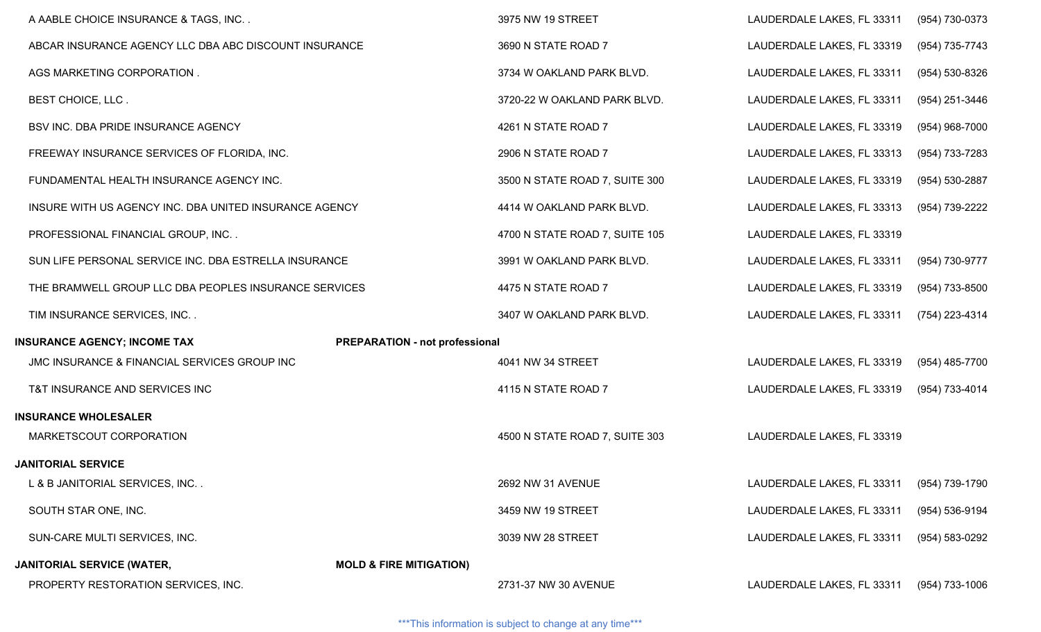| Business Name | Address | City/State/Zip | Phone |
|---|---|---|---|
| A AABLE CHOICE INSURANCE & TAGS, INC. . | 3975 NW 19 STREET | LAUDERDALE LAKES, FL 33311 | (954) 730-0373 |
| ABCAR INSURANCE AGENCY LLC DBA ABC DISCOUNT INSURANCE | 3690 N STATE ROAD 7 | LAUDERDALE LAKES, FL 33319 | (954) 735-7743 |
| AGS MARKETING CORPORATION . | 3734 W OAKLAND PARK BLVD. | LAUDERDALE LAKES, FL 33311 | (954) 530-8326 |
| BEST CHOICE, LLC . | 3720-22 W OAKLAND PARK BLVD. | LAUDERDALE LAKES, FL 33311 | (954) 251-3446 |
| BSV INC. DBA PRIDE INSURANCE AGENCY | 4261 N STATE ROAD 7 | LAUDERDALE LAKES, FL 33319 | (954) 968-7000 |
| FREEWAY INSURANCE SERVICES OF FLORIDA, INC. | 2906 N STATE ROAD 7 | LAUDERDALE LAKES, FL 33313 | (954) 733-7283 |
| FUNDAMENTAL HEALTH INSURANCE AGENCY INC. | 3500 N STATE ROAD 7, SUITE 300 | LAUDERDALE LAKES, FL 33319 | (954) 530-2887 |
| INSURE WITH US AGENCY INC. DBA UNITED INSURANCE AGENCY | 4414 W OAKLAND PARK BLVD. | LAUDERDALE LAKES, FL 33313 | (954) 739-2222 |
| PROFESSIONAL FINANCIAL GROUP, INC. . | 4700 N STATE ROAD 7, SUITE 105 | LAUDERDALE LAKES, FL 33319 | |
| SUN LIFE PERSONAL SERVICE INC. DBA ESTRELLA INSURANCE | 3991 W OAKLAND PARK BLVD. | LAUDERDALE LAKES, FL 33311 | (954) 730-9777 |
| THE BRAMWELL GROUP LLC DBA PEOPLES INSURANCE SERVICES | 4475 N STATE ROAD 7 | LAUDERDALE LAKES, FL 33319 | (954) 733-8500 |
| TIM INSURANCE SERVICES, INC. . | 3407 W OAKLAND PARK BLVD. | LAUDERDALE LAKES, FL 33311 | (754) 223-4314 |
| **INSURANCE AGENCY; INCOME TAX PREPARATION - not professional** | | | |
| JMC INSURANCE & FINANCIAL SERVICES GROUP INC | 4041 NW 34 STREET | LAUDERDALE LAKES, FL 33319 | (954) 485-7700 |
| T&T INSURANCE AND SERVICES INC | 4115 N STATE ROAD 7 | LAUDERDALE LAKES, FL 33319 | (954) 733-4014 |
| **INSURANCE WHOLESALER** | | | |
| MARKETSCOUT CORPORATION | 4500 N STATE ROAD 7, SUITE 303 | LAUDERDALE LAKES, FL 33319 | |
| **JANITORIAL SERVICE** | | | |
| L & B JANITORIAL SERVICES, INC. . | 2692 NW 31 AVENUE | LAUDERDALE LAKES, FL 33311 | (954) 739-1790 |
| SOUTH STAR ONE, INC. | 3459 NW 19 STREET | LAUDERDALE LAKES, FL 33311 | (954) 536-9194 |
| SUN-CARE MULTI SERVICES, INC. | 3039 NW 28 STREET | LAUDERDALE LAKES, FL 33311 | (954) 583-0292 |
| **JANITORIAL SERVICE (WATER, MOLD & FIRE MITIGATION)** | | | |
| PROPERTY RESTORATION SERVICES, INC. | 2731-37 NW 30 AVENUE | LAUDERDALE LAKES, FL 33311 | (954) 733-1006 |

***This information is subject to change at any time***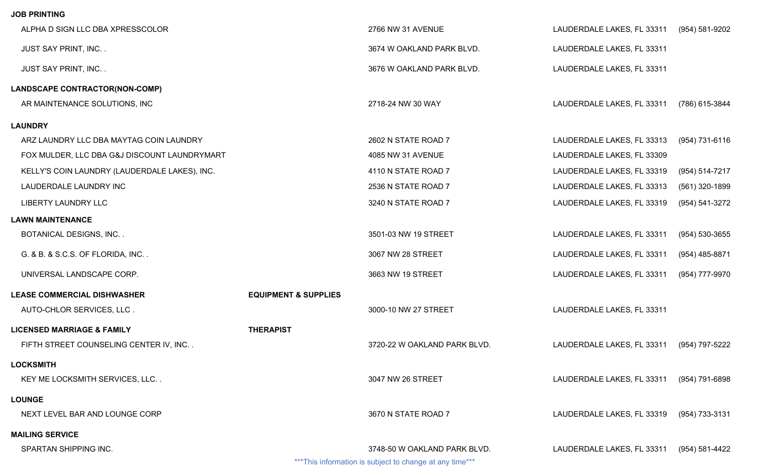**JOB PRINTING**

| | | | |
|---|---|---|---|
| ALPHA D SIGN LLC DBA XPRESSCOLOR | 2766 NW 31 AVENUE | LAUDERDALE LAKES, FL 33311 | (954) 581-9202 |
| JUST SAY PRINT, INC. . | 3674 W OAKLAND PARK BLVD. | LAUDERDALE LAKES, FL 33311 | |
| JUST SAY PRINT, INC. . | 3676 W OAKLAND PARK BLVD. | LAUDERDALE LAKES, FL 33311 | |

**LANDSCAPE CONTRACTOR(NON-COMP)**

| | | | |
|---|---|---|---|
| AR MAINTENANCE SOLUTIONS, INC | 2718-24 NW 30 WAY | LAUDERDALE LAKES, FL 33311 | (786) 615-3844 |

**LAUNDRY**

| | | | |
|---|---|---|---|
| ARZ LAUNDRY LLC DBA MAYTAG COIN LAUNDRY | 2602 N STATE ROAD 7 | LAUDERDALE LAKES, FL 33313 | (954) 731-6116 |
| FOX MULDER, LLC DBA G&J DISCOUNT LAUNDRYMART | 4085 NW 31 AVENUE | LAUDERDALE LAKES, FL 33309 | |
| KELLY'S COIN LAUNDRY (LAUDERDALE LAKES), INC. | 4110 N STATE ROAD 7 | LAUDERDALE LAKES, FL 33319 | (954) 514-7217 |
| LAUDERDALE LAUNDRY INC | 2536 N STATE ROAD 7 | LAUDERDALE LAKES, FL 33313 | (561) 320-1899 |
| LIBERTY LAUNDRY LLC | 3240 N STATE ROAD 7 | LAUDERDALE LAKES, FL 33319 | (954) 541-3272 |

**LAWN MAINTENANCE**

| | | | |
|---|---|---|---|
| BOTANICAL DESIGNS, INC. . | 3501-03 NW 19 STREET | LAUDERDALE LAKES, FL 33311 | (954) 530-3655 |
| G. & B. & S.C.S. OF FLORIDA, INC. . | 3067 NW 28 STREET | LAUDERDALE LAKES, FL 33311 | (954) 485-8871 |
| UNIVERSAL LANDSCAPE CORP. | 3663 NW 19 STREET | LAUDERDALE LAKES, FL 33311 | (954) 777-9970 |

**LEASE COMMERCIAL DISHWASHER EQUIPMENT & SUPPLIES**

| | | | |
|---|---|---|---|
| AUTO-CHLOR SERVICES, LLC . | 3000-10 NW 27 STREET | LAUDERDALE LAKES, FL 33311 | |

**LICENSED MARRIAGE & FAMILY THERAPIST**

| | | | |
|---|---|---|---|
| FIFTH STREET COUNSELING CENTER IV, INC. . | 3720-22 W OAKLAND PARK BLVD. | LAUDERDALE LAKES, FL 33311 | (954) 797-5222 |

**LOCKSMITH**

| | | | |
|---|---|---|---|
| KEY ME LOCKSMITH SERVICES, LLC. . | 3047 NW 26 STREET | LAUDERDALE LAKES, FL 33311 | (954) 791-6898 |

**LOUNGE**

| | | | |
|---|---|---|---|
| NEXT LEVEL BAR AND LOUNGE CORP | 3670 N STATE ROAD 7 | LAUDERDALE LAKES, FL 33319 | (954) 733-3131 |

**MAILING SERVICE**

| | | | |
|---|---|---|---|
| SPARTAN SHIPPING INC. | 3748-50 W OAKLAND PARK BLVD. | LAUDERDALE LAKES, FL 33311 | (954) 581-4422 |

***This information is subject to change at any time***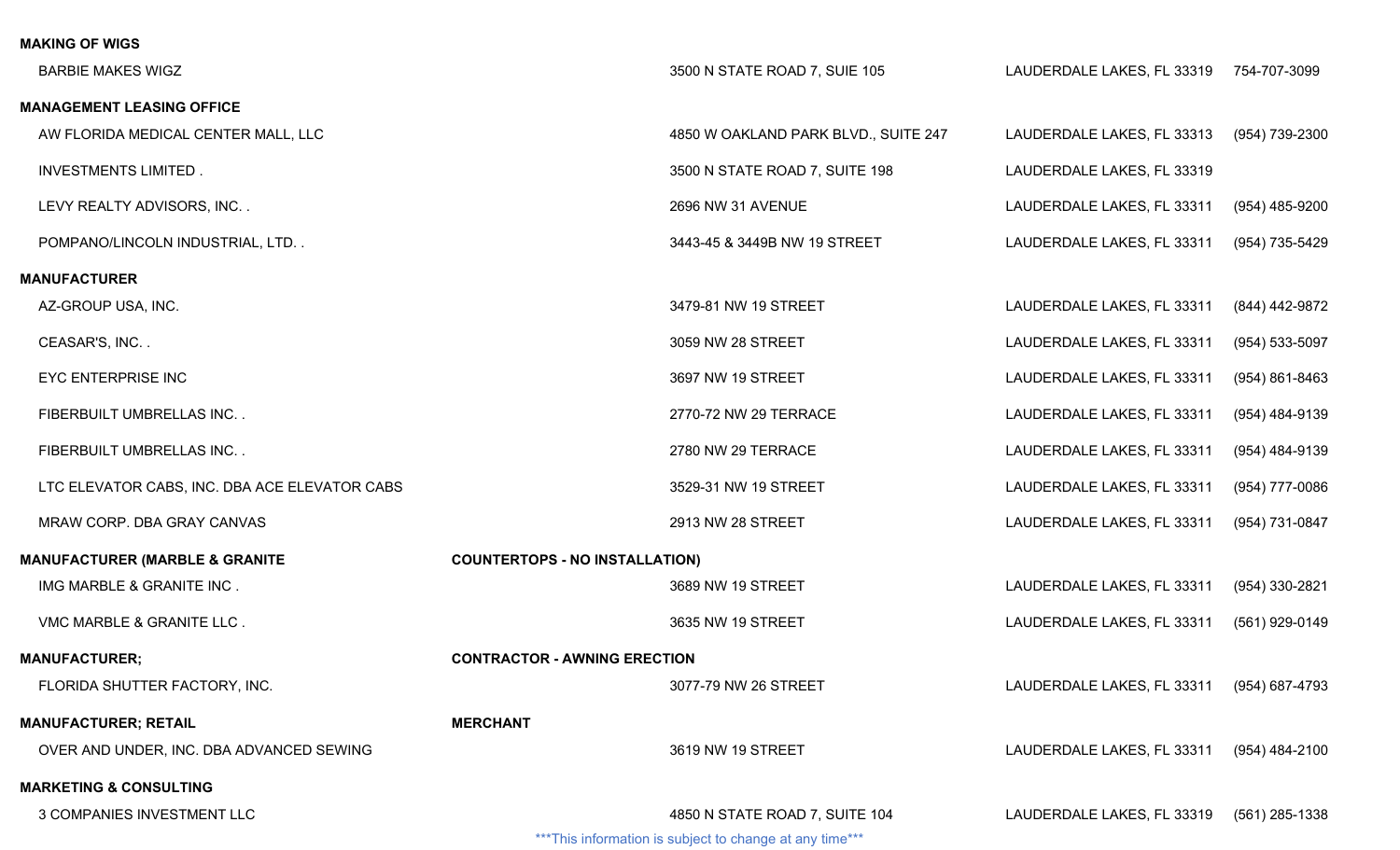**MAKING OF WIGS**

| Business Name | Address | City, State ZIP | Phone |
|---|---|---|---|
| BARBIE MAKES WIGZ | 3500 N STATE ROAD 7, SUIE 105 | LAUDERDALE LAKES, FL 33319 | 754-707-3099 |

**MANAGEMENT LEASING OFFICE**

| Business Name | Address | City, State ZIP | Phone |
|---|---|---|---|
| AW FLORIDA MEDICAL CENTER MALL, LLC | 4850 W OAKLAND PARK BLVD., SUITE 247 | LAUDERDALE LAKES, FL 33313 | (954) 739-2300 |
| INVESTMENTS LIMITED . | 3500 N STATE ROAD 7, SUITE 198 | LAUDERDALE LAKES, FL 33319 | |
| LEVY REALTY ADVISORS, INC. . | 2696 NW 31 AVENUE | LAUDERDALE LAKES, FL 33311 | (954) 485-9200 |
| POMPANO/LINCOLN INDUSTRIAL, LTD. . | 3443-45 & 3449B NW 19 STREET | LAUDERDALE LAKES, FL 33311 | (954) 735-5429 |

**MANUFACTURER**

| Business Name | Address | City, State ZIP | Phone |
|---|---|---|---|
| AZ-GROUP USA, INC. | 3479-81 NW 19 STREET | LAUDERDALE LAKES, FL 33311 | (844) 442-9872 |
| CEASAR'S, INC. . | 3059 NW 28 STREET | LAUDERDALE LAKES, FL 33311 | (954) 533-5097 |
| EYC ENTERPRISE INC | 3697 NW 19 STREET | LAUDERDALE LAKES, FL 33311 | (954) 861-8463 |
| FIBERBUILT UMBRELLAS INC. . | 2770-72 NW 29 TERRACE | LAUDERDALE LAKES, FL 33311 | (954) 484-9139 |
| FIBERBUILT UMBRELLAS INC. . | 2780 NW 29 TERRACE | LAUDERDALE LAKES, FL 33311 | (954) 484-9139 |
| LTC ELEVATOR CABS, INC. DBA ACE ELEVATOR CABS | 3529-31 NW 19 STREET | LAUDERDALE LAKES, FL 33311 | (954) 777-0086 |
| MRAW CORP. DBA GRAY CANVAS | 2913 NW 28 STREET | LAUDERDALE LAKES, FL 33311 | (954) 731-0847 |

**MANUFACTURER (MARBLE & GRANITE COUNTERTOPS - NO INSTALLATION)**

| Business Name | Address | City, State ZIP | Phone |
|---|---|---|---|
| IMG MARBLE & GRANITE INC . | 3689 NW 19 STREET | LAUDERDALE LAKES, FL 33311 | (954) 330-2821 |
| VMC MARBLE & GRANITE LLC . | 3635 NW 19 STREET | LAUDERDALE LAKES, FL 33311 | (561) 929-0149 |

**MANUFACTURER; CONTRACTOR - AWNING ERECTION**

| Business Name | Address | City, State ZIP | Phone |
|---|---|---|---|
| FLORIDA SHUTTER FACTORY, INC. | 3077-79 NW 26 STREET | LAUDERDALE LAKES, FL 33311 | (954) 687-4793 |

**MANUFACTURER; RETAIL MERCHANT**

| Business Name | Address | City, State ZIP | Phone |
|---|---|---|---|
| OVER AND UNDER, INC. DBA ADVANCED SEWING | 3619 NW 19 STREET | LAUDERDALE LAKES, FL 33311 | (954) 484-2100 |

**MARKETING & CONSULTING**

| Business Name | Address | City, State ZIP | Phone |
|---|---|---|---|
| 3 COMPANIES INVESTMENT LLC | 4850 N STATE ROAD 7, SUITE 104 | LAUDERDALE LAKES, FL 33319 | (561) 285-1338 |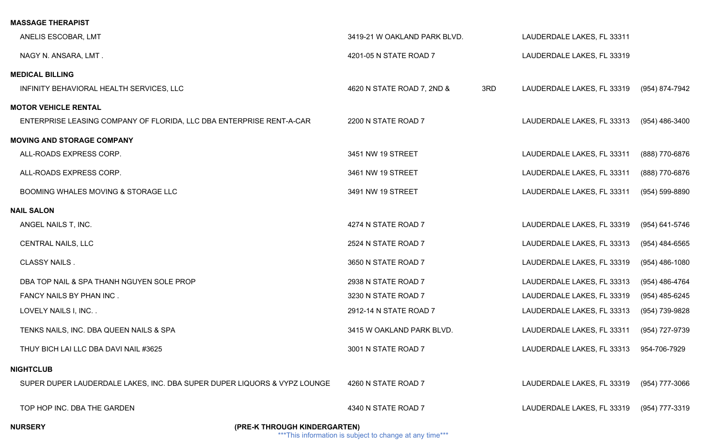**MASSAGE THERAPIST**

| | | | |
|---|---|---|---|
| ANELIS ESCOBAR, LMT | 3419-21 W OAKLAND PARK BLVD. | LAUDERDALE LAKES, FL 33311 | |
| NAGY N. ANSARA, LMT . | 4201-05 N STATE ROAD 7 | LAUDERDALE LAKES, FL 33319 | |

**MEDICAL BILLING**

| | | | |
|---|---|---|---|
| INFINITY BEHAVIORAL HEALTH SERVICES, LLC | 4620 N STATE ROAD 7, 2ND & 3RD | LAUDERDALE LAKES, FL 33319 | (954) 874-7942 |

**MOTOR VEHICLE RENTAL**

| | | | |
|---|---|---|---|
| ENTERPRISE LEASING COMPANY OF FLORIDA, LLC DBA ENTERPRISE RENT-A-CAR | 2200 N STATE ROAD 7 | LAUDERDALE LAKES, FL 33313 | (954) 486-3400 |

**MOVING AND STORAGE COMPANY**

| | | | |
|---|---|---|---|
| ALL-ROADS EXPRESS CORP. | 3451 NW 19 STREET | LAUDERDALE LAKES, FL 33311 | (888) 770-6876 |
| ALL-ROADS EXPRESS CORP. | 3461 NW 19 STREET | LAUDERDALE LAKES, FL 33311 | (888) 770-6876 |
| BOOMING WHALES MOVING & STORAGE LLC | 3491 NW 19 STREET | LAUDERDALE LAKES, FL 33311 | (954) 599-8890 |

**NAIL SALON**

| | | | |
|---|---|---|---|
| ANGEL NAILS T, INC. | 4274 N STATE ROAD 7 | LAUDERDALE LAKES, FL 33319 | (954) 641-5746 |
| CENTRAL NAILS, LLC | 2524 N STATE ROAD 7 | LAUDERDALE LAKES, FL 33313 | (954) 484-6565 |
| CLASSY NAILS . | 3650 N STATE ROAD 7 | LAUDERDALE LAKES, FL 33319 | (954) 486-1080 |
| DBA TOP NAIL & SPA THANH NGUYEN SOLE PROP | 2938 N STATE ROAD 7 | LAUDERDALE LAKES, FL 33313 | (954) 486-4764 |
| FANCY NAILS BY PHAN INC . | 3230 N STATE ROAD 7 | LAUDERDALE LAKES, FL 33319 | (954) 485-6245 |
| LOVELY NAILS I, INC. . | 2912-14 N STATE ROAD 7 | LAUDERDALE LAKES, FL 33313 | (954) 739-9828 |
| TENKS NAILS, INC. DBA QUEEN NAILS & SPA | 3415 W OAKLAND PARK BLVD. | LAUDERDALE LAKES, FL 33311 | (954) 727-9739 |
| THUY BICH LAI LLC DBA DAVI NAIL #3625 | 3001 N STATE ROAD 7 | LAUDERDALE LAKES, FL 33313 | 954-706-7929 |

**NIGHTCLUB**

| | | | |
|---|---|---|---|
| SUPER DUPER LAUDERDALE LAKES, INC. DBA SUPER DUPER LIQUORS & VYPZ LOUNGE | 4260 N STATE ROAD 7 | LAUDERDALE LAKES, FL 33319 | (954) 777-3066 |
| TOP HOP INC. DBA THE GARDEN | 4340 N STATE ROAD 7 | LAUDERDALE LAKES, FL 33319 | (954) 777-3319 |

**NURSERY (PRE-K THROUGH KINDERGARTEN)**

***This information is subject to change at any time***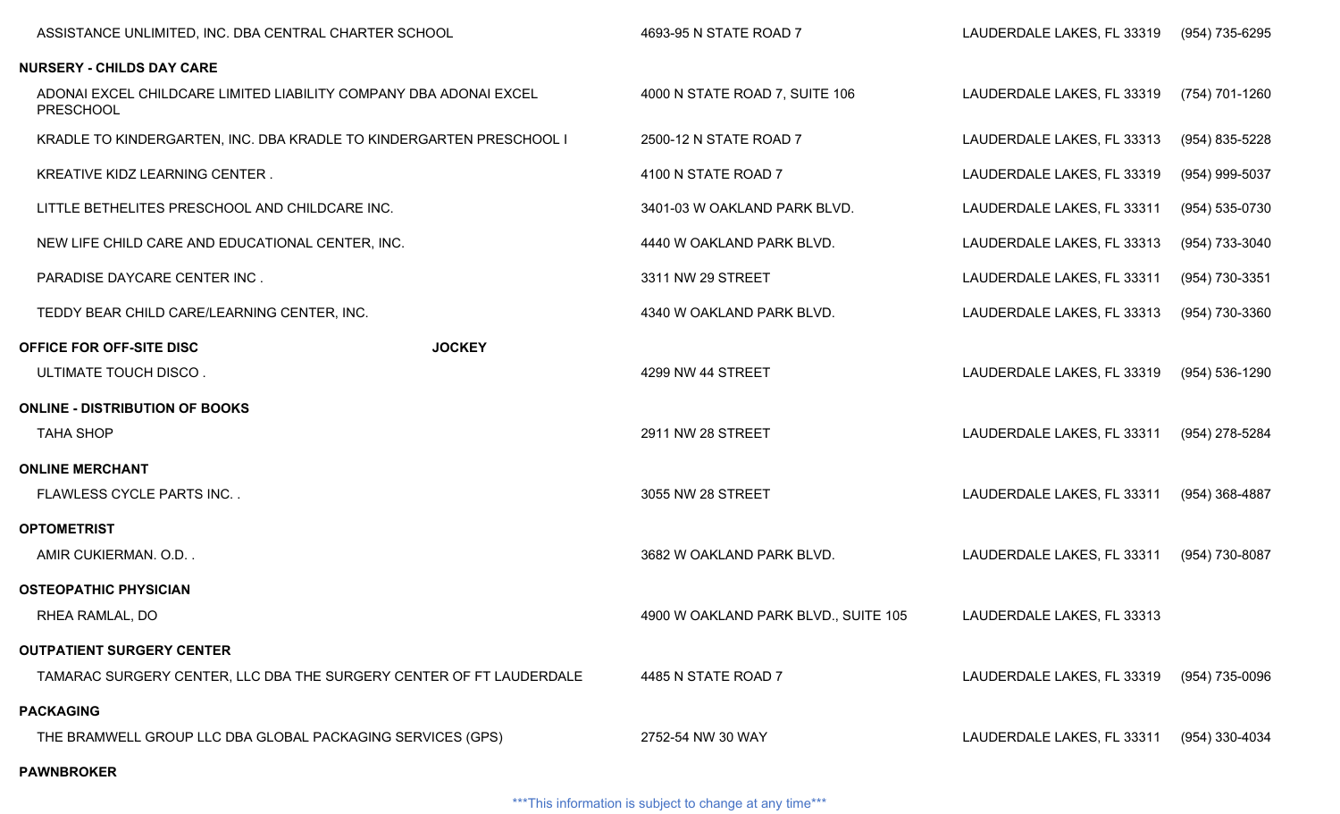| | | | |
|---|---|---|---|
| ASSISTANCE UNLIMITED, INC. DBA CENTRAL CHARTER SCHOOL | 4693-95 N STATE ROAD 7 | LAUDERDALE LAKES, FL 33319 | (954) 735-6295 |

**NURSERY - CHILDS DAY CARE**

| | | | |
|---|---|---|---|
| ADONAI EXCEL CHILDCARE LIMITED LIABILITY COMPANY DBA ADONAI EXCEL PRESCHOOL | 4000 N STATE ROAD 7, SUITE 106 | LAUDERDALE LAKES, FL 33319 | (754) 701-1260 |
| KRADLE TO KINDERGARTEN, INC. DBA KRADLE TO KINDERGARTEN PRESCHOOL I | 2500-12 N STATE ROAD 7 | LAUDERDALE LAKES, FL 33313 | (954) 835-5228 |
| KREATIVE KIDZ LEARNING CENTER . | 4100 N STATE ROAD 7 | LAUDERDALE LAKES, FL 33319 | (954) 999-5037 |
| LITTLE BETHELITES PRESCHOOL AND CHILDCARE INC. | 3401-03 W OAKLAND PARK BLVD. | LAUDERDALE LAKES, FL 33311 | (954) 535-0730 |
| NEW LIFE CHILD CARE AND EDUCATIONAL CENTER, INC. | 4440 W OAKLAND PARK BLVD. | LAUDERDALE LAKES, FL 33313 | (954) 733-3040 |
| PARADISE DAYCARE CENTER INC . | 3311 NW 29 STREET | LAUDERDALE LAKES, FL 33311 | (954) 730-3351 |
| TEDDY BEAR CHILD CARE/LEARNING CENTER, INC. | 4340 W OAKLAND PARK BLVD. | LAUDERDALE LAKES, FL 33313 | (954) 730-3360 |

**OFFICE FOR OFF-SITE DISC JOCKEY**

| | | | |
|---|---|---|---|
| ULTIMATE TOUCH DISCO . | 4299 NW 44 STREET | LAUDERDALE LAKES, FL 33319 | (954) 536-1290 |

**ONLINE - DISTRIBUTION OF BOOKS**

| | | | |
|---|---|---|---|
| TAHA SHOP | 2911 NW 28 STREET | LAUDERDALE LAKES, FL 33311 | (954) 278-5284 |

**ONLINE MERCHANT**

| | | | |
|---|---|---|---|
| FLAWLESS CYCLE PARTS INC. . | 3055 NW 28 STREET | LAUDERDALE LAKES, FL 33311 | (954) 368-4887 |

**OPTOMETRIST**

| | | | |
|---|---|---|---|
| AMIR CUKIERMAN. O.D. . | 3682 W OAKLAND PARK BLVD. | LAUDERDALE LAKES, FL 33311 | (954) 730-8087 |

**OSTEOPATHIC PHYSICIAN**

| | | | |
|---|---|---|---|
| RHEA RAMLAL, DO | 4900 W OAKLAND PARK BLVD., SUITE 105 | LAUDERDALE LAKES, FL 33313 | |

**OUTPATIENT SURGERY CENTER**

| | | | |
|---|---|---|---|
| TAMARAC SURGERY CENTER, LLC DBA THE SURGERY CENTER OF FT LAUDERDALE | 4485 N STATE ROAD 7 | LAUDERDALE LAKES, FL 33319 | (954) 735-0096 |

**PACKAGING**

| | | | |
|---|---|---|---|
| THE BRAMWELL GROUP LLC DBA GLOBAL PACKAGING SERVICES (GPS) | 2752-54 NW 30 WAY | LAUDERDALE LAKES, FL 33311 | (954) 330-4034 |

**PAWNBROKER**

***This information is subject to change at any time***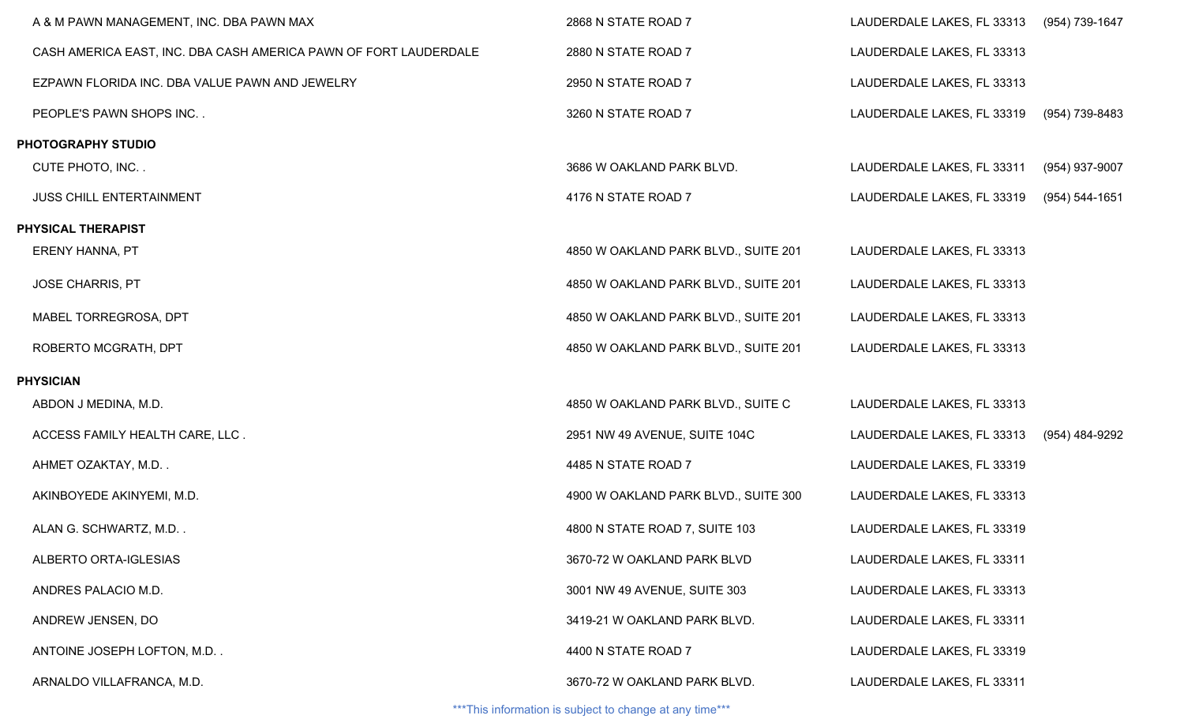| | | | |
|---|---|---|---|
| A & M PAWN MANAGEMENT, INC. DBA PAWN MAX | 2868 N STATE ROAD 7 | LAUDERDALE LAKES, FL 33313 | (954) 739-1647 |
| CASH AMERICA EAST, INC. DBA CASH AMERICA PAWN OF FORT LAUDERDALE | 2880 N STATE ROAD 7 | LAUDERDALE LAKES, FL 33313 | |
| EZPAWN FLORIDA INC. DBA VALUE PAWN AND JEWELRY | 2950 N STATE ROAD 7 | LAUDERDALE LAKES, FL 33313 | |
| PEOPLE'S PAWN SHOPS INC. . | 3260 N STATE ROAD 7 | LAUDERDALE LAKES, FL 33319 | (954) 739-8483 |
| **PHOTOGRAPHY STUDIO** | | | |
| CUTE PHOTO, INC. . | 3686 W OAKLAND PARK BLVD. | LAUDERDALE LAKES, FL 33311 | (954) 937-9007 |
| JUSS CHILL ENTERTAINMENT | 4176 N STATE ROAD 7 | LAUDERDALE LAKES, FL 33319 | (954) 544-1651 |
| **PHYSICAL THERAPIST** | | | |
| ERENY HANNA, PT | 4850 W OAKLAND PARK BLVD., SUITE 201 | LAUDERDALE LAKES, FL 33313 | |
| JOSE CHARRIS, PT | 4850 W OAKLAND PARK BLVD., SUITE 201 | LAUDERDALE LAKES, FL 33313 | |
| MABEL TORREGROSA, DPT | 4850 W OAKLAND PARK BLVD., SUITE 201 | LAUDERDALE LAKES, FL 33313 | |
| ROBERTO MCGRATH, DPT | 4850 W OAKLAND PARK BLVD., SUITE 201 | LAUDERDALE LAKES, FL 33313 | |
| **PHYSICIAN** | | | |
| ABDON J MEDINA, M.D. | 4850 W OAKLAND PARK BLVD., SUITE C | LAUDERDALE LAKES, FL 33313 | |
| ACCESS FAMILY HEALTH CARE, LLC . | 2951 NW 49 AVENUE, SUITE 104C | LAUDERDALE LAKES, FL 33313 | (954) 484-9292 |
| AHMET OZAKTAY, M.D. . | 4485 N STATE ROAD 7 | LAUDERDALE LAKES, FL 33319 | |
| AKINBOYEDE AKINYEMI, M.D. | 4900 W OAKLAND PARK BLVD., SUITE 300 | LAUDERDALE LAKES, FL 33313 | |
| ALAN G. SCHWARTZ, M.D. . | 4800 N STATE ROAD 7, SUITE 103 | LAUDERDALE LAKES, FL 33319 | |
| ALBERTO ORTA-IGLESIAS | 3670-72 W OAKLAND PARK BLVD | LAUDERDALE LAKES, FL 33311 | |
| ANDRES PALACIO M.D. | 3001 NW 49 AVENUE, SUITE 303 | LAUDERDALE LAKES, FL 33313 | |
| ANDREW JENSEN, DO | 3419-21 W OAKLAND PARK BLVD. | LAUDERDALE LAKES, FL 33311 | |
| ANTOINE JOSEPH LOFTON, M.D. . | 4400 N STATE ROAD 7 | LAUDERDALE LAKES, FL 33319 | |
| ARNALDO VILLAFRANCA, M.D. | 3670-72 W OAKLAND PARK BLVD. | LAUDERDALE LAKES, FL 33311 | |

***This information is subject to change at any time***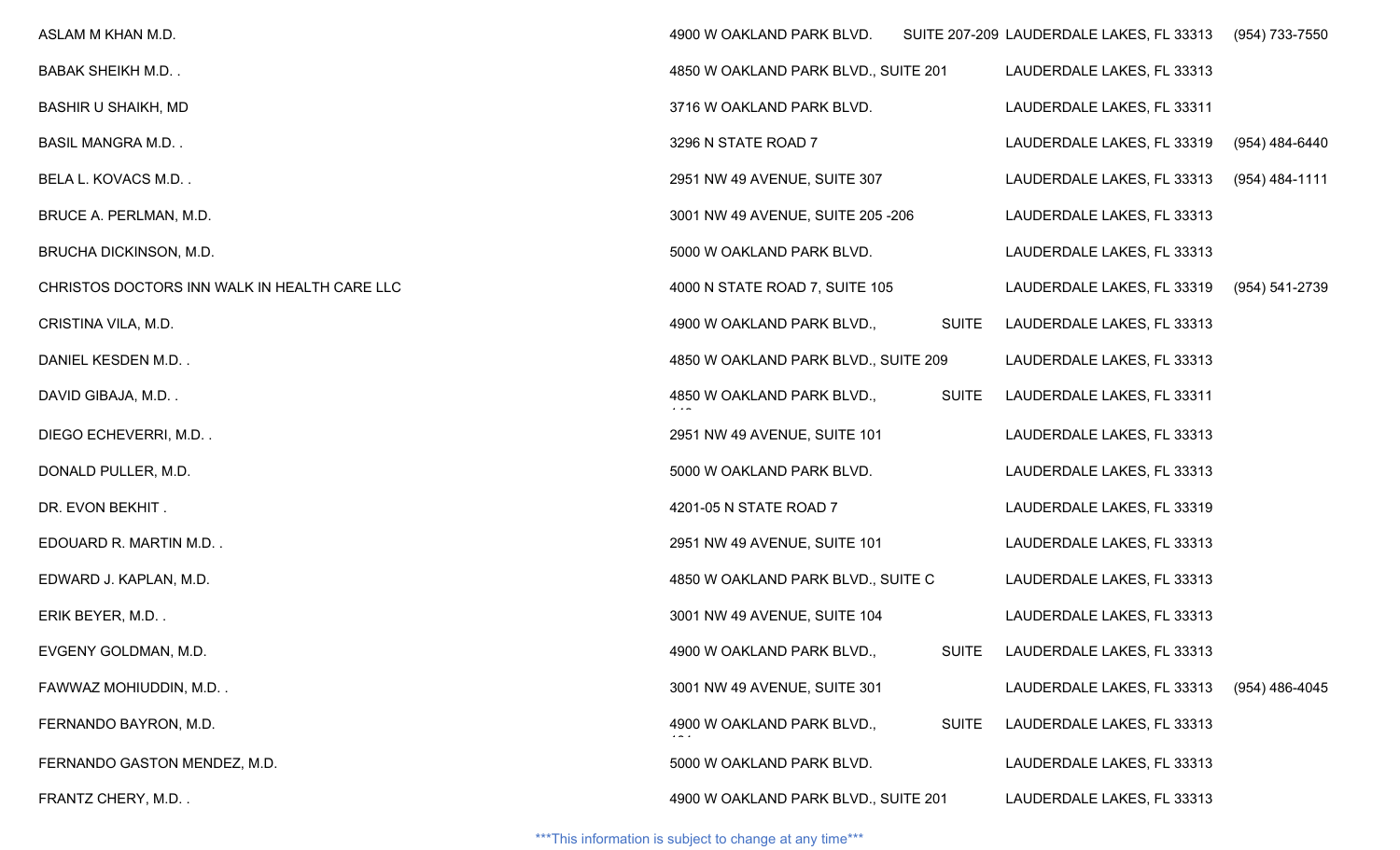| | | | |
|---|---|---|---|
| ASLAM M KHAN M.D. | 4900 W OAKLAND PARK BLVD. SUITE 207-209 | LAUDERDALE LAKES, FL 33313 | (954) 733-7550 |
| BABAK SHEIKH M.D. . | 4850 W OAKLAND PARK BLVD., SUITE 201 | LAUDERDALE LAKES, FL 33313 | |
| BASHIR U SHAIKH, MD | 3716 W OAKLAND PARK BLVD. | LAUDERDALE LAKES, FL 33311 | |
| BASIL MANGRA M.D. . | 3296 N STATE ROAD 7 | LAUDERDALE LAKES, FL 33319 | (954) 484-6440 |
| BELA L. KOVACS M.D. . | 2951 NW 49 AVENUE, SUITE 307 | LAUDERDALE LAKES, FL 33313 | (954) 484-1111 |
| BRUCE A. PERLMAN, M.D. | 3001 NW 49 AVENUE, SUITE 205 -206 | LAUDERDALE LAKES, FL 33313 | |
| BRUCHA DICKINSON, M.D. | 5000 W OAKLAND PARK BLVD. | LAUDERDALE LAKES, FL 33313 | |
| CHRISTOS DOCTORS INN WALK IN HEALTH CARE LLC | 4000 N STATE ROAD 7, SUITE 105 | LAUDERDALE LAKES, FL 33319 | (954) 541-2739 |
| CRISTINA VILA, M.D. | 4900 W OAKLAND PARK BLVD., SUITE | LAUDERDALE LAKES, FL 33313 | |
| DANIEL KESDEN M.D. . | 4850 W OAKLAND PARK BLVD., SUITE 209 | LAUDERDALE LAKES, FL 33313 | |
| DAVID GIBAJA, M.D. . | 4850 W OAKLAND PARK BLVD., SUITE | LAUDERDALE LAKES, FL 33311 | |
| DIEGO ECHEVERRI, M.D. . | 2951 NW 49 AVENUE, SUITE 101 | LAUDERDALE LAKES, FL 33313 | |
| DONALD PULLER, M.D. | 5000 W OAKLAND PARK BLVD. | LAUDERDALE LAKES, FL 33313 | |
| DR. EVON BEKHIT . | 4201-05 N STATE ROAD 7 | LAUDERDALE LAKES, FL 33319 | |
| EDOUARD R. MARTIN M.D. . | 2951 NW 49 AVENUE, SUITE 101 | LAUDERDALE LAKES, FL 33313 | |
| EDWARD J. KAPLAN, M.D. | 4850 W OAKLAND PARK BLVD., SUITE C | LAUDERDALE LAKES, FL 33313 | |
| ERIK BEYER, M.D. . | 3001 NW 49 AVENUE, SUITE 104 | LAUDERDALE LAKES, FL 33313 | |
| EVGENY GOLDMAN, M.D. | 4900 W OAKLAND PARK BLVD., SUITE | LAUDERDALE LAKES, FL 33313 | |
| FAWWAZ MOHIUDDIN, M.D. . | 3001 NW 49 AVENUE, SUITE 301 | LAUDERDALE LAKES, FL 33313 | (954) 486-4045 |
| FERNANDO BAYRON, M.D. | 4900 W OAKLAND PARK BLVD., SUITE | LAUDERDALE LAKES, FL 33313 | |
| FERNANDO GASTON MENDEZ, M.D. | 5000 W OAKLAND PARK BLVD. | LAUDERDALE LAKES, FL 33313 | |
| FRANTZ CHERY, M.D. . | 4900 W OAKLAND PARK BLVD., SUITE 201 | LAUDERDALE LAKES, FL 33313 | |

***This information is subject to change at any time***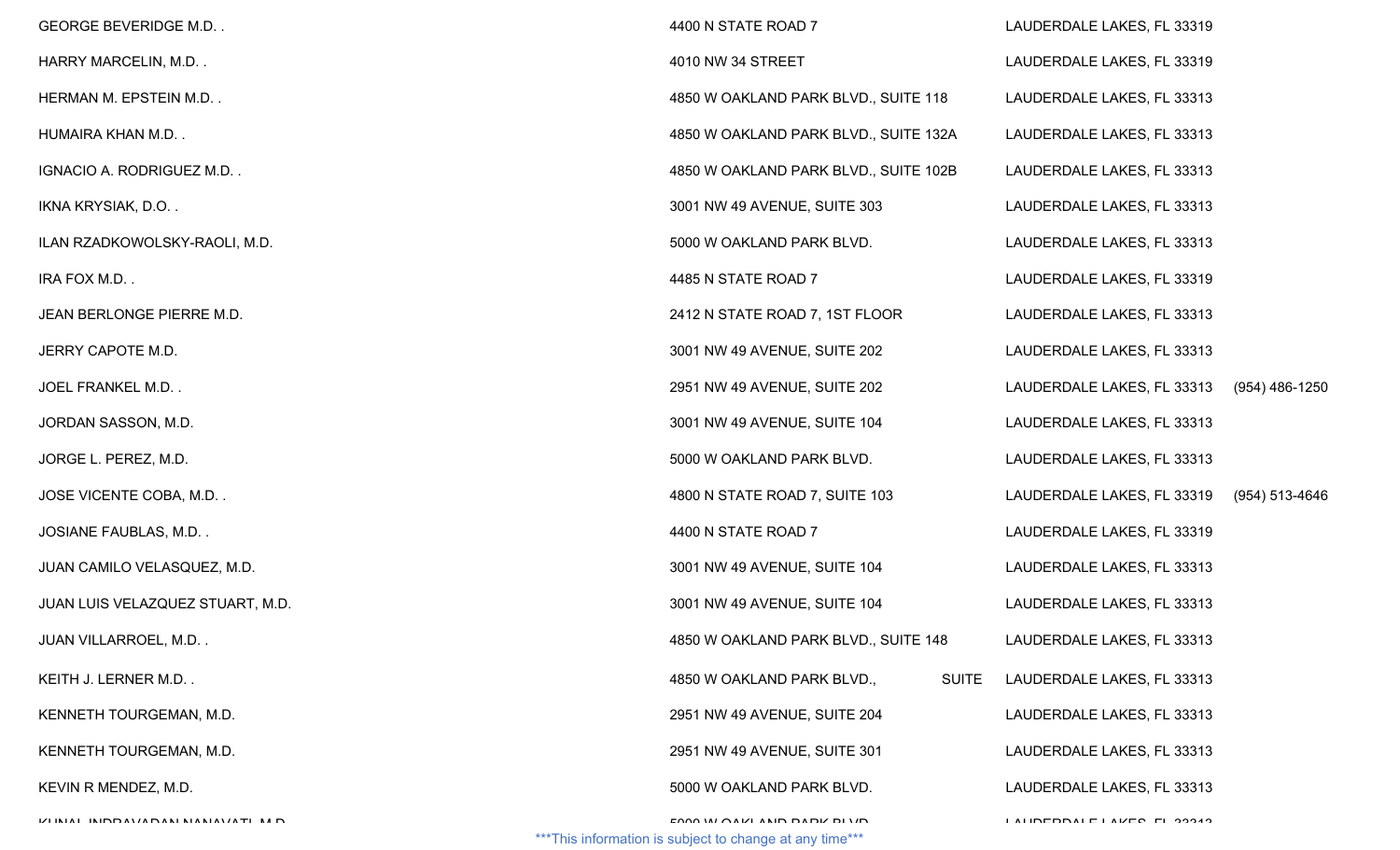| | | | |
|---|---|---|---|
| GEORGE BEVERIDGE M.D. . | 4400 N STATE ROAD 7 | LAUDERDALE LAKES, FL 33319 | |
| HARRY MARCELIN, M.D. . | 4010 NW 34 STREET | LAUDERDALE LAKES, FL 33319 | |
| HERMAN M. EPSTEIN M.D. . | 4850 W OAKLAND PARK BLVD., SUITE 118 | LAUDERDALE LAKES, FL 33313 | |
| HUMAIRA KHAN M.D. . | 4850 W OAKLAND PARK BLVD., SUITE 132A | LAUDERDALE LAKES, FL 33313 | |
| IGNACIO A. RODRIGUEZ M.D. . | 4850 W OAKLAND PARK BLVD., SUITE 102B | LAUDERDALE LAKES, FL 33313 | |
| IKNA KRYSIAK, D.O. . | 3001 NW 49 AVENUE, SUITE 303 | LAUDERDALE LAKES, FL 33313 | |
| ILAN RZADKOWOLSKY-RAOLI, M.D. | 5000 W OAKLAND PARK BLVD. | LAUDERDALE LAKES, FL 33313 | |
| IRA FOX M.D. . | 4485 N STATE ROAD 7 | LAUDERDALE LAKES, FL 33319 | |
| JEAN BERLONGE PIERRE M.D. | 2412 N STATE ROAD 7, 1ST FLOOR | LAUDERDALE LAKES, FL 33313 | |
| JERRY CAPOTE M.D. | 3001 NW 49 AVENUE, SUITE 202 | LAUDERDALE LAKES, FL 33313 | |
| JOEL FRANKEL M.D. . | 2951 NW 49 AVENUE, SUITE 202 | LAUDERDALE LAKES, FL 33313 | (954) 486-1250 |
| JORDAN SASSON, M.D. | 3001 NW 49 AVENUE, SUITE 104 | LAUDERDALE LAKES, FL 33313 | |
| JORGE L. PEREZ, M.D. | 5000 W OAKLAND PARK BLVD. | LAUDERDALE LAKES, FL 33313 | |
| JOSE VICENTE COBA, M.D. . | 4800 N STATE ROAD 7, SUITE 103 | LAUDERDALE LAKES, FL 33319 | (954) 513-4646 |
| JOSIANE FAUBLAS, M.D. . | 4400 N STATE ROAD 7 | LAUDERDALE LAKES, FL 33319 | |
| JUAN CAMILO VELASQUEZ, M.D. | 3001 NW 49 AVENUE, SUITE 104 | LAUDERDALE LAKES, FL 33313 | |
| JUAN LUIS VELAZQUEZ STUART, M.D. | 3001 NW 49 AVENUE, SUITE 104 | LAUDERDALE LAKES, FL 33313 | |
| JUAN VILLARROEL, M.D. . | 4850 W OAKLAND PARK BLVD., SUITE 148 | LAUDERDALE LAKES, FL 33313 | |
| KEITH J. LERNER M.D. . | 4850 W OAKLAND PARK BLVD., SUITE | LAUDERDALE LAKES, FL 33313 | |
| KENNETH TOURGEMAN, M.D. | 2951 NW 49 AVENUE, SUITE 204 | LAUDERDALE LAKES, FL 33313 | |
| KENNETH TOURGEMAN, M.D. | 2951 NW 49 AVENUE, SUITE 301 | LAUDERDALE LAKES, FL 33313 | |
| KEVIN R MENDEZ, M.D. | 5000 W OAKLAND PARK BLVD. | LAUDERDALE LAKES, FL 33313 | |
| KUNAL INDRAVADAN NANAVATI, M.D. | 5000 W OAKLAND PARK BLVD. | LAUDERDALE LAKES, FL 33313 | |

***This information is subject to change at any time***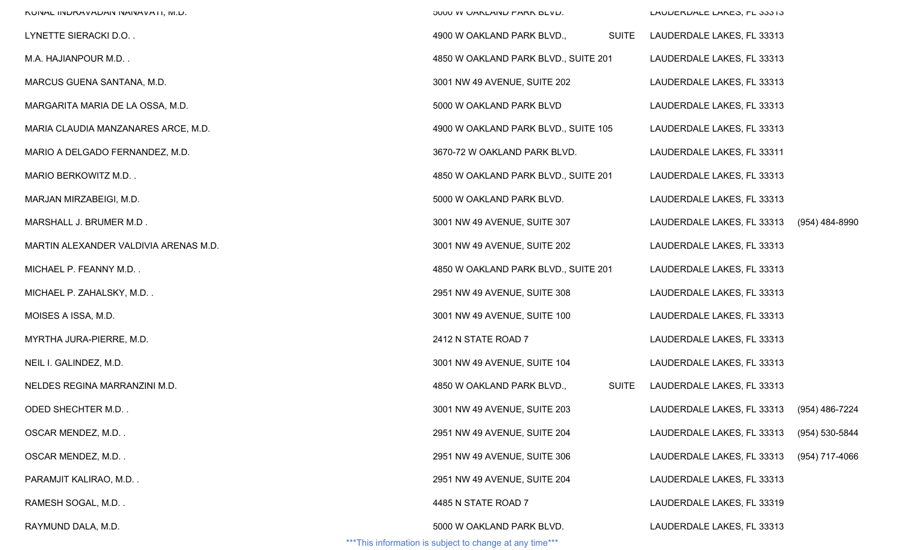| | | | |
|---|---|---|---|
| KUNAL INDRAVADAN NANAVATI, M.D. | 5000 W OAKLAND PARK BLVD. | LAUDERDALE LAKES, FL 33313 | |
| LYNETTE SIERACKI D.O. . | 4900 W OAKLAND PARK BLVD., SUITE | LAUDERDALE LAKES, FL 33313 | |
| M.A. HAJIANPOUR M.D. . | 4850 W OAKLAND PARK BLVD., SUITE 201 | LAUDERDALE LAKES, FL 33313 | |
| MARCUS GUENA SANTANA, M.D. | 3001 NW 49 AVENUE, SUITE 202 | LAUDERDALE LAKES, FL 33313 | |
| MARGARITA MARIA DE LA OSSA, M.D. | 5000 W OAKLAND PARK BLVD | LAUDERDALE LAKES, FL 33313 | |
| MARIA CLAUDIA MANZANARES ARCE, M.D. | 4900 W OAKLAND PARK BLVD., SUITE 105 | LAUDERDALE LAKES, FL 33313 | |
| MARIO A DELGADO FERNANDEZ, M.D. | 3670-72 W OAKLAND PARK BLVD. | LAUDERDALE LAKES, FL 33311 | |
| MARIO BERKOWITZ M.D. . | 4850 W OAKLAND PARK BLVD., SUITE 201 | LAUDERDALE LAKES, FL 33313 | |
| MARJAN MIRZABEIGI, M.D. | 5000 W OAKLAND PARK BLVD. | LAUDERDALE LAKES, FL 33313 | |
| MARSHALL J. BRUMER M.D . | 3001 NW 49 AVENUE, SUITE 307 | LAUDERDALE LAKES, FL 33313 | (954) 484-8990 |
| MARTIN ALEXANDER VALDIVIA ARENAS M.D. | 3001 NW 49 AVENUE, SUITE 202 | LAUDERDALE LAKES, FL 33313 | |
| MICHAEL P. FEANNY M.D. . | 4850 W OAKLAND PARK BLVD., SUITE 201 | LAUDERDALE LAKES, FL 33313 | |
| MICHAEL P. ZAHALSKY, M.D. . | 2951 NW 49 AVENUE, SUITE 308 | LAUDERDALE LAKES, FL 33313 | |
| MOISES A ISSA, M.D. | 3001 NW 49 AVENUE, SUITE 100 | LAUDERDALE LAKES, FL 33313 | |
| MYRTHA JURA-PIERRE, M.D. | 2412 N STATE ROAD 7 | LAUDERDALE LAKES, FL 33313 | |
| NEIL I. GALINDEZ, M.D. | 3001 NW 49 AVENUE, SUITE 104 | LAUDERDALE LAKES, FL 33313 | |
| NELDES REGINA MARRANZINI M.D. | 4850 W OAKLAND PARK BLVD., SUITE | LAUDERDALE LAKES, FL 33313 | |
| ODED SHECHTER M.D. . | 3001 NW 49 AVENUE, SUITE 203 | LAUDERDALE LAKES, FL 33313 | (954) 486-7224 |
| OSCAR MENDEZ, M.D. . | 2951 NW 49 AVENUE, SUITE 204 | LAUDERDALE LAKES, FL 33313 | (954) 530-5844 |
| OSCAR MENDEZ, M.D. . | 2951 NW 49 AVENUE, SUITE 306 | LAUDERDALE LAKES, FL 33313 | (954) 717-4066 |
| PARAMJIT KALIRAO, M.D. . | 2951 NW 49 AVENUE, SUITE 204 | LAUDERDALE LAKES, FL 33313 | |
| RAMESH SOGAL, M.D. . | 4485 N STATE ROAD 7 | LAUDERDALE LAKES, FL 33319 | |
| RAYMUND DALA, M.D. | 5000 W OAKLAND PARK BLVD. | LAUDERDALE LAKES, FL 33313 | |

***This information is subject to change at any time***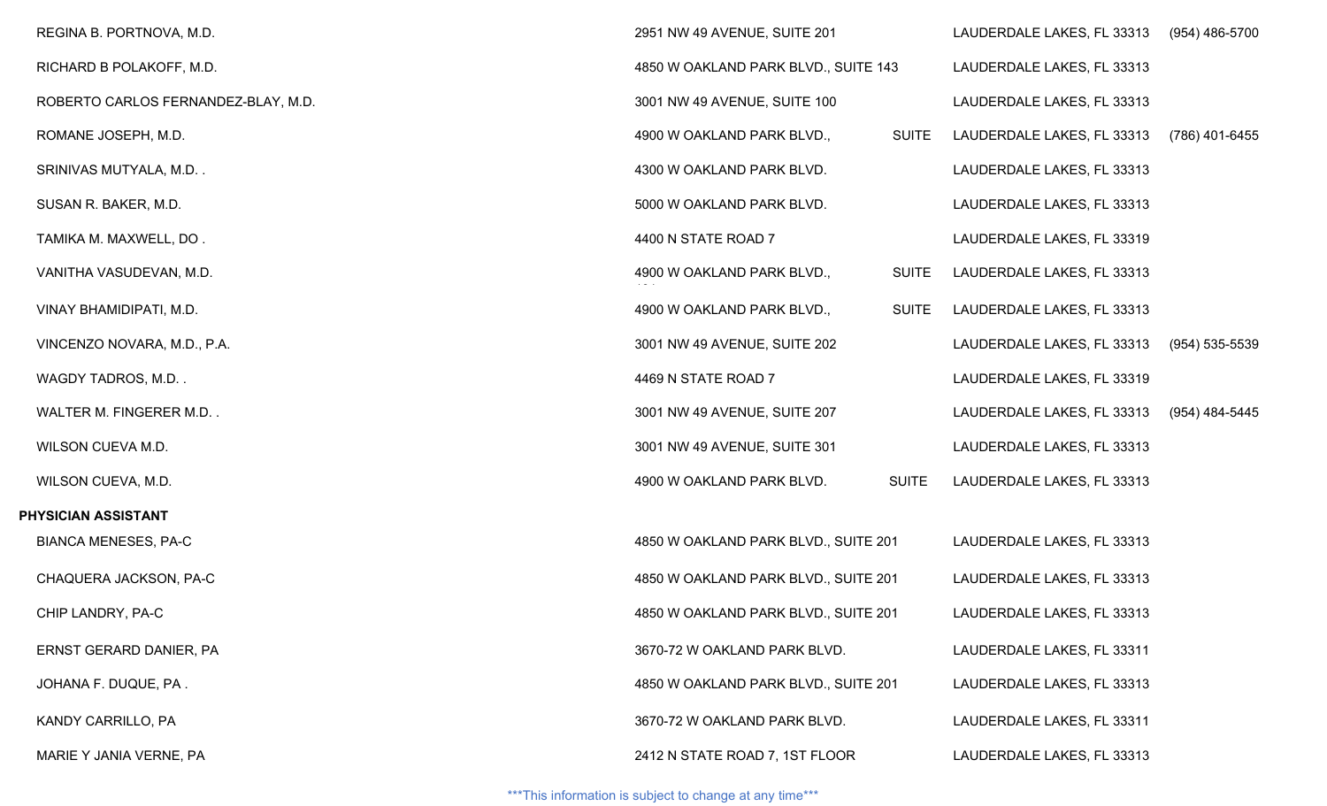| | | | |
|---|---|---|---|
| REGINA B. PORTNOVA, M.D. | 2951 NW 49 AVENUE, SUITE 201 | LAUDERDALE LAKES, FL 33313 | (954) 486-5700 |
| RICHARD B POLAKOFF, M.D. | 4850 W OAKLAND PARK BLVD., SUITE 143 | LAUDERDALE LAKES, FL 33313 | |
| ROBERTO CARLOS FERNANDEZ-BLAY, M.D. | 3001 NW 49 AVENUE, SUITE 100 | LAUDERDALE LAKES, FL 33313 | |
| ROMANE JOSEPH, M.D. | 4900 W OAKLAND PARK BLVD., SUITE | LAUDERDALE LAKES, FL 33313 | (786) 401-6455 |
| SRINIVAS MUTYALA, M.D. . | 4300 W OAKLAND PARK BLVD. | LAUDERDALE LAKES, FL 33313 | |
| SUSAN R. BAKER, M.D. | 5000 W OAKLAND PARK BLVD. | LAUDERDALE LAKES, FL 33313 | |
| TAMIKA M. MAXWELL, DO . | 4400 N STATE ROAD 7 | LAUDERDALE LAKES, FL 33319 | |
| VANITHA VASUDEVAN, M.D. | 4900 W OAKLAND PARK BLVD., SUITE | LAUDERDALE LAKES, FL 33313 | |
| VINAY BHAMIDIPATI, M.D. | 4900 W OAKLAND PARK BLVD., SUITE | LAUDERDALE LAKES, FL 33313 | |
| VINCENZO NOVARA, M.D., P.A. | 3001 NW 49 AVENUE, SUITE 202 | LAUDERDALE LAKES, FL 33313 | (954) 535-5539 |
| WAGDY TADROS, M.D. . | 4469 N STATE ROAD 7 | LAUDERDALE LAKES, FL 33319 | |
| WALTER M. FINGERER M.D. . | 3001 NW 49 AVENUE, SUITE 207 | LAUDERDALE LAKES, FL 33313 | (954) 484-5445 |
| WILSON CUEVA M.D. | 3001 NW 49 AVENUE, SUITE 301 | LAUDERDALE LAKES, FL 33313 | |
| WILSON CUEVA, M.D. | 4900 W OAKLAND PARK BLVD. SUITE | LAUDERDALE LAKES, FL 33313 | |

**PHYSICIAN ASSISTANT**

| | | | |
|---|---|---|---|
| BIANCA MENESES, PA-C | 4850 W OAKLAND PARK BLVD., SUITE 201 | LAUDERDALE LAKES, FL 33313 | |
| CHAQUERA JACKSON, PA-C | 4850 W OAKLAND PARK BLVD., SUITE 201 | LAUDERDALE LAKES, FL 33313 | |
| CHIP LANDRY, PA-C | 4850 W OAKLAND PARK BLVD., SUITE 201 | LAUDERDALE LAKES, FL 33313 | |
| ERNST GERARD DANIER, PA | 3670-72 W OAKLAND PARK BLVD. | LAUDERDALE LAKES, FL 33311 | |
| JOHANA F. DUQUE, PA . | 4850 W OAKLAND PARK BLVD., SUITE 201 | LAUDERDALE LAKES, FL 33313 | |
| KANDY CARRILLO, PA | 3670-72 W OAKLAND PARK BLVD. | LAUDERDALE LAKES, FL 33311 | |
| MARIE Y JANIA VERNE, PA | 2412 N STATE ROAD 7, 1ST FLOOR | LAUDERDALE LAKES, FL 33313 | |

***This information is subject to change at any time***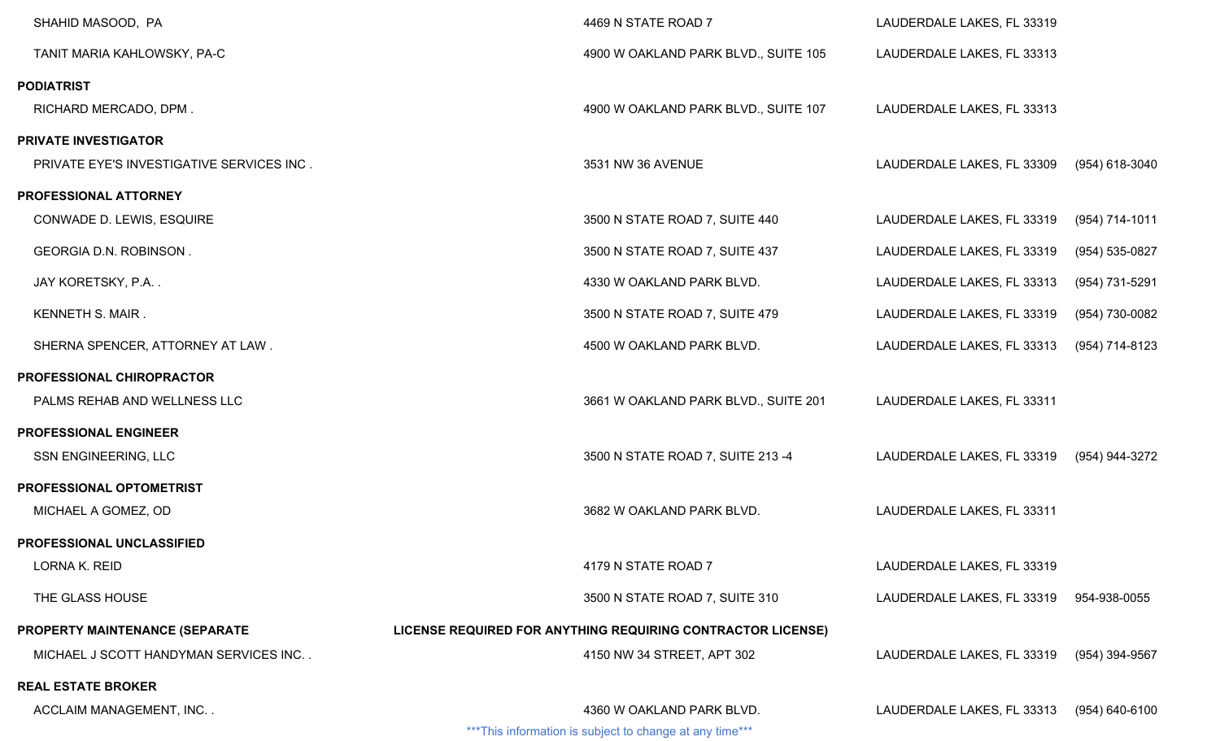| | | | |
|---|---|---|---|
| SHAHID MASOOD, PA | 4469 N STATE ROAD 7 | LAUDERDALE LAKES, FL 33319 | |
| TANIT MARIA KAHLOWSKY, PA-C | 4900 W OAKLAND PARK BLVD., SUITE 105 | LAUDERDALE LAKES, FL 33313 | |
| **PODIATRIST** | | | |
| RICHARD MERCADO, DPM . | 4900 W OAKLAND PARK BLVD., SUITE 107 | LAUDERDALE LAKES, FL 33313 | |
| **PRIVATE INVESTIGATOR** | | | |
| PRIVATE EYE'S INVESTIGATIVE SERVICES INC . | 3531 NW 36 AVENUE | LAUDERDALE LAKES, FL 33309 | (954) 618-3040 |
| **PROFESSIONAL ATTORNEY** | | | |
| CONWADE D. LEWIS, ESQUIRE | 3500 N STATE ROAD 7, SUITE 440 | LAUDERDALE LAKES, FL 33319 | (954) 714-1011 |
| GEORGIA D.N. ROBINSON . | 3500 N STATE ROAD 7, SUITE 437 | LAUDERDALE LAKES, FL 33319 | (954) 535-0827 |
| JAY KORETSKY, P.A. . | 4330 W OAKLAND PARK BLVD. | LAUDERDALE LAKES, FL 33313 | (954) 731-5291 |
| KENNETH S. MAIR . | 3500 N STATE ROAD 7, SUITE 479 | LAUDERDALE LAKES, FL 33319 | (954) 730-0082 |
| SHERNA SPENCER, ATTORNEY AT LAW . | 4500 W OAKLAND PARK BLVD. | LAUDERDALE LAKES, FL 33313 | (954) 714-8123 |
| **PROFESSIONAL CHIROPRACTOR** | | | |
| PALMS REHAB AND WELLNESS LLC | 3661 W OAKLAND PARK BLVD., SUITE 201 | LAUDERDALE LAKES, FL 33311 | |
| **PROFESSIONAL ENGINEER** | | | |
| SSN ENGINEERING, LLC | 3500 N STATE ROAD 7, SUITE 213 -4 | LAUDERDALE LAKES, FL 33319 | (954) 944-3272 |
| **PROFESSIONAL OPTOMETRIST** | | | |
| MICHAEL A GOMEZ, OD | 3682 W OAKLAND PARK BLVD. | LAUDERDALE LAKES, FL 33311 | |
| **PROFESSIONAL UNCLASSIFIED** | | | |
| LORNA K. REID | 4179 N STATE ROAD 7 | LAUDERDALE LAKES, FL 33319 | |
| THE GLASS HOUSE | 3500 N STATE ROAD 7, SUITE 310 | LAUDERDALE LAKES, FL 33319 | 954-938-0055 |
| **PROPERTY MAINTENANCE (SEPARATE LICENSE REQUIRED FOR ANYTHING REQUIRING CONTRACTOR LICENSE)** | | | |
| MICHAEL J SCOTT HANDYMAN SERVICES INC. . | 4150 NW 34 STREET, APT 302 | LAUDERDALE LAKES, FL 33319 | (954) 394-9567 |
| **REAL ESTATE BROKER** | | | |
| ACCLAIM MANAGEMENT, INC. . | 4360 W OAKLAND PARK BLVD. | LAUDERDALE LAKES, FL 33313 | (954) 640-6100 |

***This information is subject to change at any time***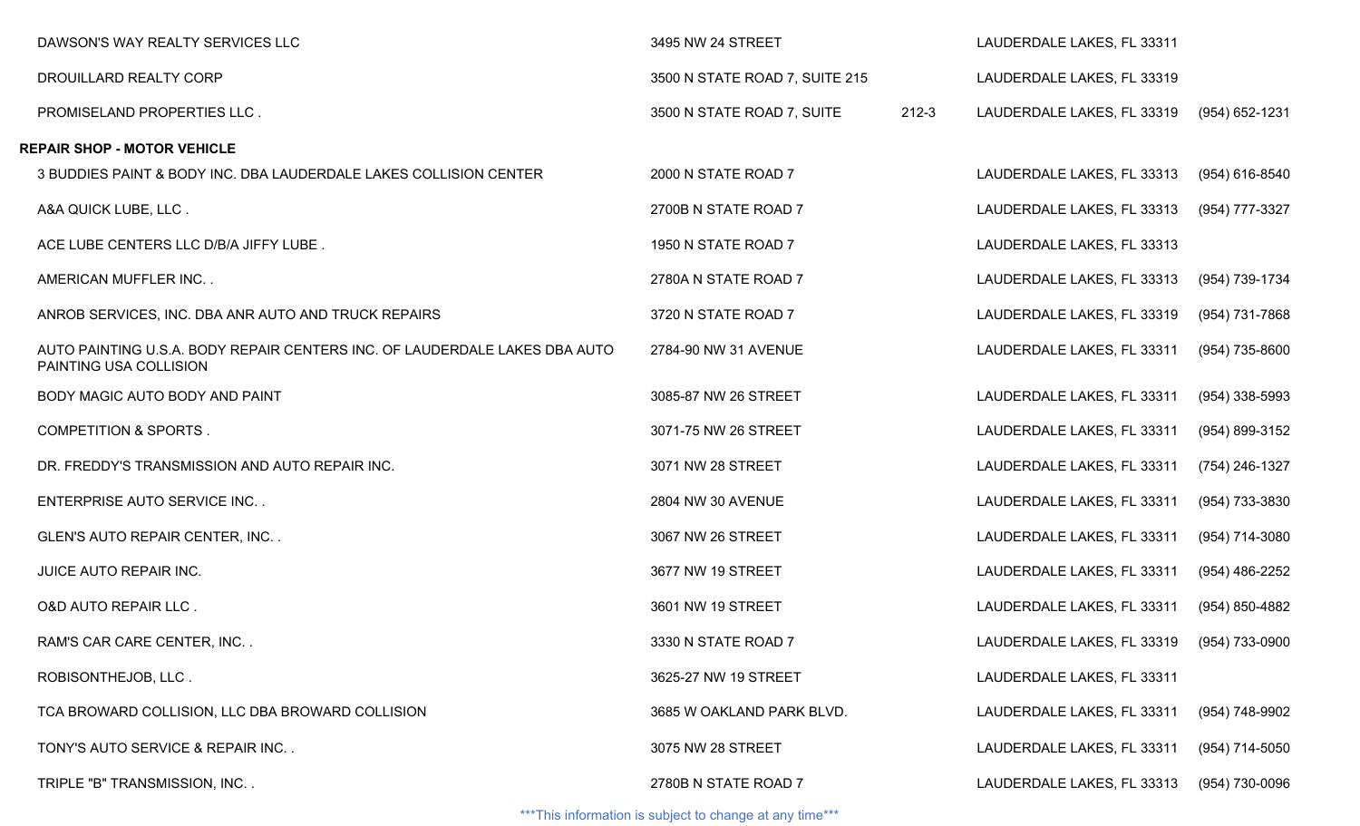| | | | | |
|---|---|---|---|---|
| DAWSON'S WAY REALTY SERVICES LLC | 3495 NW 24 STREET | | LAUDERDALE LAKES, FL 33311 | |
| DROUILLARD REALTY CORP | 3500 N STATE ROAD 7, SUITE 215 | | LAUDERDALE LAKES, FL 33319 | |
| PROMISELAND PROPERTIES LLC . | 3500 N STATE ROAD 7, SUITE | 212-3 | LAUDERDALE LAKES, FL 33319 | (954) 652-1231 |

**REPAIR SHOP - MOTOR VEHICLE**

| | | | |
|---|---|---|---|
| 3 BUDDIES PAINT & BODY INC. DBA LAUDERDALE LAKES COLLISION CENTER | 2000 N STATE ROAD 7 | LAUDERDALE LAKES, FL 33313 | (954) 616-8540 |
| A&A QUICK LUBE, LLC . | 2700B N STATE ROAD 7 | LAUDERDALE LAKES, FL 33313 | (954) 777-3327 |
| ACE LUBE CENTERS LLC D/B/A JIFFY LUBE . | 1950 N STATE ROAD 7 | LAUDERDALE LAKES, FL 33313 | |
| AMERICAN MUFFLER INC. . | 2780A N STATE ROAD 7 | LAUDERDALE LAKES, FL 33313 | (954) 739-1734 |
| ANROB SERVICES, INC. DBA ANR AUTO AND TRUCK REPAIRS | 3720 N STATE ROAD 7 | LAUDERDALE LAKES, FL 33319 | (954) 731-7868 |
| AUTO PAINTING U.S.A. BODY REPAIR CENTERS INC. OF LAUDERDALE LAKES DBA AUTO PAINTING USA COLLISION | 2784-90 NW 31 AVENUE | LAUDERDALE LAKES, FL 33311 | (954) 735-8600 |
| BODY MAGIC AUTO BODY AND PAINT | 3085-87 NW 26 STREET | LAUDERDALE LAKES, FL 33311 | (954) 338-5993 |
| COMPETITION & SPORTS . | 3071-75 NW 26 STREET | LAUDERDALE LAKES, FL 33311 | (954) 899-3152 |
| DR. FREDDY'S TRANSMISSION AND AUTO REPAIR INC. | 3071 NW 28 STREET | LAUDERDALE LAKES, FL 33311 | (754) 246-1327 |
| ENTERPRISE AUTO SERVICE INC. . | 2804 NW 30 AVENUE | LAUDERDALE LAKES, FL 33311 | (954) 733-3830 |
| GLEN'S AUTO REPAIR CENTER, INC. . | 3067 NW 26 STREET | LAUDERDALE LAKES, FL 33311 | (954) 714-3080 |
| JUICE AUTO REPAIR INC. | 3677 NW 19 STREET | LAUDERDALE LAKES, FL 33311 | (954) 486-2252 |
| O&D AUTO REPAIR LLC . | 3601 NW 19 STREET | LAUDERDALE LAKES, FL 33311 | (954) 850-4882 |
| RAM'S CAR CARE CENTER, INC. . | 3330 N STATE ROAD 7 | LAUDERDALE LAKES, FL 33319 | (954) 733-0900 |
| ROBISONTHEJOB, LLC . | 3625-27 NW 19 STREET | LAUDERDALE LAKES, FL 33311 | |
| TCA BROWARD COLLISION, LLC DBA BROWARD COLLISION | 3685 W OAKLAND PARK BLVD. | LAUDERDALE LAKES, FL 33311 | (954) 748-9902 |
| TONY'S AUTO SERVICE & REPAIR INC. . | 3075 NW 28 STREET | LAUDERDALE LAKES, FL 33311 | (954) 714-5050 |
| TRIPLE "B" TRANSMISSION, INC. . | 2780B N STATE ROAD 7 | LAUDERDALE LAKES, FL 33313 | (954) 730-0096 |

***This information is subject to change at any time***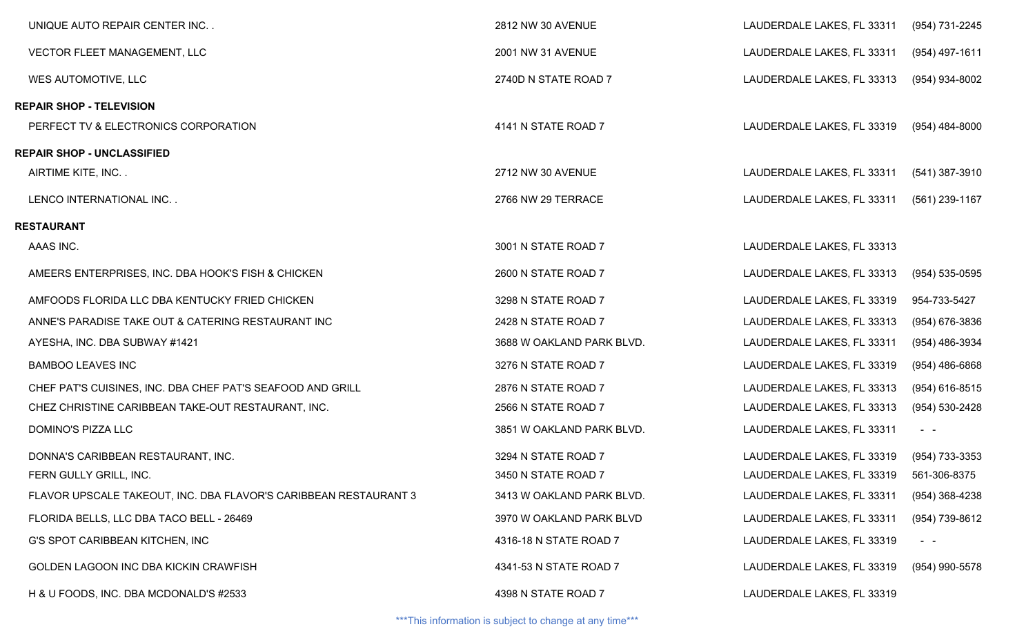| | | | |
|---|---|---|---|
| UNIQUE AUTO REPAIR CENTER INC. . | 2812 NW 30 AVENUE | LAUDERDALE LAKES, FL 33311 | (954) 731-2245 |
| VECTOR FLEET MANAGEMENT, LLC | 2001 NW 31 AVENUE | LAUDERDALE LAKES, FL 33311 | (954) 497-1611 |
| WES AUTOMOTIVE, LLC | 2740D N STATE ROAD 7 | LAUDERDALE LAKES, FL 33313 | (954) 934-8002 |

**REPAIR SHOP - TELEVISION**

| | | | |
|---|---|---|---|
| PERFECT TV & ELECTRONICS CORPORATION | 4141 N STATE ROAD 7 | LAUDERDALE LAKES, FL 33319 | (954) 484-8000 |

**REPAIR SHOP - UNCLASSIFIED**

| | | | |
|---|---|---|---|
| AIRTIME KITE, INC. . | 2712 NW 30 AVENUE | LAUDERDALE LAKES, FL 33311 | (541) 387-3910 |
| LENCO INTERNATIONAL INC. . | 2766 NW 29 TERRACE | LAUDERDALE LAKES, FL 33311 | (561) 239-1167 |

**RESTAURANT**

| | | | |
|---|---|---|---|
| AAAS INC. | 3001 N STATE ROAD 7 | LAUDERDALE LAKES, FL 33313 | |
| AMEERS ENTERPRISES, INC. DBA HOOK'S FISH & CHICKEN | 2600 N STATE ROAD 7 | LAUDERDALE LAKES, FL 33313 | (954) 535-0595 |
| AMFOODS FLORIDA LLC DBA KENTUCKY FRIED CHICKEN | 3298 N STATE ROAD 7 | LAUDERDALE LAKES, FL 33319 | 954-733-5427 |
| ANNE'S PARADISE TAKE OUT & CATERING RESTAURANT INC | 2428 N STATE ROAD 7 | LAUDERDALE LAKES, FL 33313 | (954) 676-3836 |
| AYESHA, INC. DBA SUBWAY #1421 | 3688 W OAKLAND PARK BLVD. | LAUDERDALE LAKES, FL 33311 | (954) 486-3934 |
| BAMBOO LEAVES INC | 3276 N STATE ROAD 7 | LAUDERDALE LAKES, FL 33319 | (954) 486-6868 |
| CHEF PAT'S CUISINES, INC. DBA CHEF PAT'S SEAFOOD AND GRILL | 2876 N STATE ROAD 7 | LAUDERDALE LAKES, FL 33313 | (954) 616-8515 |
| CHEZ CHRISTINE CARIBBEAN TAKE-OUT RESTAURANT, INC. | 2566 N STATE ROAD 7 | LAUDERDALE LAKES, FL 33313 | (954) 530-2428 |
| DOMINO'S PIZZA LLC | 3851 W OAKLAND PARK BLVD. | LAUDERDALE LAKES, FL 33311 | - - |
| DONNA'S CARIBBEAN RESTAURANT, INC. | 3294 N STATE ROAD 7 | LAUDERDALE LAKES, FL 33319 | (954) 733-3353 |
| FERN GULLY GRILL, INC. | 3450 N STATE ROAD 7 | LAUDERDALE LAKES, FL 33319 | 561-306-8375 |
| FLAVOR UPSCALE TAKEOUT, INC. DBA FLAVOR'S CARIBBEAN RESTAURANT 3 | 3413 W OAKLAND PARK BLVD. | LAUDERDALE LAKES, FL 33311 | (954) 368-4238 |
| FLORIDA BELLS, LLC DBA TACO BELL - 26469 | 3970 W OAKLAND PARK BLVD | LAUDERDALE LAKES, FL 33311 | (954) 739-8612 |
| G'S SPOT CARIBBEAN KITCHEN, INC | 4316-18 N STATE ROAD 7 | LAUDERDALE LAKES, FL 33319 | - - |
| GOLDEN LAGOON INC DBA KICKIN CRAWFISH | 4341-53 N STATE ROAD 7 | LAUDERDALE LAKES, FL 33319 | (954) 990-5578 |
| H & U FOODS, INC. DBA MCDONALD'S #2533 | 4398 N STATE ROAD 7 | LAUDERDALE LAKES, FL 33319 | |

***This information is subject to change at any time***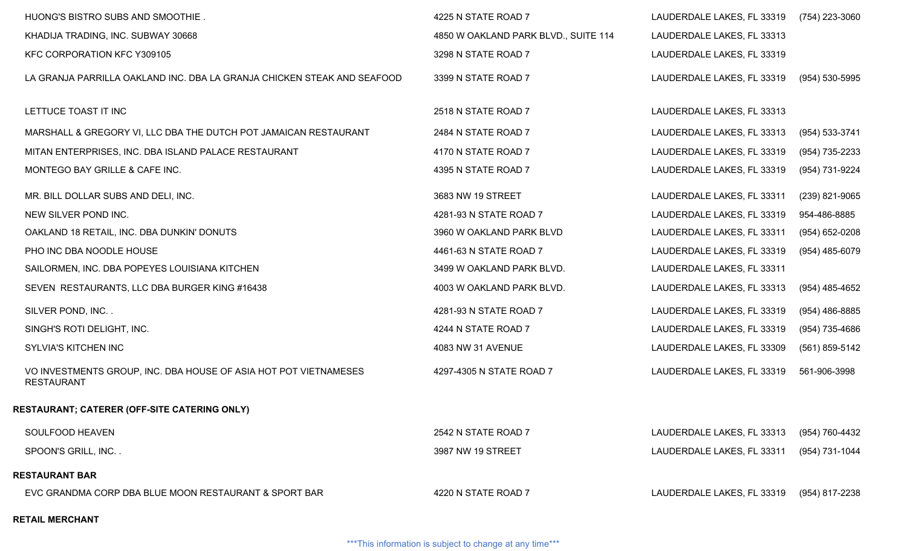| | | | |
|---|---|---|---|
| HUONG'S BISTRO SUBS AND SMOOTHIE . | 4225 N STATE ROAD 7 | LAUDERDALE LAKES, FL 33319 | (754) 223-3060 |
| KHADIJA TRADING, INC. SUBWAY 30668 | 4850 W OAKLAND PARK BLVD., SUITE 114 | LAUDERDALE LAKES, FL 33313 | |
| KFC CORPORATION KFC Y309105 | 3298 N STATE ROAD 7 | LAUDERDALE LAKES, FL 33319 | |
| LA GRANJA PARRILLA OAKLAND INC. DBA LA GRANJA CHICKEN STEAK AND SEAFOOD | 3399 N STATE ROAD 7 | LAUDERDALE LAKES, FL 33319 | (954) 530-5995 |
| LETTUCE TOAST IT INC | 2518 N STATE ROAD 7 | LAUDERDALE LAKES, FL 33313 | |
| MARSHALL & GREGORY VI, LLC DBA THE DUTCH POT JAMAICAN RESTAURANT | 2484 N STATE ROAD 7 | LAUDERDALE LAKES, FL 33313 | (954) 533-3741 |
| MITAN ENTERPRISES, INC. DBA ISLAND PALACE RESTAURANT | 4170 N STATE ROAD 7 | LAUDERDALE LAKES, FL 33319 | (954) 735-2233 |
| MONTEGO BAY GRILLE & CAFE INC. | 4395 N STATE ROAD 7 | LAUDERDALE LAKES, FL 33319 | (954) 731-9224 |
| MR. BILL DOLLAR SUBS AND DELI, INC. | 3683 NW 19 STREET | LAUDERDALE LAKES, FL 33311 | (239) 821-9065 |
| NEW SILVER POND INC. | 4281-93 N STATE ROAD 7 | LAUDERDALE LAKES, FL 33319 | 954-486-8885 |
| OAKLAND 18 RETAIL, INC. DBA DUNKIN' DONUTS | 3960 W OAKLAND PARK BLVD | LAUDERDALE LAKES, FL 33311 | (954) 652-0208 |
| PHO INC DBA NOODLE HOUSE | 4461-63 N STATE ROAD 7 | LAUDERDALE LAKES, FL 33319 | (954) 485-6079 |
| SAILORMEN, INC. DBA POPEYES LOUISIANA KITCHEN | 3499 W OAKLAND PARK BLVD. | LAUDERDALE LAKES, FL 33311 | |
| SEVEN RESTAURANTS, LLC DBA BURGER KING #16438 | 4003 W OAKLAND PARK BLVD. | LAUDERDALE LAKES, FL 33313 | (954) 485-4652 |
| SILVER POND, INC. . | 4281-93 N STATE ROAD 7 | LAUDERDALE LAKES, FL 33319 | (954) 486-8885 |
| SINGH'S ROTI DELIGHT, INC. | 4244 N STATE ROAD 7 | LAUDERDALE LAKES, FL 33319 | (954) 735-4686 |
| SYLVIA'S KITCHEN INC | 4083 NW 31 AVENUE | LAUDERDALE LAKES, FL 33309 | (561) 859-5142 |
| VO INVESTMENTS GROUP, INC. DBA HOUSE OF ASIA HOT POT VIETNAMESES RESTAURANT | 4297-4305 N STATE ROAD 7 | LAUDERDALE LAKES, FL 33319 | 561-906-3998 |

**RESTAURANT; CATERER (OFF-SITE CATERING ONLY)**

| | | | |
|---|---|---|---|
| SOULFOOD HEAVEN | 2542 N STATE ROAD 7 | LAUDERDALE LAKES, FL 33313 | (954) 760-4432 |
| SPOON'S GRILL, INC. . | 3987 NW 19 STREET | LAUDERDALE LAKES, FL 33311 | (954) 731-1044 |

**RESTAURANT BAR**

| | | | |
|---|---|---|---|
| EVC GRANDMA CORP DBA BLUE MOON RESTAURANT & SPORT BAR | 4220 N STATE ROAD 7 | LAUDERDALE LAKES, FL 33319 | (954) 817-2238 |

**RETAIL MERCHANT**

***This information is subject to change at any time***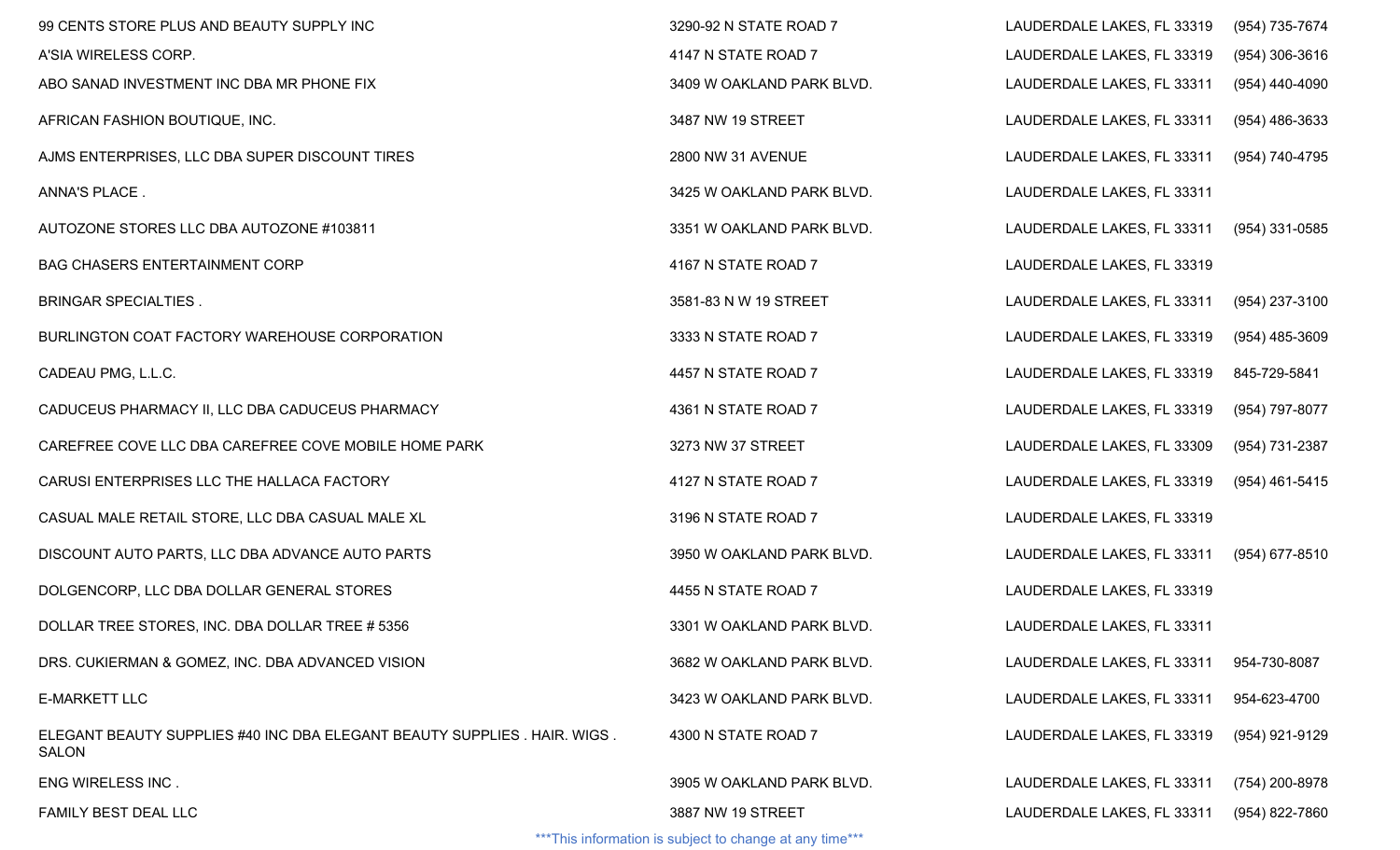| | | | |
|---|---|---|---|
| 99 CENTS STORE PLUS AND BEAUTY SUPPLY INC | 3290-92 N STATE ROAD 7 | LAUDERDALE LAKES, FL 33319 | (954) 735-7674 |
| A'SIA WIRELESS CORP. | 4147 N STATE ROAD 7 | LAUDERDALE LAKES, FL 33319 | (954) 306-3616 |
| ABO SANAD INVESTMENT INC DBA MR PHONE FIX | 3409 W OAKLAND PARK BLVD. | LAUDERDALE LAKES, FL 33311 | (954) 440-4090 |
| AFRICAN FASHION BOUTIQUE, INC. | 3487 NW 19 STREET | LAUDERDALE LAKES, FL 33311 | (954) 486-3633 |
| AJMS ENTERPRISES, LLC DBA SUPER DISCOUNT TIRES | 2800 NW 31 AVENUE | LAUDERDALE LAKES, FL 33311 | (954) 740-4795 |
| ANNA'S PLACE . | 3425 W OAKLAND PARK BLVD. | LAUDERDALE LAKES, FL 33311 | |
| AUTOZONE STORES LLC DBA AUTOZONE #103811 | 3351 W OAKLAND PARK BLVD. | LAUDERDALE LAKES, FL 33311 | (954) 331-0585 |
| BAG CHASERS ENTERTAINMENT CORP | 4167 N STATE ROAD 7 | LAUDERDALE LAKES, FL 33319 | |
| BRINGAR SPECIALTIES . | 3581-83 N W 19 STREET | LAUDERDALE LAKES, FL 33311 | (954) 237-3100 |
| BURLINGTON COAT FACTORY WAREHOUSE CORPORATION | 3333 N STATE ROAD 7 | LAUDERDALE LAKES, FL 33319 | (954) 485-3609 |
| CADEAU PMG, L.L.C. | 4457 N STATE ROAD 7 | LAUDERDALE LAKES, FL 33319 | 845-729-5841 |
| CADUCEUS PHARMACY II, LLC DBA CADUCEUS PHARMACY | 4361 N STATE ROAD 7 | LAUDERDALE LAKES, FL 33319 | (954) 797-8077 |
| CAREFREE COVE LLC DBA CAREFREE COVE MOBILE HOME PARK | 3273 NW 37 STREET | LAUDERDALE LAKES, FL 33309 | (954) 731-2387 |
| CARUSI ENTERPRISES LLC THE HALLACA FACTORY | 4127 N STATE ROAD 7 | LAUDERDALE LAKES, FL 33319 | (954) 461-5415 |
| CASUAL MALE RETAIL STORE, LLC DBA CASUAL MALE XL | 3196 N STATE ROAD 7 | LAUDERDALE LAKES, FL 33319 | |
| DISCOUNT AUTO PARTS, LLC DBA ADVANCE AUTO PARTS | 3950 W OAKLAND PARK BLVD. | LAUDERDALE LAKES, FL 33311 | (954) 677-8510 |
| DOLGENCORP, LLC DBA DOLLAR GENERAL STORES | 4455 N STATE ROAD 7 | LAUDERDALE LAKES, FL 33319 | |
| DOLLAR TREE STORES, INC. DBA DOLLAR TREE # 5356 | 3301 W OAKLAND PARK BLVD. | LAUDERDALE LAKES, FL 33311 | |
| DRS. CUKIERMAN & GOMEZ, INC. DBA ADVANCED VISION | 3682 W OAKLAND PARK BLVD. | LAUDERDALE LAKES, FL 33311 | 954-730-8087 |
| E-MARKETT LLC | 3423 W OAKLAND PARK BLVD. | LAUDERDALE LAKES, FL 33311 | 954-623-4700 |
| ELEGANT BEAUTY SUPPLIES #40 INC DBA ELEGANT BEAUTY SUPPLIES . HAIR. WIGS . SALON | 4300 N STATE ROAD 7 | LAUDERDALE LAKES, FL 33319 | (954) 921-9129 |
| ENG WIRELESS INC . | 3905 W OAKLAND PARK BLVD. | LAUDERDALE LAKES, FL 33311 | (754) 200-8978 |
| FAMILY BEST DEAL LLC | 3887 NW 19 STREET | LAUDERDALE LAKES, FL 33311 | (954) 822-7860 |

***This information is subject to change at any time***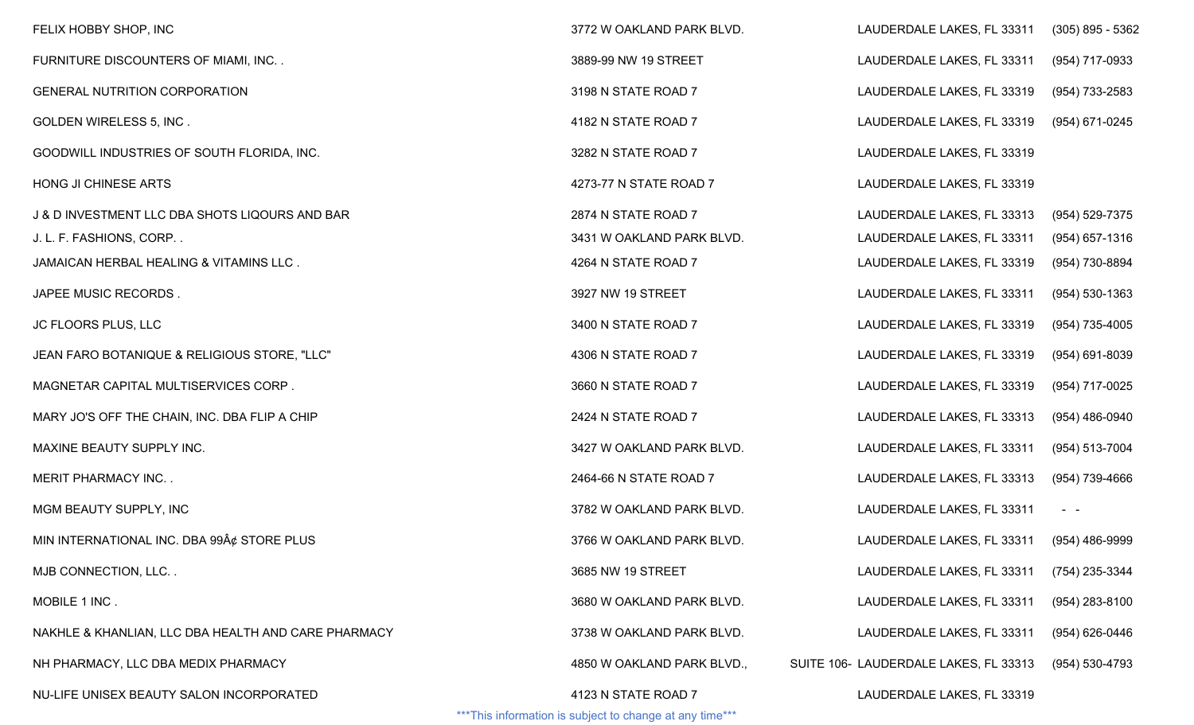| | | | |
|---|---|---|---|
| FELIX HOBBY SHOP, INC | 3772 W OAKLAND PARK BLVD. | LAUDERDALE LAKES, FL 33311 | (305) 895 - 5362 |
| FURNITURE DISCOUNTERS OF MIAMI, INC. . | 3889-99 NW 19 STREET | LAUDERDALE LAKES, FL 33311 | (954) 717-0933 |
| GENERAL NUTRITION CORPORATION | 3198 N STATE ROAD 7 | LAUDERDALE LAKES, FL 33319 | (954) 733-2583 |
| GOLDEN WIRELESS 5, INC . | 4182 N STATE ROAD 7 | LAUDERDALE LAKES, FL 33319 | (954) 671-0245 |
| GOODWILL INDUSTRIES OF SOUTH FLORIDA, INC. | 3282 N STATE ROAD 7 | LAUDERDALE LAKES, FL 33319 | |
| HONG JI CHINESE ARTS | 4273-77 N STATE ROAD 7 | LAUDERDALE LAKES, FL 33319 | |
| J & D INVESTMENT LLC DBA SHOTS LIQOURS AND BAR | 2874 N STATE ROAD 7 | LAUDERDALE LAKES, FL 33313 | (954) 529-7375 |
| J. L. F. FASHIONS, CORP. . | 3431 W OAKLAND PARK BLVD. | LAUDERDALE LAKES, FL 33311 | (954) 657-1316 |
| JAMAICAN HERBAL HEALING & VITAMINS LLC . | 4264 N STATE ROAD 7 | LAUDERDALE LAKES, FL 33319 | (954) 730-8894 |
| JAPEE MUSIC RECORDS . | 3927 NW 19 STREET | LAUDERDALE LAKES, FL 33311 | (954) 530-1363 |
| JC FLOORS PLUS, LLC | 3400 N STATE ROAD 7 | LAUDERDALE LAKES, FL 33319 | (954) 735-4005 |
| JEAN FARO BOTANIQUE & RELIGIOUS STORE, "LLC" | 4306 N STATE ROAD 7 | LAUDERDALE LAKES, FL 33319 | (954) 691-8039 |
| MAGNETAR CAPITAL MULTISERVICES CORP . | 3660 N STATE ROAD 7 | LAUDERDALE LAKES, FL 33319 | (954) 717-0025 |
| MARY JO'S OFF THE CHAIN, INC. DBA FLIP A CHIP | 2424 N STATE ROAD 7 | LAUDERDALE LAKES, FL 33313 | (954) 486-0940 |
| MAXINE BEAUTY SUPPLY INC. | 3427 W OAKLAND PARK BLVD. | LAUDERDALE LAKES, FL 33311 | (954) 513-7004 |
| MERIT PHARMACY INC. . | 2464-66 N STATE ROAD 7 | LAUDERDALE LAKES, FL 33313 | (954) 739-4666 |
| MGM BEAUTY SUPPLY, INC | 3782 W OAKLAND PARK BLVD. | LAUDERDALE LAKES, FL 33311 | - - |
| MIN INTERNATIONAL INC. DBA 99Â¢ STORE PLUS | 3766 W OAKLAND PARK BLVD. | LAUDERDALE LAKES, FL 33311 | (954) 486-9999 |
| MJB CONNECTION, LLC. . | 3685 NW 19 STREET | LAUDERDALE LAKES, FL 33311 | (754) 235-3344 |
| MOBILE 1 INC . | 3680 W OAKLAND PARK BLVD. | LAUDERDALE LAKES, FL 33311 | (954) 283-8100 |
| NAKHLE & KHANLIAN, LLC DBA HEALTH AND CARE PHARMACY | 3738 W OAKLAND PARK BLVD. | LAUDERDALE LAKES, FL 33311 | (954) 626-0446 |
| NH PHARMACY, LLC DBA MEDIX PHARMACY | 4850 W OAKLAND PARK BLVD., SUITE 106- | LAUDERDALE LAKES, FL 33313 | (954) 530-4793 |
| NU-LIFE UNISEX BEAUTY SALON INCORPORATED | 4123 N STATE ROAD 7 | LAUDERDALE LAKES, FL 33319 | |

***This information is subject to change at any time***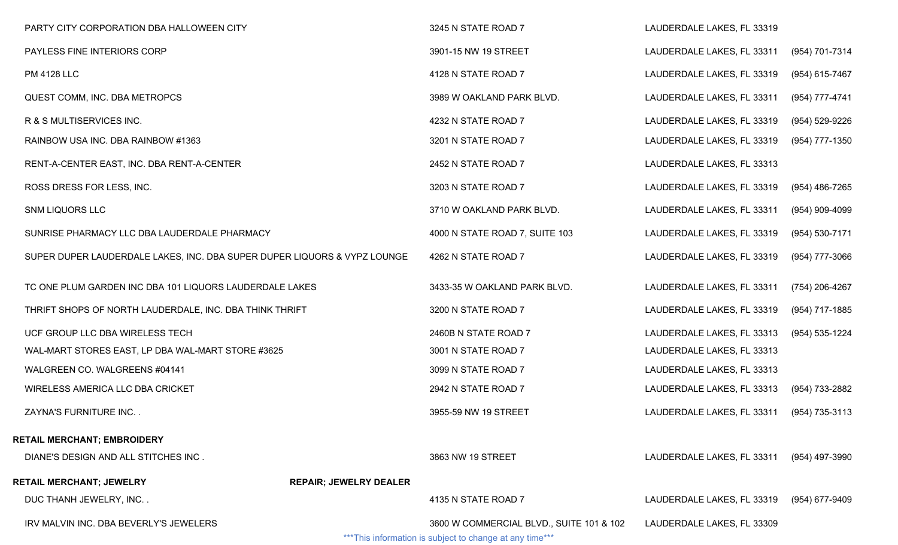| Business Name | Address | City/State/Zip | Phone |
|---|---|---|---|
| PARTY CITY CORPORATION DBA HALLOWEEN CITY | 3245 N STATE ROAD 7 | LAUDERDALE LAKES, FL 33319 | |
| PAYLESS FINE INTERIORS CORP | 3901-15 NW 19 STREET | LAUDERDALE LAKES, FL 33311 | (954) 701-7314 |
| PM 4128 LLC | 4128 N STATE ROAD 7 | LAUDERDALE LAKES, FL 33319 | (954) 615-7467 |
| QUEST COMM, INC. DBA METROPCS | 3989 W OAKLAND PARK BLVD. | LAUDERDALE LAKES, FL 33311 | (954) 777-4741 |
| R & S MULTISERVICES INC. | 4232 N STATE ROAD 7 | LAUDERDALE LAKES, FL 33319 | (954) 529-9226 |
| RAINBOW USA INC. DBA RAINBOW #1363 | 3201 N STATE ROAD 7 | LAUDERDALE LAKES, FL 33319 | (954) 777-1350 |
| RENT-A-CENTER EAST, INC. DBA RENT-A-CENTER | 2452 N STATE ROAD 7 | LAUDERDALE LAKES, FL 33313 | |
| ROSS DRESS FOR LESS, INC. | 3203 N STATE ROAD 7 | LAUDERDALE LAKES, FL 33319 | (954) 486-7265 |
| SNM LIQUORS LLC | 3710 W OAKLAND PARK BLVD. | LAUDERDALE LAKES, FL 33311 | (954) 909-4099 |
| SUNRISE PHARMACY LLC DBA LAUDERDALE PHARMACY | 4000 N STATE ROAD 7, SUITE 103 | LAUDERDALE LAKES, FL 33319 | (954) 530-7171 |
| SUPER DUPER LAUDERDALE LAKES, INC. DBA SUPER DUPER LIQUORS & VYPZ LOUNGE | 4262 N STATE ROAD 7 | LAUDERDALE LAKES, FL 33319 | (954) 777-3066 |
| TC ONE PLUM GARDEN INC DBA 101 LIQUORS LAUDERDALE LAKES | 3433-35 W OAKLAND PARK BLVD. | LAUDERDALE LAKES, FL 33311 | (754) 206-4267 |
| THRIFT SHOPS OF NORTH LAUDERDALE, INC. DBA THINK THRIFT | 3200 N STATE ROAD 7 | LAUDERDALE LAKES, FL 33319 | (954) 717-1885 |
| UCF GROUP LLC DBA WIRELESS TECH | 2460B N STATE ROAD 7 | LAUDERDALE LAKES, FL 33313 | (954) 535-1224 |
| WAL-MART STORES EAST, LP DBA WAL-MART STORE #3625 | 3001 N STATE ROAD 7 | LAUDERDALE LAKES, FL 33313 | |
| WALGREEN CO. WALGREENS #04141 | 3099 N STATE ROAD 7 | LAUDERDALE LAKES, FL 33313 | |
| WIRELESS AMERICA LLC DBA CRICKET | 2942 N STATE ROAD 7 | LAUDERDALE LAKES, FL 33313 | (954) 733-2882 |
| ZAYNA'S FURNITURE INC. . | 3955-59 NW 19 STREET | LAUDERDALE LAKES, FL 33311 | (954) 735-3113 |

**RETAIL MERCHANT; EMBROIDERY**

| Business Name | Address | City/State/Zip | Phone |
|---|---|---|---|
| DIANE'S DESIGN AND ALL STITCHES INC . | 3863 NW 19 STREET | LAUDERDALE LAKES, FL 33311 | (954) 497-3990 |

**RETAIL MERCHANT; JEWELRY REPAIR; JEWELRY DEALER**

| Business Name | Address | City/State/Zip | Phone |
|---|---|---|---|
| DUC THANH JEWELRY, INC. . | 4135 N STATE ROAD 7 | LAUDERDALE LAKES, FL 33319 | (954) 677-9409 |
| IRV MALVIN INC. DBA BEVERLY'S JEWELERS | 3600 W COMMERCIAL BLVD., SUITE 101 & 102 | LAUDERDALE LAKES, FL 33309 | |

***This information is subject to change at any time***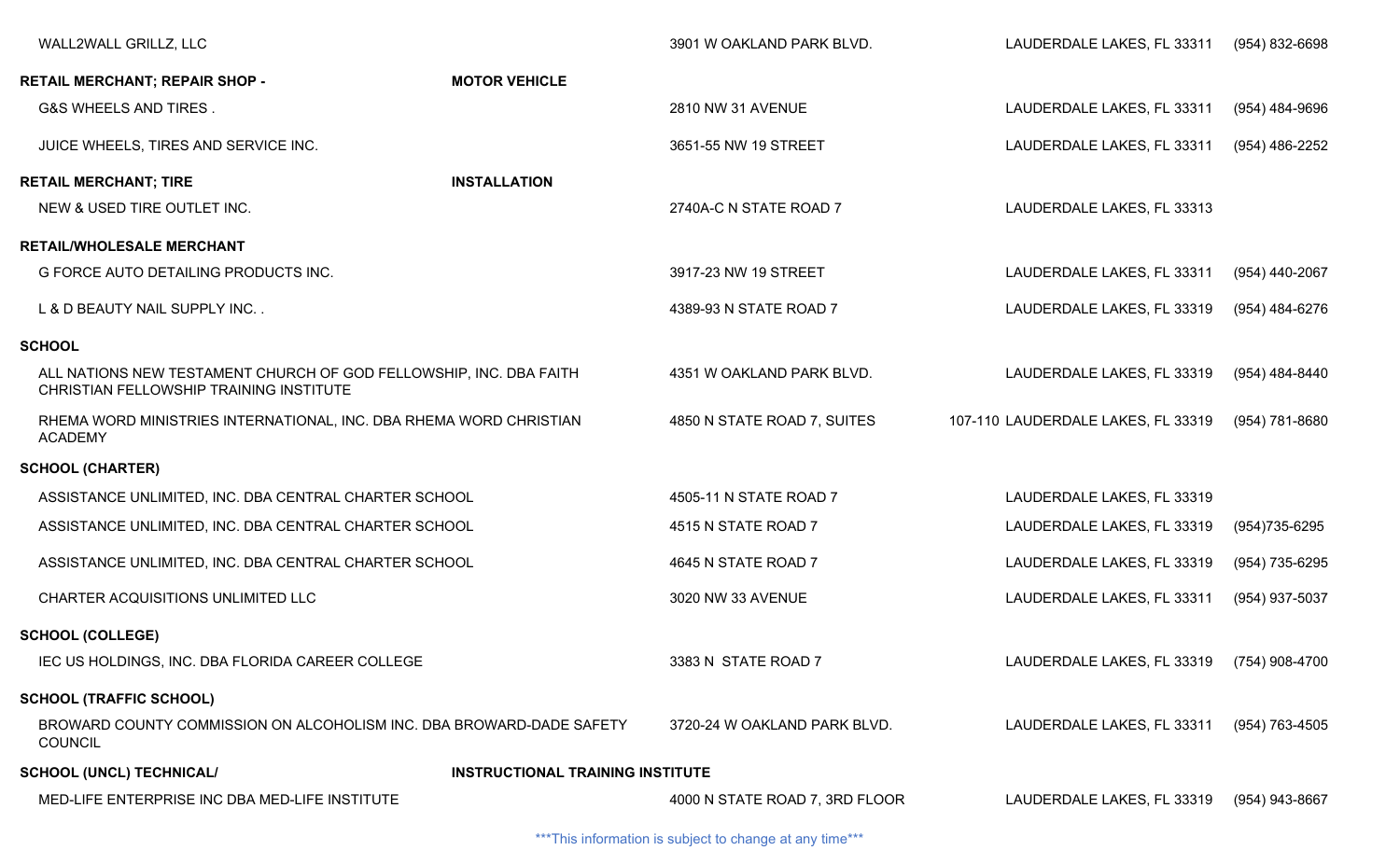| | | | |
|---|---|---|---|
| WALL2WALL GRILLZ, LLC | 3901 W OAKLAND PARK BLVD. | LAUDERDALE LAKES, FL 33311 | (954) 832-6698 |

**RETAIL MERCHANT; REPAIR SHOP - MOTOR VEHICLE**

| | | | |
|---|---|---|---|
| G&S WHEELS AND TIRES . | 2810 NW 31 AVENUE | LAUDERDALE LAKES, FL 33311 | (954) 484-9696 |
| JUICE WHEELS, TIRES AND SERVICE INC. | 3651-55 NW 19 STREET | LAUDERDALE LAKES, FL 33311 | (954) 486-2252 |

**RETAIL MERCHANT; TIRE INSTALLATION**

| | | | |
|---|---|---|---|
| NEW & USED TIRE OUTLET INC. | 2740A-C N STATE ROAD 7 | LAUDERDALE LAKES, FL 33313 | |

**RETAIL/WHOLESALE MERCHANT**

| | | | |
|---|---|---|---|
| G FORCE AUTO DETAILING PRODUCTS INC. | 3917-23 NW 19 STREET | LAUDERDALE LAKES, FL 33311 | (954) 440-2067 |
| L & D BEAUTY NAIL SUPPLY INC. . | 4389-93 N STATE ROAD 7 | LAUDERDALE LAKES, FL 33319 | (954) 484-6276 |

**SCHOOL**

| | | | |
|---|---|---|---|
| ALL NATIONS NEW TESTAMENT CHURCH OF GOD FELLOWSHIP, INC. DBA FAITH CHRISTIAN FELLOWSHIP TRAINING INSTITUTE | 4351 W OAKLAND PARK BLVD. | LAUDERDALE LAKES, FL 33319 | (954) 484-8440 |
| RHEMA WORD MINISTRIES INTERNATIONAL, INC. DBA RHEMA WORD CHRISTIAN ACADEMY | 4850 N STATE ROAD 7, SUITES 107-110 | LAUDERDALE LAKES, FL 33319 | (954) 781-8680 |

**SCHOOL (CHARTER)**

| | | | |
|---|---|---|---|
| ASSISTANCE UNLIMITED, INC. DBA CENTRAL CHARTER SCHOOL | 4505-11 N STATE ROAD 7 | LAUDERDALE LAKES, FL 33319 | |
| ASSISTANCE UNLIMITED, INC. DBA CENTRAL CHARTER SCHOOL | 4515 N STATE ROAD 7 | LAUDERDALE LAKES, FL 33319 | (954)735-6295 |
| ASSISTANCE UNLIMITED, INC. DBA CENTRAL CHARTER SCHOOL | 4645 N STATE ROAD 7 | LAUDERDALE LAKES, FL 33319 | (954) 735-6295 |
| CHARTER ACQUISITIONS UNLIMITED LLC | 3020 NW 33 AVENUE | LAUDERDALE LAKES, FL 33311 | (954) 937-5037 |

**SCHOOL (COLLEGE)**

| | | | |
|---|---|---|---|
| IEC US HOLDINGS, INC. DBA FLORIDA CAREER COLLEGE | 3383 N STATE ROAD 7 | LAUDERDALE LAKES, FL 33319 | (754) 908-4700 |

**SCHOOL (TRAFFIC SCHOOL)**

| | | | |
|---|---|---|---|
| BROWARD COUNTY COMMISSION ON ALCOHOLISM INC. DBA BROWARD-DADE SAFETY COUNCIL | 3720-24 W OAKLAND PARK BLVD. | LAUDERDALE LAKES, FL 33311 | (954) 763-4505 |

**SCHOOL (UNCL) TECHNICAL/ INSTRUCTIONAL TRAINING INSTITUTE**

| | | | |
|---|---|---|---|
| MED-LIFE ENTERPRISE INC DBA MED-LIFE INSTITUTE | 4000 N STATE ROAD 7, 3RD FLOOR | LAUDERDALE LAKES, FL 33319 | (954) 943-8667 |

***This information is subject to change at any time***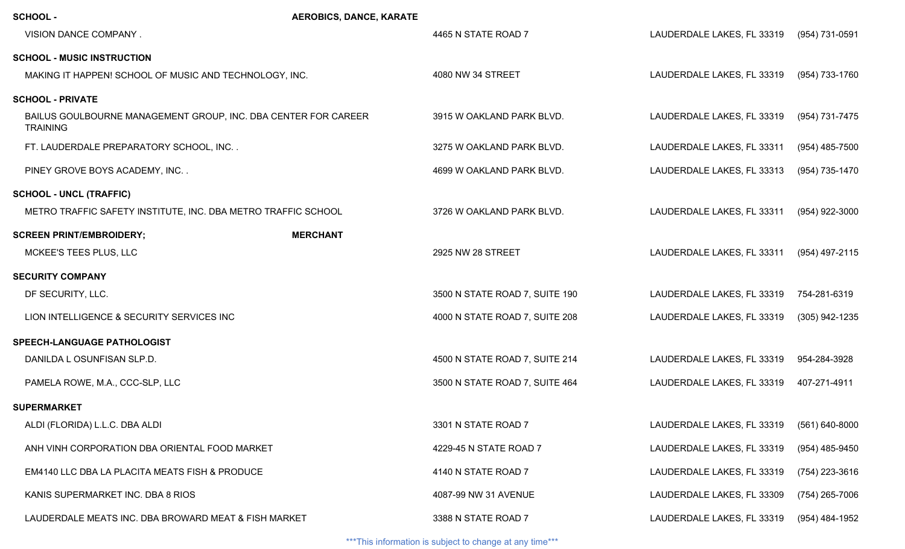**SCHOOL - AEROBICS, DANCE, KARATE**

| | | | |
|---|---|---|---|
| VISION DANCE COMPANY . | 4465 N STATE ROAD 7 | LAUDERDALE LAKES, FL 33319 | (954) 731-0591 |

**SCHOOL - MUSIC INSTRUCTION**

| | | | |
|---|---|---|---|
| MAKING IT HAPPEN! SCHOOL OF MUSIC AND TECHNOLOGY, INC. | 4080 NW 34 STREET | LAUDERDALE LAKES, FL 33319 | (954) 733-1760 |

**SCHOOL - PRIVATE**

| | | | |
|---|---|---|---|
| BAILUS GOULBOURNE MANAGEMENT GROUP, INC. DBA CENTER FOR CAREER TRAINING | 3915 W OAKLAND PARK BLVD. | LAUDERDALE LAKES, FL 33319 | (954) 731-7475 |
| FT. LAUDERDALE PREPARATORY SCHOOL, INC. . | 3275 W OAKLAND PARK BLVD. | LAUDERDALE LAKES, FL 33311 | (954) 485-7500 |
| PINEY GROVE BOYS ACADEMY, INC. . | 4699 W OAKLAND PARK BLVD. | LAUDERDALE LAKES, FL 33313 | (954) 735-1470 |

**SCHOOL - UNCL (TRAFFIC)**

| | | | |
|---|---|---|---|
| METRO TRAFFIC SAFETY INSTITUTE, INC. DBA METRO TRAFFIC SCHOOL | 3726 W OAKLAND PARK BLVD. | LAUDERDALE LAKES, FL 33311 | (954) 922-3000 |

**SCREEN PRINT/EMBROIDERY; MERCHANT**

| | | | |
|---|---|---|---|
| MCKEE'S TEES PLUS, LLC | 2925 NW 28 STREET | LAUDERDALE LAKES, FL 33311 | (954) 497-2115 |

**SECURITY COMPANY**

| | | | |
|---|---|---|---|
| DF SECURITY, LLC. | 3500 N STATE ROAD 7, SUITE 190 | LAUDERDALE LAKES, FL 33319 | 754-281-6319 |
| LION INTELLIGENCE & SECURITY SERVICES INC | 4000 N STATE ROAD 7, SUITE 208 | LAUDERDALE LAKES, FL 33319 | (305) 942-1235 |

**SPEECH-LANGUAGE PATHOLOGIST**

| | | | |
|---|---|---|---|
| DANILDA L OSUNFISAN SLP.D. | 4500 N STATE ROAD 7, SUITE 214 | LAUDERDALE LAKES, FL 33319 | 954-284-3928 |
| PAMELA ROWE, M.A., CCC-SLP, LLC | 3500 N STATE ROAD 7, SUITE 464 | LAUDERDALE LAKES, FL 33319 | 407-271-4911 |

**SUPERMARKET**

| | | | |
|---|---|---|---|
| ALDI (FLORIDA) L.L.C. DBA ALDI | 3301 N STATE ROAD 7 | LAUDERDALE LAKES, FL 33319 | (561) 640-8000 |
| ANH VINH CORPORATION DBA ORIENTAL FOOD MARKET | 4229-45 N STATE ROAD 7 | LAUDERDALE LAKES, FL 33319 | (954) 485-9450 |
| EM4140 LLC DBA LA PLACITA MEATS FISH & PRODUCE | 4140 N STATE ROAD 7 | LAUDERDALE LAKES, FL 33319 | (754) 223-3616 |
| KANIS SUPERMARKET INC. DBA 8 RIOS | 4087-99 NW 31 AVENUE | LAUDERDALE LAKES, FL 33309 | (754) 265-7006 |
| LAUDERDALE MEATS INC. DBA BROWARD MEAT & FISH MARKET | 3388 N STATE ROAD 7 | LAUDERDALE LAKES, FL 33319 | (954) 484-1952 |

***This information is subject to change at any time***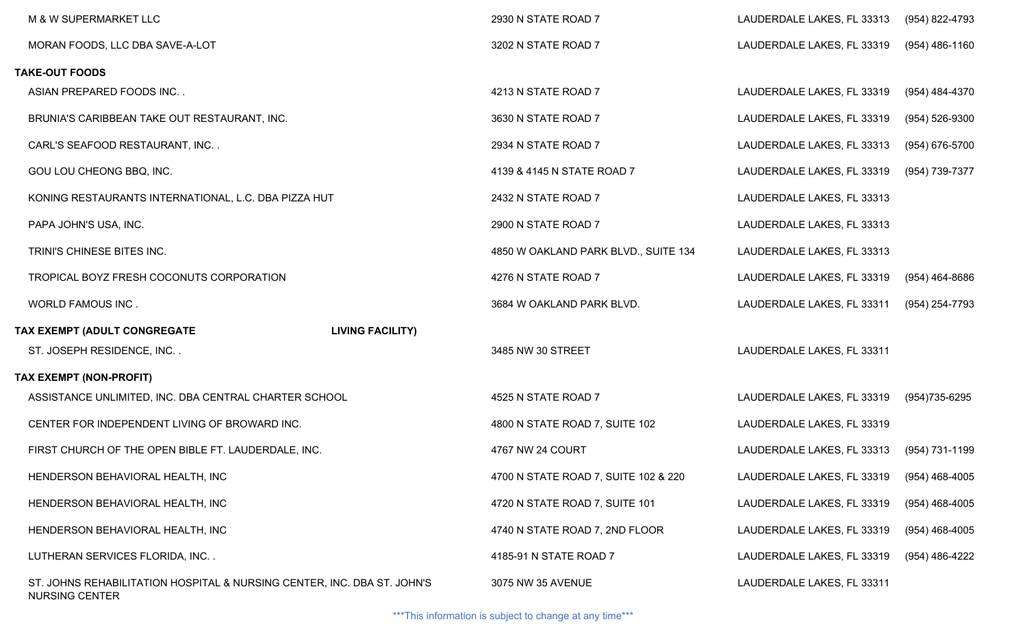| | | | |
|---|---|---|---|
| M & W SUPERMARKET LLC | 2930 N STATE ROAD 7 | LAUDERDALE LAKES, FL 33313 | (954) 822-4793 |
| MORAN FOODS, LLC DBA SAVE-A-LOT | 3202 N STATE ROAD 7 | LAUDERDALE LAKES, FL 33319 | (954) 486-1160 |
| **TAKE-OUT FOODS** | | | |
| ASIAN PREPARED FOODS INC. . | 4213 N STATE ROAD 7 | LAUDERDALE LAKES, FL 33319 | (954) 484-4370 |
| BRUNIA'S CARIBBEAN TAKE OUT RESTAURANT, INC. | 3630 N STATE ROAD 7 | LAUDERDALE LAKES, FL 33319 | (954) 526-9300 |
| CARL'S SEAFOOD RESTAURANT, INC. . | 2934 N STATE ROAD 7 | LAUDERDALE LAKES, FL 33313 | (954) 676-5700 |
| GOU LOU CHEONG BBQ, INC. | 4139 & 4145 N STATE ROAD 7 | LAUDERDALE LAKES, FL 33319 | (954) 739-7377 |
| KONING RESTAURANTS INTERNATIONAL, L.C. DBA PIZZA HUT | 2432 N STATE ROAD 7 | LAUDERDALE LAKES, FL 33313 | |
| PAPA JOHN'S USA, INC. | 2900 N STATE ROAD 7 | LAUDERDALE LAKES, FL 33313 | |
| TRINI'S CHINESE BITES INC. | 4850 W OAKLAND PARK BLVD., SUITE 134 | LAUDERDALE LAKES, FL 33313 | |
| TROPICAL BOYZ FRESH COCONUTS CORPORATION | 4276 N STATE ROAD 7 | LAUDERDALE LAKES, FL 33319 | (954) 464-8686 |
| WORLD FAMOUS INC . | 3684 W OAKLAND PARK BLVD. | LAUDERDALE LAKES, FL 33311 | (954) 254-7793 |
| **TAX EXEMPT (ADULT CONGREGATE LIVING FACILITY)** | | | |
| ST. JOSEPH RESIDENCE, INC. . | 3485 NW 30 STREET | LAUDERDALE LAKES, FL 33311 | |
| **TAX EXEMPT (NON-PROFIT)** | | | |
| ASSISTANCE UNLIMITED, INC. DBA CENTRAL CHARTER SCHOOL | 4525 N STATE ROAD 7 | LAUDERDALE LAKES, FL 33319 | (954)735-6295 |
| CENTER FOR INDEPENDENT LIVING OF BROWARD INC. | 4800 N STATE ROAD 7, SUITE 102 | LAUDERDALE LAKES, FL 33319 | |
| FIRST CHURCH OF THE OPEN BIBLE FT. LAUDERDALE, INC. | 4767 NW 24 COURT | LAUDERDALE LAKES, FL 33313 | (954) 731-1199 |
| HENDERSON BEHAVIORAL HEALTH, INC | 4700 N STATE ROAD 7, SUITE 102 & 220 | LAUDERDALE LAKES, FL 33319 | (954) 468-4005 |
| HENDERSON BEHAVIORAL HEALTH, INC | 4720 N STATE ROAD 7, SUITE 101 | LAUDERDALE LAKES, FL 33319 | (954) 468-4005 |
| HENDERSON BEHAVIORAL HEALTH, INC | 4740 N STATE ROAD 7, 2ND FLOOR | LAUDERDALE LAKES, FL 33319 | (954) 468-4005 |
| LUTHERAN SERVICES FLORIDA, INC. . | 4185-91 N STATE ROAD 7 | LAUDERDALE LAKES, FL 33319 | (954) 486-4222 |
| ST. JOHNS REHABILITATION HOSPITAL & NURSING CENTER, INC. DBA ST. JOHN'S NURSING CENTER | 3075 NW 35 AVENUE | LAUDERDALE LAKES, FL 33311 | |

***This information is subject to change at any time***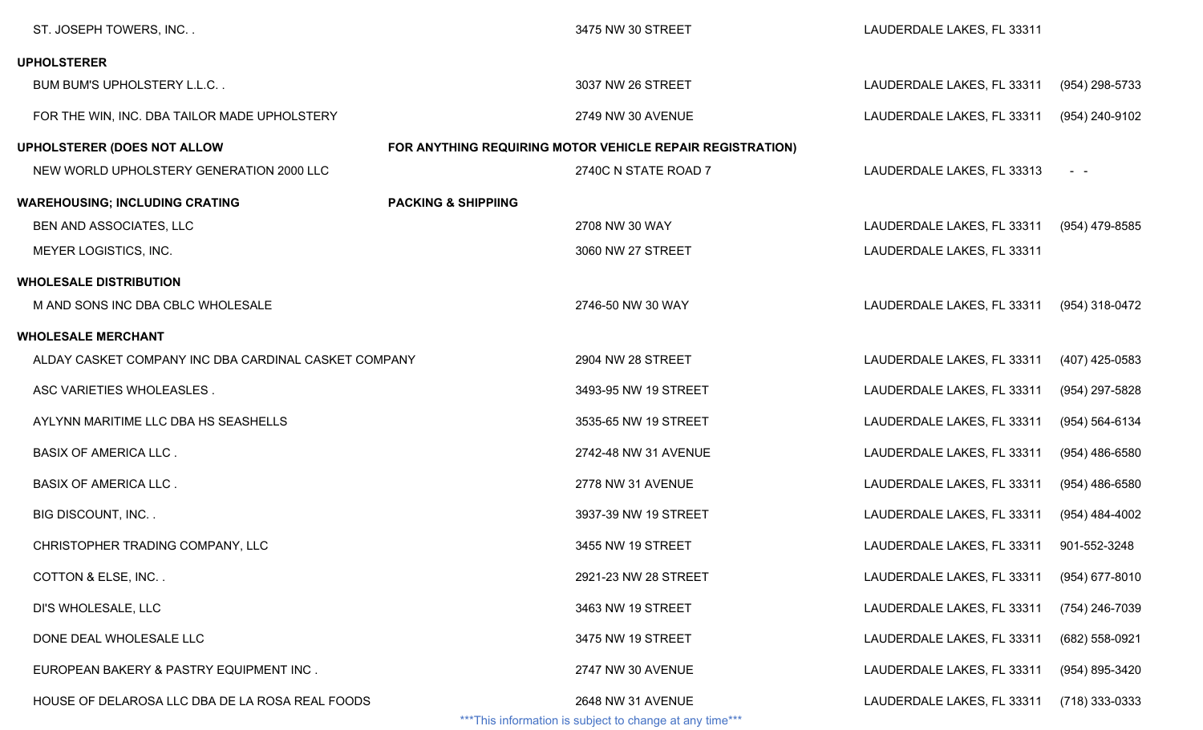| | | | |
|---|---|---|---|
| ST. JOSEPH TOWERS, INC. . | 3475 NW 30 STREET | LAUDERDALE LAKES, FL 33311 | |
| **UPHOLSTERER** | | | |
| BUM BUM'S UPHOLSTERY L.L.C. . | 3037 NW 26 STREET | LAUDERDALE LAKES, FL 33311 | (954) 298-5733 |
| FOR THE WIN, INC. DBA TAILOR MADE UPHOLSTERY | 2749 NW 30 AVENUE | LAUDERDALE LAKES, FL 33311 | (954) 240-9102 |
| **UPHOLSTERER (DOES NOT ALLOW FOR ANYTHING REQUIRING MOTOR VEHICLE REPAIR REGISTRATION)** | | | |
| NEW WORLD UPHOLSTERY GENERATION 2000 LLC | 2740C N STATE ROAD 7 | LAUDERDALE LAKES, FL 33313 | - - |
| **WAREHOUSING; INCLUDING CRATING PACKING & SHIPPIING** | | | |
| BEN AND ASSOCIATES, LLC | 2708 NW 30 WAY | LAUDERDALE LAKES, FL 33311 | (954) 479-8585 |
| MEYER LOGISTICS, INC. | 3060 NW 27 STREET | LAUDERDALE LAKES, FL 33311 | |
| **WHOLESALE DISTRIBUTION** | | | |
| M AND SONS INC DBA CBLC WHOLESALE | 2746-50 NW 30 WAY | LAUDERDALE LAKES, FL 33311 | (954) 318-0472 |
| **WHOLESALE MERCHANT** | | | |
| ALDAY CASKET COMPANY INC DBA CARDINAL CASKET COMPANY | 2904 NW 28 STREET | LAUDERDALE LAKES, FL 33311 | (407) 425-0583 |
| ASC VARIETIES WHOLEASLES . | 3493-95 NW 19 STREET | LAUDERDALE LAKES, FL 33311 | (954) 297-5828 |
| AYLYNN MARITIME LLC DBA HS SEASHELLS | 3535-65 NW 19 STREET | LAUDERDALE LAKES, FL 33311 | (954) 564-6134 |
| BASIX OF AMERICA LLC . | 2742-48 NW 31 AVENUE | LAUDERDALE LAKES, FL 33311 | (954) 486-6580 |
| BASIX OF AMERICA LLC . | 2778 NW 31 AVENUE | LAUDERDALE LAKES, FL 33311 | (954) 486-6580 |
| BIG DISCOUNT, INC. . | 3937-39 NW 19 STREET | LAUDERDALE LAKES, FL 33311 | (954) 484-4002 |
| CHRISTOPHER TRADING COMPANY, LLC | 3455 NW 19 STREET | LAUDERDALE LAKES, FL 33311 | 901-552-3248 |
| COTTON & ELSE, INC. . | 2921-23 NW 28 STREET | LAUDERDALE LAKES, FL 33311 | (954) 677-8010 |
| DI'S WHOLESALE, LLC | 3463 NW 19 STREET | LAUDERDALE LAKES, FL 33311 | (754) 246-7039 |
| DONE DEAL WHOLESALE LLC | 3475 NW 19 STREET | LAUDERDALE LAKES, FL 33311 | (682) 558-0921 |
| EUROPEAN BAKERY & PASTRY EQUIPMENT INC . | 2747 NW 30 AVENUE | LAUDERDALE LAKES, FL 33311 | (954) 895-3420 |
| HOUSE OF DELAROSA LLC DBA DE LA ROSA REAL FOODS | 2648 NW 31 AVENUE | LAUDERDALE LAKES, FL 33311 | (718) 333-0333 |

***This information is subject to change at any time***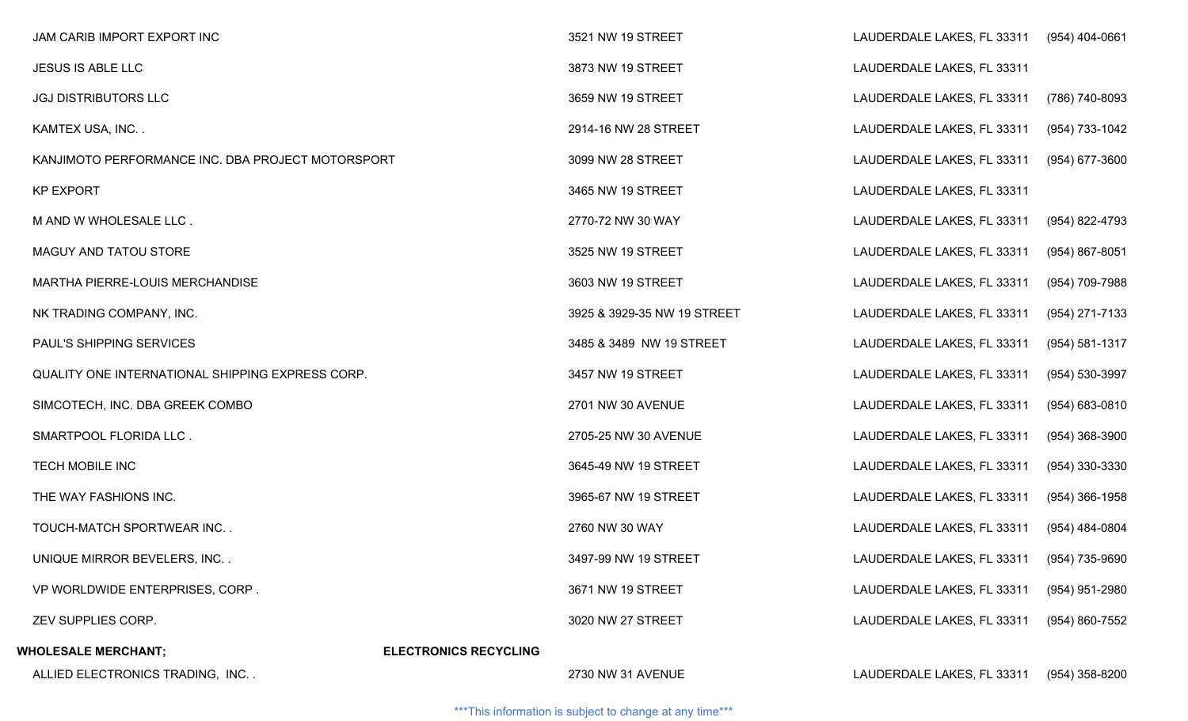| | | | |
|---|---|---|---|
| JAM CARIB IMPORT EXPORT INC | 3521 NW 19 STREET | LAUDERDALE LAKES, FL 33311 | (954) 404-0661 |
| JESUS IS ABLE LLC | 3873 NW 19 STREET | LAUDERDALE LAKES, FL 33311 | |
| JGJ DISTRIBUTORS LLC | 3659 NW 19 STREET | LAUDERDALE LAKES, FL 33311 | (786) 740-8093 |
| KAMTEX USA, INC. . | 2914-16 NW 28 STREET | LAUDERDALE LAKES, FL 33311 | (954) 733-1042 |
| KANJIMOTO PERFORMANCE INC. DBA PROJECT MOTORSPORT | 3099 NW 28 STREET | LAUDERDALE LAKES, FL 33311 | (954) 677-3600 |
| KP EXPORT | 3465 NW 19 STREET | LAUDERDALE LAKES, FL 33311 | |
| M AND W WHOLESALE LLC . | 2770-72 NW 30 WAY | LAUDERDALE LAKES, FL 33311 | (954) 822-4793 |
| MAGUY AND TATOU STORE | 3525 NW 19 STREET | LAUDERDALE LAKES, FL 33311 | (954) 867-8051 |
| MARTHA PIERRE-LOUIS MERCHANDISE | 3603 NW 19 STREET | LAUDERDALE LAKES, FL 33311 | (954) 709-7988 |
| NK TRADING COMPANY, INC. | 3925 & 3929-35 NW 19 STREET | LAUDERDALE LAKES, FL 33311 | (954) 271-7133 |
| PAUL'S SHIPPING SERVICES | 3485 & 3489 NW 19 STREET | LAUDERDALE LAKES, FL 33311 | (954) 581-1317 |
| QUALITY ONE INTERNATIONAL SHIPPING EXPRESS CORP. | 3457 NW 19 STREET | LAUDERDALE LAKES, FL 33311 | (954) 530-3997 |
| SIMCOTECH, INC. DBA GREEK COMBO | 2701 NW 30 AVENUE | LAUDERDALE LAKES, FL 33311 | (954) 683-0810 |
| SMARTPOOL FLORIDA LLC . | 2705-25 NW 30 AVENUE | LAUDERDALE LAKES, FL 33311 | (954) 368-3900 |
| TECH MOBILE INC | 3645-49 NW 19 STREET | LAUDERDALE LAKES, FL 33311 | (954) 330-3330 |
| THE WAY FASHIONS INC. | 3965-67 NW 19 STREET | LAUDERDALE LAKES, FL 33311 | (954) 366-1958 |
| TOUCH-MATCH SPORTWEAR INC. . | 2760 NW 30 WAY | LAUDERDALE LAKES, FL 33311 | (954) 484-0804 |
| UNIQUE MIRROR BEVELERS, INC. . | 3497-99 NW 19 STREET | LAUDERDALE LAKES, FL 33311 | (954) 735-9690 |
| VP WORLDWIDE ENTERPRISES, CORP . | 3671 NW 19 STREET | LAUDERDALE LAKES, FL 33311 | (954) 951-2980 |
| ZEV SUPPLIES CORP. | 3020 NW 27 STREET | LAUDERDALE LAKES, FL 33311 | (954) 860-7552 |

**WHOLESALE MERCHANT; ELECTRONICS RECYCLING**

| | | | |
|---|---|---|---|
| ALLIED ELECTRONICS TRADING, INC. . | 2730 NW 31 AVENUE | LAUDERDALE LAKES, FL 33311 | (954) 358-8200 |

***This information is subject to change at any time***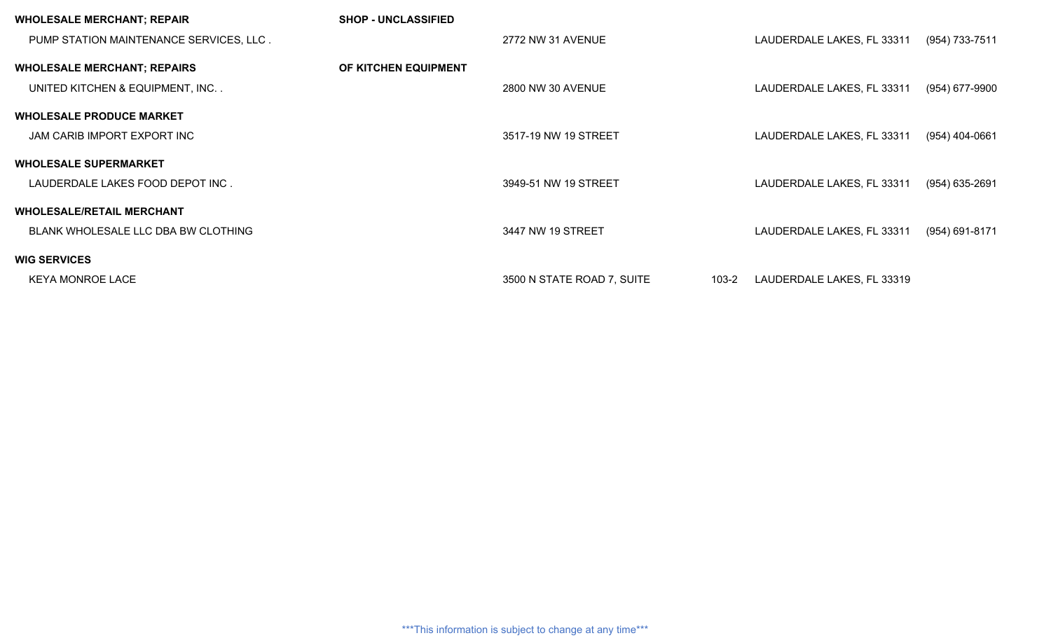**WHOLESALE MERCHANT; REPAIR SHOP - UNCLASSIFIED**

PUMP STATION MAINTENANCE SERVICES, LLC . 2772 NW 31 AVENUE LAUDERDALE LAKES, FL 33311 (954) 733-7511

**WHOLESALE MERCHANT; REPAIRS OF KITCHEN EQUIPMENT**

UNITED KITCHEN & EQUIPMENT, INC. . 2800 NW 30 AVENUE LAUDERDALE LAKES, FL 33311 (954) 677-9900

**WHOLESALE PRODUCE MARKET**

JAM CARIB IMPORT EXPORT INC 3517-19 NW 19 STREET LAUDERDALE LAKES, FL 33311 (954) 404-0661

**WHOLESALE SUPERMARKET**

LAUDERDALE LAKES FOOD DEPOT INC . 3949-51 NW 19 STREET LAUDERDALE LAKES, FL 33311 (954) 635-2691

**WHOLESALE/RETAIL MERCHANT**

BLANK WHOLESALE LLC DBA BW CLOTHING 3447 NW 19 STREET LAUDERDALE LAKES, FL 33311 (954) 691-8171

**WIG SERVICES**

KEYA MONROE LACE 3500 N STATE ROAD 7, SUITE 103-2 LAUDERDALE LAKES, FL 33319

***This information is subject to change at any time***